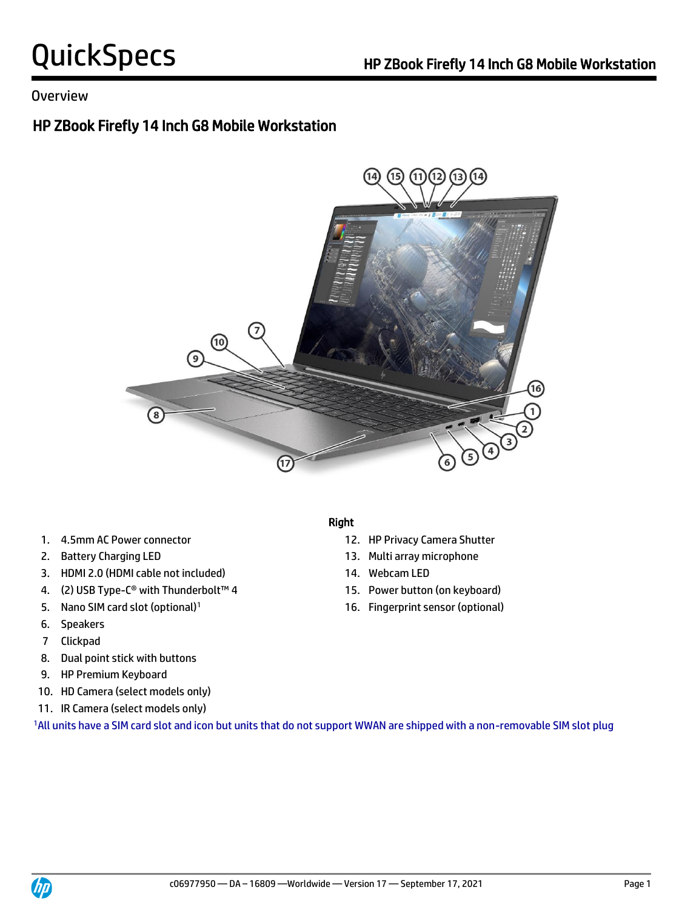# QuickSpecs

## Overview

## HP ZBook Firefly 14 Inch G8 Mobile Workstation

1. 4.5mm AC Power connector
2. Battery Charging LED
3. HDMI 2.0 (HDMI cable not included)
4. (2) USB Type-C® with Thunderbolt™ 4
5. Nano SIM card slot (optional)[1]
6. Speakers
7. Clickpad
8. Dual point stick with buttons
9. HP Premium Keyboard
10. HD Camera (select models only)
11. IR Camera (select models only)

**Right**

12. HP Privacy Camera Shutter
13. Multi array microphone
14. Webcam LED
15. Power button (on keyboard)
16. Fingerprint sensor (optional)

[1]All units have a SIM card slot and icon but units that do not support WWAN are shipped with a non-removable SIM slot plug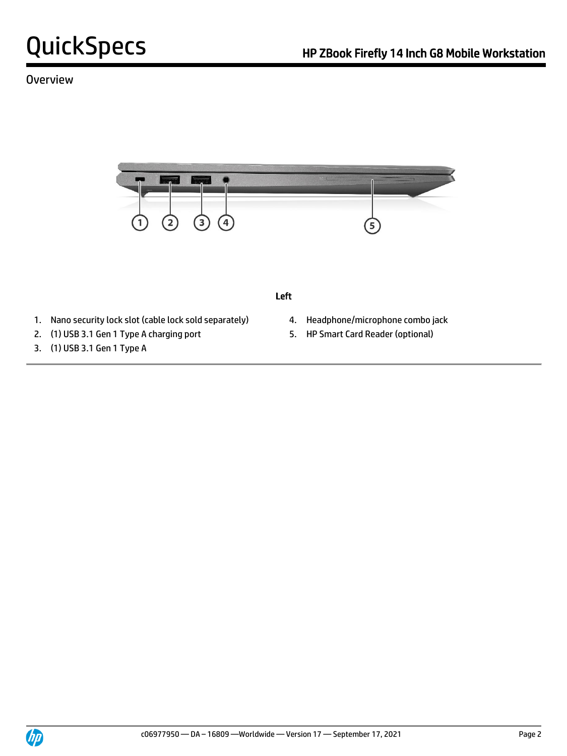## Overview

**Left**

1. Nano security lock slot (cable lock sold separately)
2. (1) USB 3.1 Gen 1 Type A charging port
3. (1) USB 3.1 Gen 1 Type A
4. Headphone/microphone combo jack
5. HP Smart Card Reader (optional)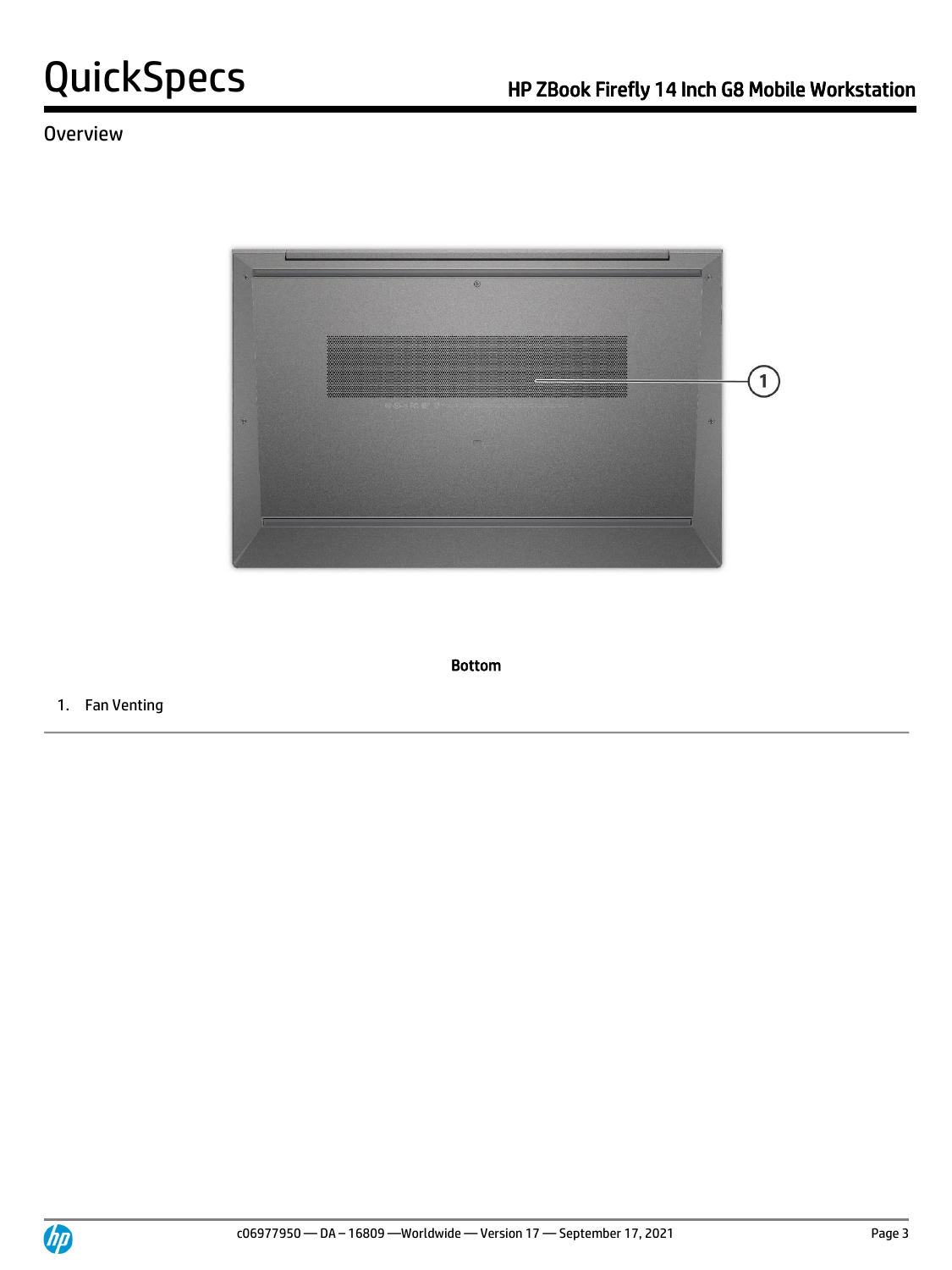## Overview

**Bottom**

1. Fan Venting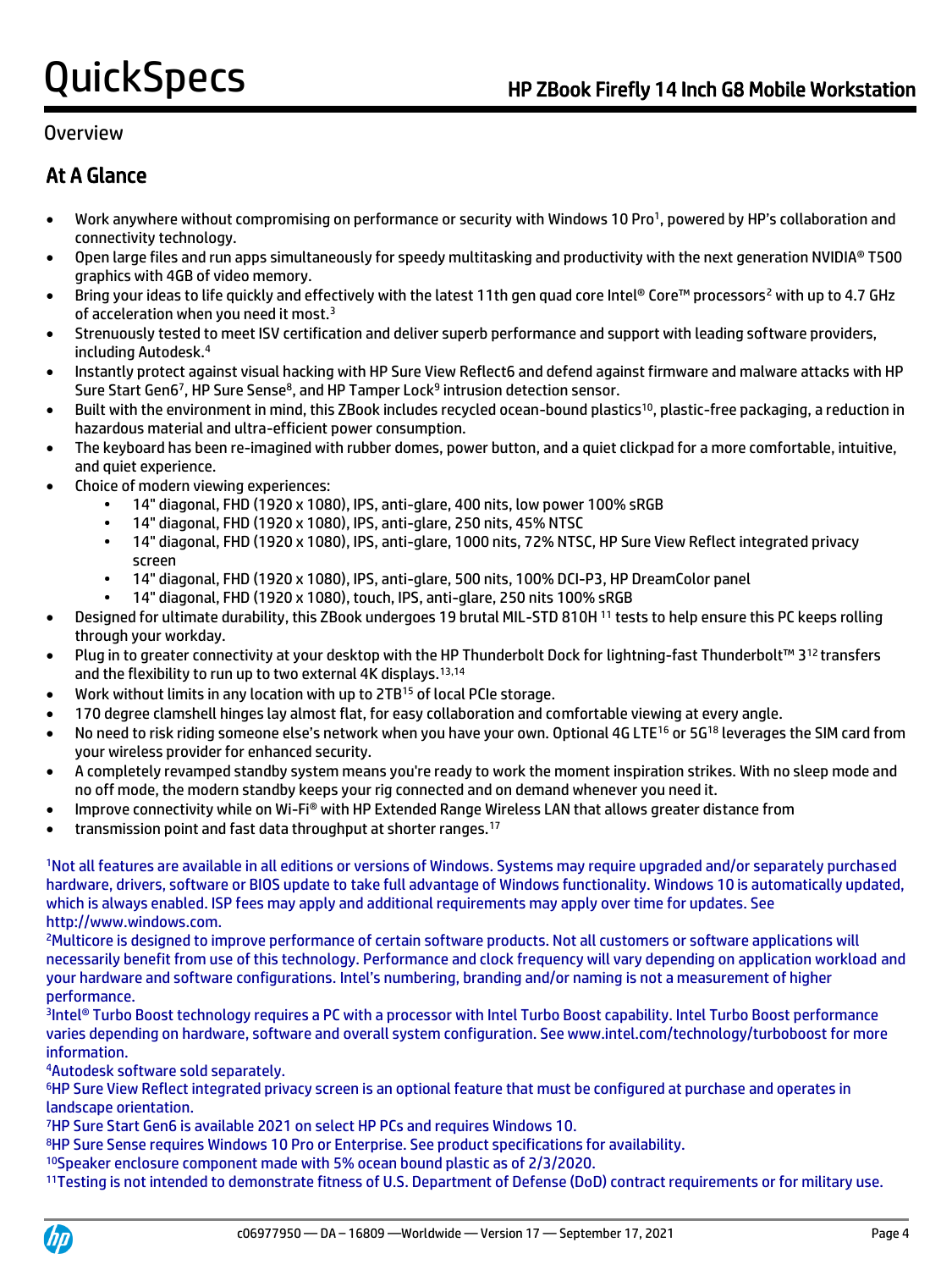## Overview

### At A Glance

- Work anywhere without compromising on performance or security with Windows 10 Pro[1], powered by HP's collaboration and connectivity technology.
- Open large files and run apps simultaneously for speedy multitasking and productivity with the next generation NVIDIA® T500 graphics with 4GB of video memory.
- Bring your ideas to life quickly and effectively with the latest 11th gen quad core Intel® Core™ processors[2] with up to 4.7 GHz of acceleration when you need it most.[3]
- Strenuously tested to meet ISV certification and deliver superb performance and support with leading software providers, including Autodesk.[4]
- Instantly protect against visual hacking with HP Sure View Reflect6 and defend against firmware and malware attacks with HP Sure Start Gen6[7], HP Sure Sense[8], and HP Tamper Lock[9] intrusion detection sensor.
- Built with the environment in mind, this ZBook includes recycled ocean-bound plastics[10], plastic-free packaging, a reduction in hazardous material and ultra-efficient power consumption.
- The keyboard has been re-imagined with rubber domes, power button, and a quiet clickpad for a more comfortable, intuitive, and quiet experience.
- Choice of modern viewing experiences:
  - 14" diagonal, FHD (1920 x 1080), IPS, anti-glare, 400 nits, low power 100% sRGB
  - 14" diagonal, FHD (1920 x 1080), IPS, anti-glare, 250 nits, 45% NTSC
  - 14" diagonal, FHD (1920 x 1080), IPS, anti-glare, 1000 nits, 72% NTSC, HP Sure View Reflect integrated privacy screen
  - 14" diagonal, FHD (1920 x 1080), IPS, anti-glare, 500 nits, 100% DCI-P3, HP DreamColor panel
  - 14" diagonal, FHD (1920 x 1080), touch, IPS, anti-glare, 250 nits 100% sRGB
- Designed for ultimate durability, this ZBook undergoes 19 brutal MIL-STD 810H [11] tests to help ensure this PC keeps rolling through your workday.
- Plug in to greater connectivity at your desktop with the HP Thunderbolt Dock for lightning-fast Thunderbolt™ 3[12] transfers and the flexibility to run up to two external 4K displays.[13,14]
- Work without limits in any location with up to 2TB[15] of local PCIe storage.
- 170 degree clamshell hinges lay almost flat, for easy collaboration and comfortable viewing at every angle.
- No need to risk riding someone else's network when you have your own. Optional 4G LTE[16] or 5G[18] leverages the SIM card from your wireless provider for enhanced security.
- A completely revamped standby system means you're ready to work the moment inspiration strikes. With no sleep mode and no off mode, the modern standby keeps your rig connected and on demand whenever you need it.
- Improve connectivity while on Wi-Fi® with HP Extended Range Wireless LAN that allows greater distance from
- transmission point and fast data throughput at shorter ranges.[17]

[1]Not all features are available in all editions or versions of Windows. Systems may require upgraded and/or separately purchased hardware, drivers, software or BIOS update to take full advantage of Windows functionality. Windows 10 is automatically updated, which is always enabled. ISP fees may apply and additional requirements may apply over time for updates. See http://www.windows.com.

[2]Multicore is designed to improve performance of certain software products. Not all customers or software applications will necessarily benefit from use of this technology. Performance and clock frequency will vary depending on application workload and your hardware and software configurations. Intel's numbering, branding and/or naming is not a measurement of higher performance.

[3]Intel® Turbo Boost technology requires a PC with a processor with Intel Turbo Boost capability. Intel Turbo Boost performance varies depending on hardware, software and overall system configuration. See www.intel.com/technology/turboboost for more information.

[4]Autodesk software sold separately.

[6]HP Sure View Reflect integrated privacy screen is an optional feature that must be configured at purchase and operates in landscape orientation.

[7]HP Sure Start Gen6 is available 2021 on select HP PCs and requires Windows 10.

[8]HP Sure Sense requires Windows 10 Pro or Enterprise. See product specifications for availability.

[10]Speaker enclosure component made with 5% ocean bound plastic as of 2/3/2020.

[11]Testing is not intended to demonstrate fitness of U.S. Department of Defense (DoD) contract requirements or for military use.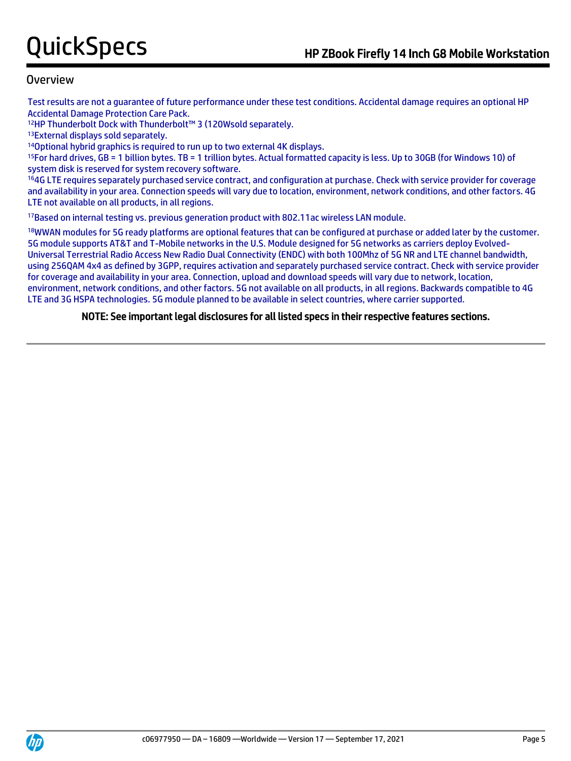## Overview

Test results are not a guarantee of future performance under these test conditions. Accidental damage requires an optional HP Accidental Damage Protection Care Pack.

[12]HP Thunderbolt Dock with Thunderbolt™ 3 (120Wsold separately.

[13]External displays sold separately.

[14]Optional hybrid graphics is required to run up to two external 4K displays.

[15]For hard drives, GB = 1 billion bytes. TB = 1 trillion bytes. Actual formatted capacity is less. Up to 30GB (for Windows 10) of system disk is reserved for system recovery software.

[16]4G LTE requires separately purchased service contract, and configuration at purchase. Check with service provider for coverage and availability in your area. Connection speeds will vary due to location, environment, network conditions, and other factors. 4G LTE not available on all products, in all regions.

[17]Based on internal testing vs. previous generation product with 802.11ac wireless LAN module.

[18]WWAN modules for 5G ready platforms are optional features that can be configured at purchase or added later by the customer. 5G module supports AT&T and T-Mobile networks in the U.S. Module designed for 5G networks as carriers deploy Evolved-Universal Terrestrial Radio Access New Radio Dual Connectivity (ENDC) with both 100Mhz of 5G NR and LTE channel bandwidth, using 256QAM 4x4 as defined by 3GPP, requires activation and separately purchased service contract. Check with service provider for coverage and availability in your area. Connection, upload and download speeds will vary due to network, location, environment, network conditions, and other factors. 5G not available on all products, in all regions. Backwards compatible to 4G LTE and 3G HSPA technologies. 5G module planned to be available in select countries, where carrier supported.

**NOTE: See important legal disclosures for all listed specs in their respective features sections.**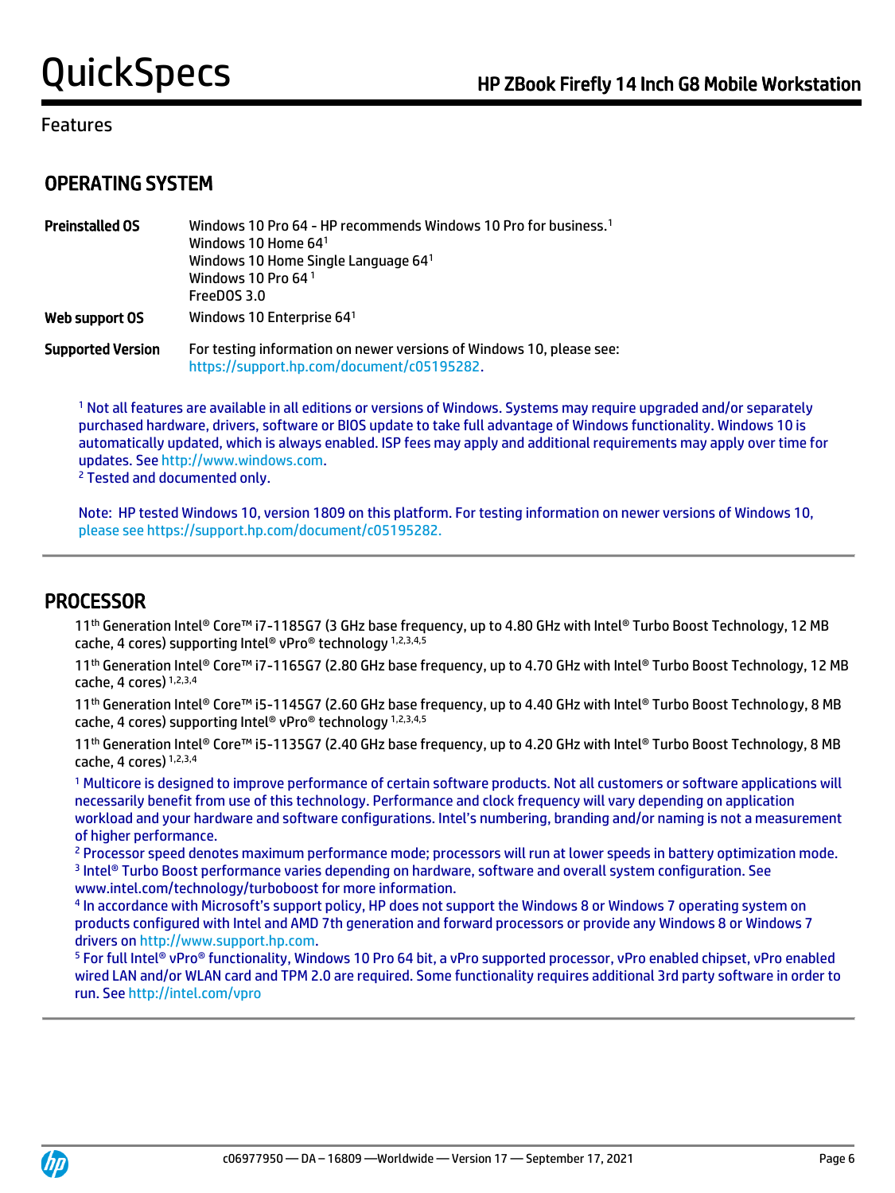## Features

### OPERATING SYSTEM

| | |
|---|---|
| **Preinstalled OS** | Windows 10 Pro 64 - HP recommends Windows 10 Pro for business.[1]<br>Windows 10 Home 64[1]<br>Windows 10 Home Single Language 64[1]<br>Windows 10 Pro 64 [1]<br>FreeDOS 3.0 |
| **Web support OS** | Windows 10 Enterprise 64[1] |
| **Supported Version** | For testing information on newer versions of Windows 10, please see: https://support.hp.com/document/c05195282. |

[1] Not all features are available in all editions or versions of Windows. Systems may require upgraded and/or separately purchased hardware, drivers, software or BIOS update to take full advantage of Windows functionality. Windows 10 is automatically updated, which is always enabled. ISP fees may apply and additional requirements may apply over time for updates. See http://www.windows.com.
[2] Tested and documented only.

Note: HP tested Windows 10, version 1809 on this platform. For testing information on newer versions of Windows 10, please see https://support.hp.com/document/c05195282.

### PROCESSOR

11th Generation Intel® Core™ i7-1185G7 (3 GHz base frequency, up to 4.80 GHz with Intel® Turbo Boost Technology, 12 MB cache, 4 cores) supporting Intel® vPro® technology [1,2,3,4,5]

11th Generation Intel® Core™ i7-1165G7 (2.80 GHz base frequency, up to 4.70 GHz with Intel® Turbo Boost Technology, 12 MB cache, 4 cores) [1,2,3,4]

11th Generation Intel® Core™ i5-1145G7 (2.60 GHz base frequency, up to 4.40 GHz with Intel® Turbo Boost Technology, 8 MB cache, 4 cores) supporting Intel® vPro® technology [1,2,3,4,5]

11th Generation Intel® Core™ i5-1135G7 (2.40 GHz base frequency, up to 4.20 GHz with Intel® Turbo Boost Technology, 8 MB cache, 4 cores) [1,2,3,4]

[1] Multicore is designed to improve performance of certain software products. Not all customers or software applications will necessarily benefit from use of this technology. Performance and clock frequency will vary depending on application workload and your hardware and software configurations. Intel's numbering, branding and/or naming is not a measurement of higher performance.
[2] Processor speed denotes maximum performance mode; processors will run at lower speeds in battery optimization mode.
[3] Intel® Turbo Boost performance varies depending on hardware, software and overall system configuration. See www.intel.com/technology/turboboost for more information.
[4] In accordance with Microsoft's support policy, HP does not support the Windows 8 or Windows 7 operating system on products configured with Intel and AMD 7th generation and forward processors or provide any Windows 8 or Windows 7 drivers on http://www.support.hp.com.
[5] For full Intel® vPro® functionality, Windows 10 Pro 64 bit, a vPro supported processor, vPro enabled chipset, vPro enabled wired LAN and/or WLAN card and TPM 2.0 are required. Some functionality requires additional 3rd party software in order to run. See http://intel.com/vpro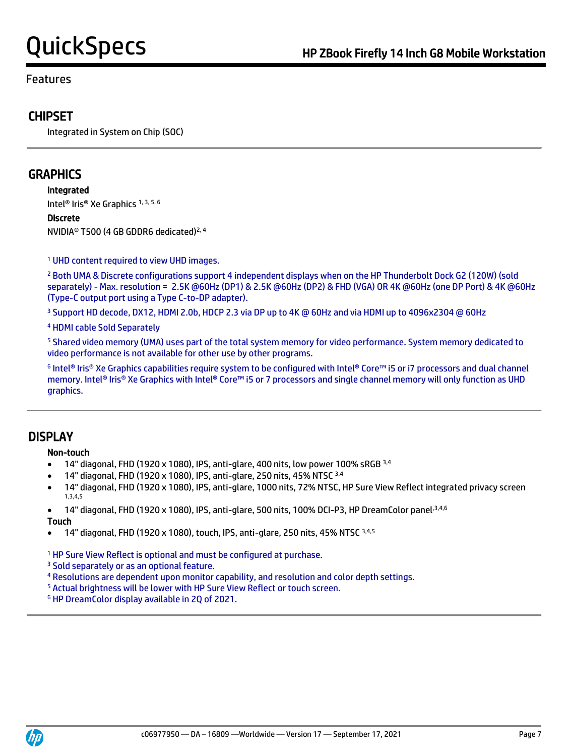## Features

### CHIPSET

Integrated in System on Chip (SOC)

### GRAPHICS

**Integrated**

Intel® Iris® Xe Graphics [1, 3, 5, 6]

**Discrete**

NVIDIA® T500 (4 GB GDDR6 dedicated)[2, 4]

[1] UHD content required to view UHD images.

[2] Both UMA & Discrete configurations support 4 independent displays when on the HP Thunderbolt Dock G2 (120W) (sold separately) - Max. resolution = 2.5K @60Hz (DP1) & 2.5K @60Hz (DP2) & FHD (VGA) OR 4K @60Hz (one DP Port) & 4K @60Hz (Type-C output port using a Type C-to-DP adapter).

[3] Support HD decode, DX12, HDMI 2.0b, HDCP 2.3 via DP up to 4K @ 60Hz and via HDMI up to 4096x2304 @ 60Hz

[4] HDMI cable Sold Separately

[5] Shared video memory (UMA) uses part of the total system memory for video performance. System memory dedicated to video performance is not available for other use by other programs.

[6] Intel® Iris® Xe Graphics capabilities require system to be configured with Intel® Core™ i5 or i7 processors and dual channel memory. Intel® Iris® Xe Graphics with Intel® Core™ i5 or 7 processors and single channel memory will only function as UHD graphics.

### DISPLAY

**Non-touch**

- 14" diagonal, FHD (1920 x 1080), IPS, anti-glare, 400 nits, low power 100% sRGB [3,4]
- 14" diagonal, FHD (1920 x 1080), IPS, anti-glare, 250 nits, 45% NTSC [3,4]
- 14" diagonal, FHD (1920 x 1080), IPS, anti-glare, 1000 nits, 72% NTSC, HP Sure View Reflect integrated privacy screen [1,3,4,5]
- 14" diagonal, FHD (1920 x 1080), IPS, anti-glare, 500 nits, 100% DCI-P3, HP DreamColor panel [3,4,6]

**Touch**

- 14" diagonal, FHD (1920 x 1080), touch, IPS, anti-glare, 250 nits, 45% NTSC [3,4,5]

[1] HP Sure View Reflect is optional and must be configured at purchase.

[3] Sold separately or as an optional feature.

[4] Resolutions are dependent upon monitor capability, and resolution and color depth settings.

[5] Actual brightness will be lower with HP Sure View Reflect or touch screen.

[6] HP DreamColor display available in 2Q of 2021.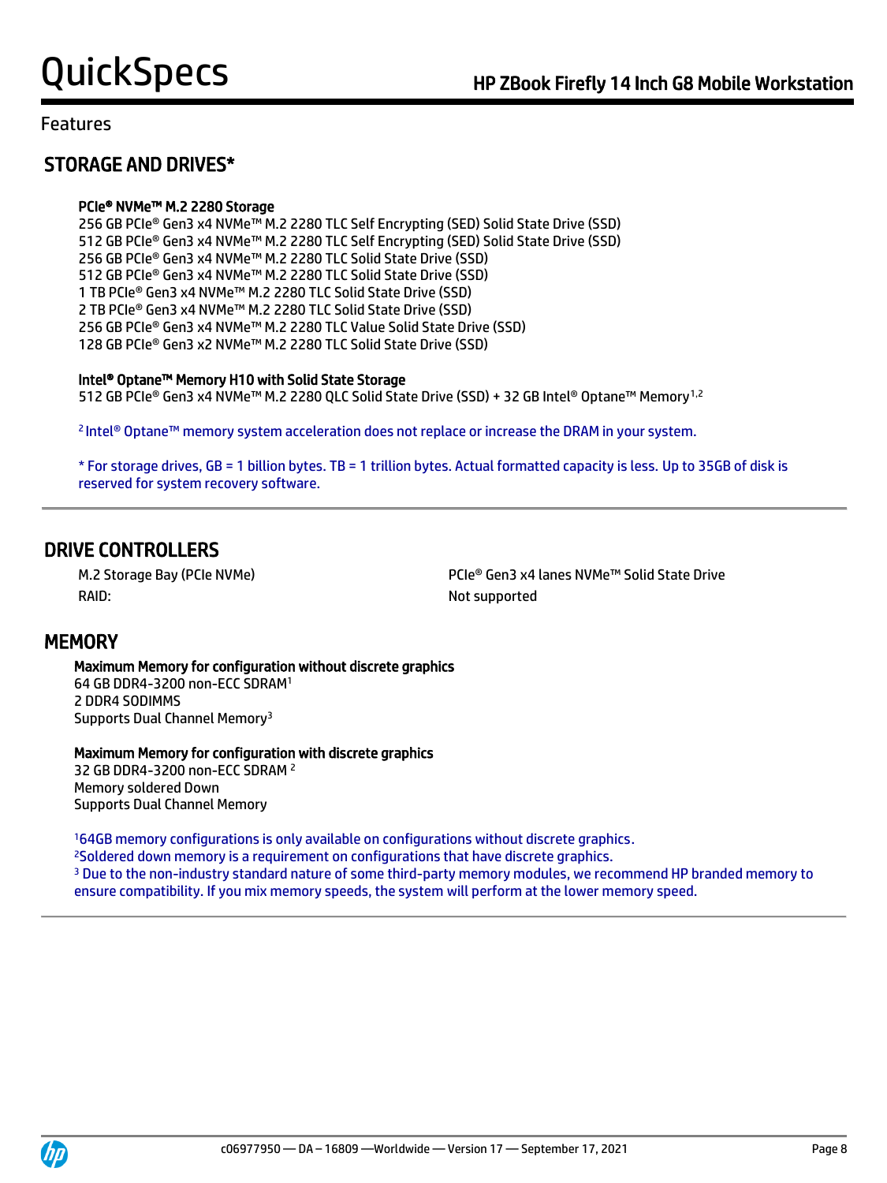Features

## STORAGE AND DRIVES*

**PCIe® NVMe™ M.2 2280 Storage**

256 GB PCIe® Gen3 x4 NVMe™ M.2 2280 TLC Self Encrypting (SED) Solid State Drive (SSD)
512 GB PCIe® Gen3 x4 NVMe™ M.2 2280 TLC Self Encrypting (SED) Solid State Drive (SSD)
256 GB PCIe® Gen3 x4 NVMe™ M.2 2280 TLC Solid State Drive (SSD)
512 GB PCIe® Gen3 x4 NVMe™ M.2 2280 TLC Solid State Drive (SSD)
1 TB PCIe® Gen3 x4 NVMe™ M.2 2280 TLC Solid State Drive (SSD)
2 TB PCIe® Gen3 x4 NVMe™ M.2 2280 TLC Solid State Drive (SSD)
256 GB PCIe® Gen3 x4 NVMe™ M.2 2280 TLC Value Solid State Drive (SSD)
128 GB PCIe® Gen3 x2 NVMe™ M.2 2280 TLC Solid State Drive (SSD)

**Intel® Optane™ Memory H10 with Solid State Storage**

512 GB PCIe® Gen3 x4 NVMe™ M.2 2280 QLC Solid State Drive (SSD) + 32 GB Intel® Optane™ Memory[1,2]

[2] Intel® Optane™ memory system acceleration does not replace or increase the DRAM in your system.

* For storage drives, GB = 1 billion bytes. TB = 1 trillion bytes. Actual formatted capacity is less. Up to 35GB of disk is reserved for system recovery software.

## DRIVE CONTROLLERS

| | |
|---|---|
| M.2 Storage Bay (PCIe NVMe) | PCIe® Gen3 x4 lanes NVMe™ Solid State Drive |
| RAID: | Not supported |

## MEMORY

**Maximum Memory for configuration without discrete graphics**

64 GB DDR4-3200 non-ECC SDRAM[1]
2 DDR4 SODIMMS
Supports Dual Channel Memory[3]

**Maximum Memory for configuration with discrete graphics**

32 GB DDR4-3200 non-ECC SDRAM [2]
Memory soldered Down
Supports Dual Channel Memory

[1]64GB memory configurations is only available on configurations without discrete graphics.
[2]Soldered down memory is a requirement on configurations that have discrete graphics.
[3] Due to the non-industry standard nature of some third-party memory modules, we recommend HP branded memory to ensure compatibility. If you mix memory speeds, the system will perform at the lower memory speed.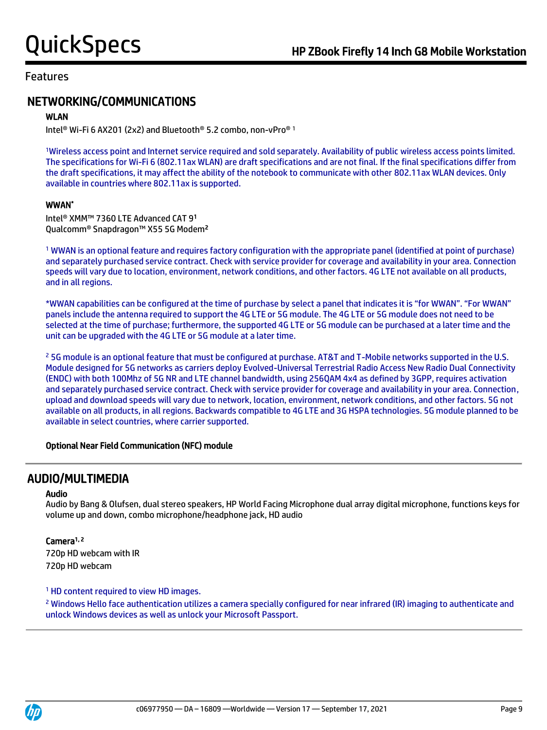## Features

## NETWORKING/COMMUNICATIONS

### WLAN

Intel® Wi-Fi 6 AX201 (2x2) and Bluetooth® 5.2 combo, non-vPro® [1]

[1]Wireless access point and Internet service required and sold separately. Availability of public wireless access points limited. The specifications for Wi-Fi 6 (802.11ax WLAN) are draft specifications and are not final. If the final specifications differ from the draft specifications, it may affect the ability of the notebook to communicate with other 802.11ax WLAN devices. Only available in countries where 802.11ax is supported.

### WWAN*

Intel® XMM™ 7360 LTE Advanced CAT 9[1]
Qualcomm® Snapdragon™ X55 5G Modem[2]

[1] WWAN is an optional feature and requires factory configuration with the appropriate panel (identified at point of purchase) and separately purchased service contract. Check with service provider for coverage and availability in your area. Connection speeds will vary due to location, environment, network conditions, and other factors. 4G LTE not available on all products, and in all regions.

*WWAN capabilities can be configured at the time of purchase by select a panel that indicates it is "for WWAN". "For WWAN" panels include the antenna required to support the 4G LTE or 5G module. The 4G LTE or 5G module does not need to be selected at the time of purchase; furthermore, the supported 4G LTE or 5G module can be purchased at a later time and the unit can be upgraded with the 4G LTE or 5G module at a later time.

[2] 5G module is an optional feature that must be configured at purchase. AT&T and T-Mobile networks supported in the U.S. Module designed for 5G networks as carriers deploy Evolved-Universal Terrestrial Radio Access New Radio Dual Connectivity (ENDC) with both 100Mhz of 5G NR and LTE channel bandwidth, using 256QAM 4x4 as defined by 3GPP, requires activation and separately purchased service contract. Check with service provider for coverage and availability in your area. Connection, upload and download speeds will vary due to network, location, environment, network conditions, and other factors. 5G not available on all products, in all regions. Backwards compatible to 4G LTE and 3G HSPA technologies. 5G module planned to be available in select countries, where carrier supported.

**Optional Near Field Communication (NFC) module**

## AUDIO/MULTIMEDIA

### Audio

Audio by Bang & Olufsen, dual stereo speakers, HP World Facing Microphone dual array digital microphone, functions keys for volume up and down, combo microphone/headphone jack, HD audio

### Camera[1, 2]

720p HD webcam with IR
720p HD webcam

[1] HD content required to view HD images.

[2] Windows Hello face authentication utilizes a camera specially configured for near infrared (IR) imaging to authenticate and unlock Windows devices as well as unlock your Microsoft Passport.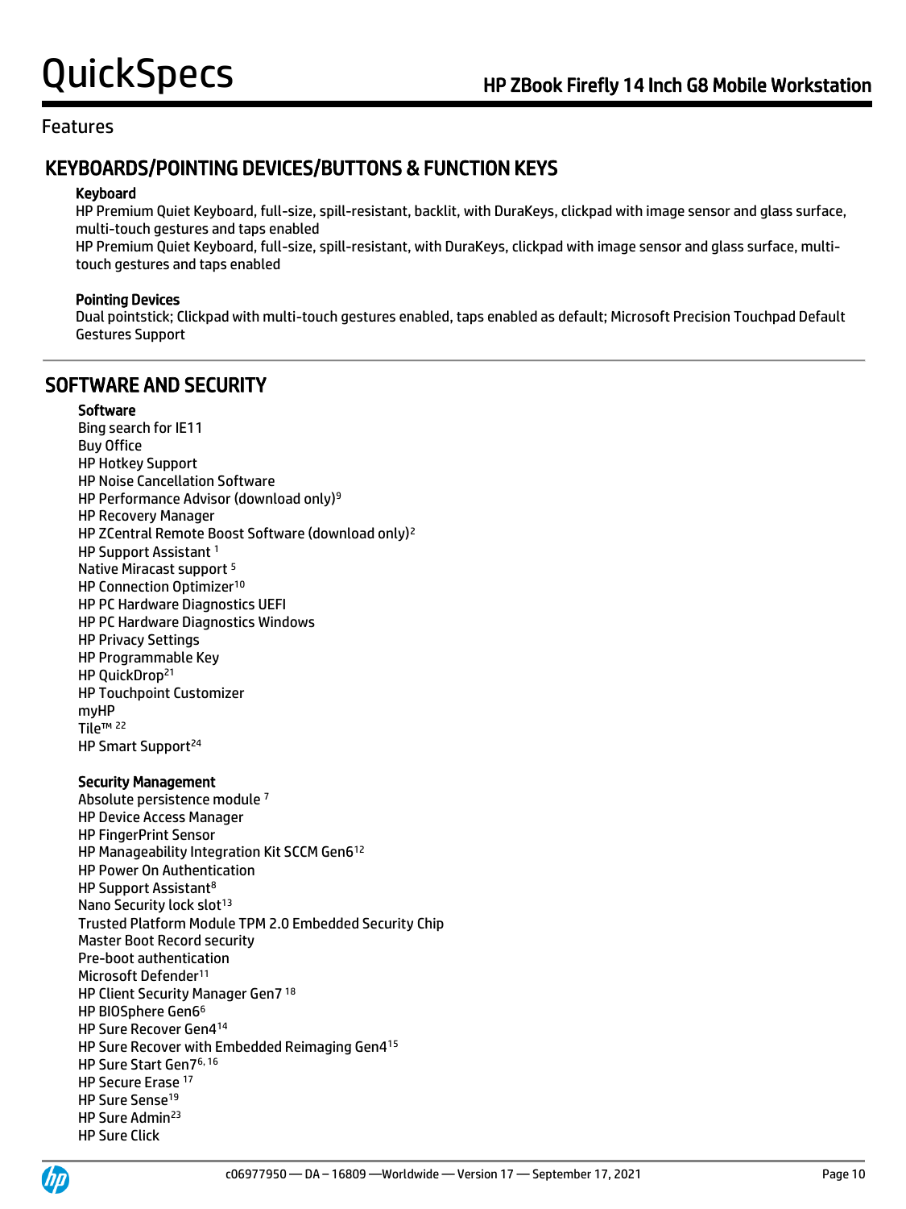## Features

## KEYBOARDS/POINTING DEVICES/BUTTONS & FUNCTION KEYS

### Keyboard

HP Premium Quiet Keyboard, full-size, spill-resistant, backlit, with DuraKeys, clickpad with image sensor and glass surface, multi-touch gestures and taps enabled

HP Premium Quiet Keyboard, full-size, spill-resistant, with DuraKeys, clickpad with image sensor and glass surface, multi-touch gestures and taps enabled

### Pointing Devices

Dual pointstick; Clickpad with multi-touch gestures enabled, taps enabled as default; Microsoft Precision Touchpad Default Gestures Support

## SOFTWARE AND SECURITY

### Software

Bing search for IE11
Buy Office
HP Hotkey Support
HP Noise Cancellation Software
HP Performance Advisor (download only)[9]
HP Recovery Manager
HP ZCentral Remote Boost Software (download only)[2]
HP Support Assistant [1]
Native Miracast support [5]
HP Connection Optimizer[10]
HP PC Hardware Diagnostics UEFI
HP PC Hardware Diagnostics Windows
HP Privacy Settings
HP Programmable Key
HP QuickDrop[21]
HP Touchpoint Customizer
myHP
Tile™ [22]
HP Smart Support[24]

### Security Management

Absolute persistence module [7]
HP Device Access Manager
HP FingerPrint Sensor
HP Manageability Integration Kit SCCM Gen6[12]
HP Power On Authentication
HP Support Assistant[8]
Nano Security lock slot[13]
Trusted Platform Module TPM 2.0 Embedded Security Chip
Master Boot Record security
Pre-boot authentication
Microsoft Defender[11]
HP Client Security Manager Gen7 [18]
HP BIOSphere Gen6[6]
HP Sure Recover Gen4[14]
HP Sure Recover with Embedded Reimaging Gen4[15]
HP Sure Start Gen7[6, 16]
HP Secure Erase [17]
HP Sure Sense[19]
HP Sure Admin[23]
HP Sure Click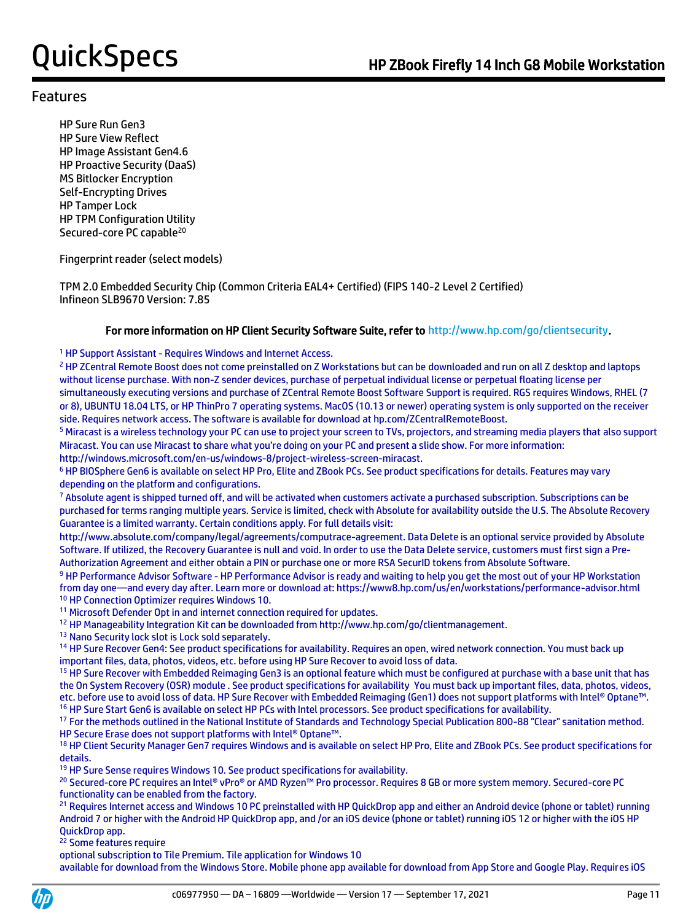## Features

HP Sure Run Gen3
HP Sure View Reflect
HP Image Assistant Gen4.6
HP Proactive Security (DaaS)
MS Bitlocker Encryption
Self-Encrypting Drives
HP Tamper Lock
HP TPM Configuration Utility
Secured-core PC capable[20]

Fingerprint reader (select models)

TPM 2.0 Embedded Security Chip (Common Criteria EAL4+ Certified) (FIPS 140-2 Level 2 Certified)
Infineon SLB9670 Version: 7.85

**For more information on HP Client Security Software Suite, refer to http://www.hp.com/go/clientsecurity.**

[1] HP Support Assistant - Requires Windows and Internet Access.
[2] HP ZCentral Remote Boost does not come preinstalled on Z Workstations but can be downloaded and run on all Z desktop and laptops without license purchase. With non-Z sender devices, purchase of perpetual individual license or perpetual floating license per simultaneously executing versions and purchase of ZCentral Remote Boost Software Support is required. RGS requires Windows, RHEL (7 or 8), UBUNTU 18.04 LTS, or HP ThinPro 7 operating systems. MacOS (10.13 or newer) operating system is only supported on the receiver side. Requires network access. The software is available for download at hp.com/ZCentralRemoteBoost.
[5] Miracast is a wireless technology your PC can use to project your screen to TVs, projectors, and streaming media players that also support Miracast. You can use Miracast to share what you're doing on your PC and present a slide show. For more information: http://windows.microsoft.com/en-us/windows-8/project-wireless-screen-miracast.
[6] HP BIOSphere Gen6 is available on select HP Pro, Elite and ZBook PCs. See product specifications for details. Features may vary depending on the platform and configurations.
[7] Absolute agent is shipped turned off, and will be activated when customers activate a purchased subscription. Subscriptions can be purchased for terms ranging multiple years. Service is limited, check with Absolute for availability outside the U.S. The Absolute Recovery Guarantee is a limited warranty. Certain conditions apply. For full details visit: http://www.absolute.com/company/legal/agreements/computrace-agreement. Data Delete is an optional service provided by Absolute Software. If utilized, the Recovery Guarantee is null and void. In order to use the Data Delete service, customers must first sign a Pre-Authorization Agreement and either obtain a PIN or purchase one or more RSA SecurID tokens from Absolute Software.
[9] HP Performance Advisor Software - HP Performance Advisor is ready and waiting to help you get the most out of your HP Workstation from day one—and every day after. Learn more or download at: https://www8.hp.com/us/en/workstations/performance-advisor.html
[10] HP Connection Optimizer requires Windows 10.
[11] Microsoft Defender Opt in and internet connection required for updates.
[12] HP Manageability Integration Kit can be downloaded from http://www.hp.com/go/clientmanagement.
[13] Nano Security lock slot is Lock sold separately.
[14] HP Sure Recover Gen4: See product specifications for availability. Requires an open, wired network connection. You must back up important files, data, photos, videos, etc. before using HP Sure Recover to avoid loss of data.
[15] HP Sure Recover with Embedded Reimaging Gen3 is an optional feature which must be configured at purchase with a base unit that has the On System Recovery (OSR) module . See product specifications for availability You must back up important files, data, photos, videos, etc. before use to avoid loss of data. HP Sure Recover with Embedded Reimaging (Gen1) does not support platforms with Intel® Optane™.
[16] HP Sure Start Gen6 is available on select HP PCs with Intel processors. See product specifications for availability.
[17] For the methods outlined in the National Institute of Standards and Technology Special Publication 800-88 "Clear" sanitation method. HP Secure Erase does not support platforms with Intel® Optane™.
[18] HP Client Security Manager Gen7 requires Windows and is available on select HP Pro, Elite and ZBook PCs. See product specifications for details.
[19] HP Sure Sense requires Windows 10. See product specifications for availability.
[20] Secured-core PC requires an Intel® vPro® or AMD Ryzen™ Pro processor. Requires 8 GB or more system memory. Secured-core PC functionality can be enabled from the factory.
[21] Requires Internet access and Windows 10 PC preinstalled with HP QuickDrop app and either an Android device (phone or tablet) running Android 7 or higher with the Android HP QuickDrop app, and /or an iOS device (phone or tablet) running iOS 12 or higher with the iOS HP QuickDrop app.
[22] Some features require optional subscription to Tile Premium. Tile application for Windows 10 available for download from the Windows Store. Mobile phone app available for download from App Store and Google Play. Requires iOS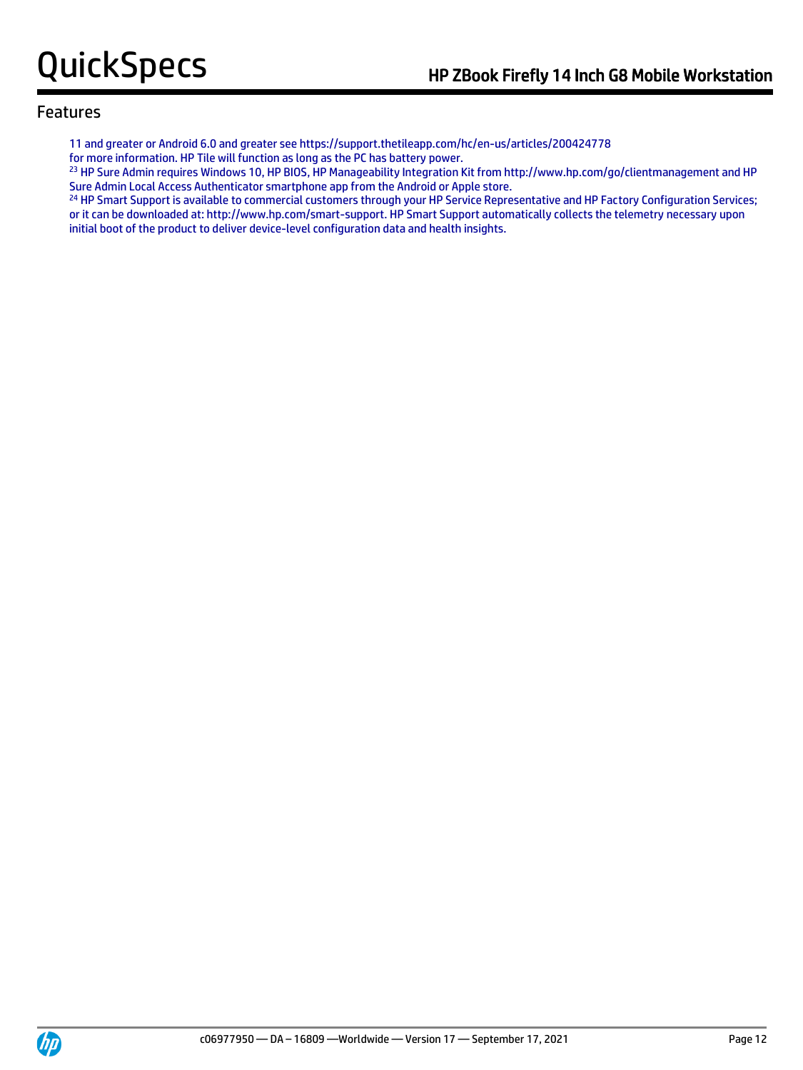## Features

11 and greater or Android 6.0 and greater see https://support.thetileapp.com/hc/en-us/articles/200424778 for more information. HP Tile will function as long as the PC has battery power.

[23] HP Sure Admin requires Windows 10, HP BIOS, HP Manageability Integration Kit from http://www.hp.com/go/clientmanagement and HP Sure Admin Local Access Authenticator smartphone app from the Android or Apple store.

[24] HP Smart Support is available to commercial customers through your HP Service Representative and HP Factory Configuration Services; or it can be downloaded at: http://www.hp.com/smart-support. HP Smart Support automatically collects the telemetry necessary upon initial boot of the product to deliver device-level configuration data and health insights.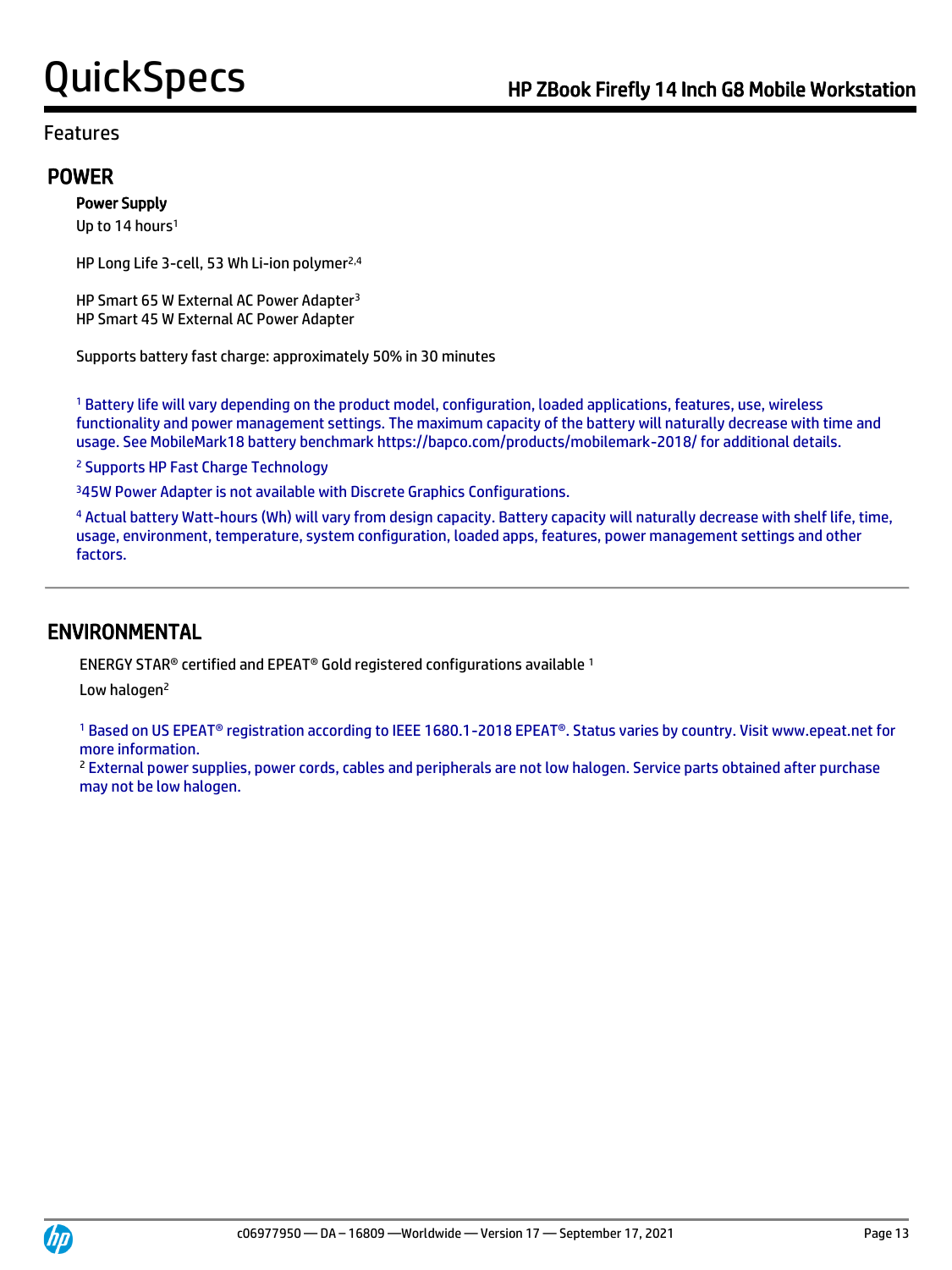Features

## POWER

**Power Supply**

Up to 14 hours[1]

HP Long Life 3-cell, 53 Wh Li-ion polymer[2,4]

HP Smart 65 W External AC Power Adapter[3]
HP Smart 45 W External AC Power Adapter

Supports battery fast charge: approximately 50% in 30 minutes

[1] Battery life will vary depending on the product model, configuration, loaded applications, features, use, wireless functionality and power management settings. The maximum capacity of the battery will naturally decrease with time and usage. See MobileMark18 battery benchmark https://bapco.com/products/mobilemark-2018/ for additional details.

[2] Supports HP Fast Charge Technology

[3] 45W Power Adapter is not available with Discrete Graphics Configurations.

[4] Actual battery Watt-hours (Wh) will vary from design capacity. Battery capacity will naturally decrease with shelf life, time, usage, environment, temperature, system configuration, loaded apps, features, power management settings and other factors.

## ENVIRONMENTAL

ENERGY STAR® certified and EPEAT® Gold registered configurations available [1]

Low halogen[2]

[1] Based on US EPEAT® registration according to IEEE 1680.1-2018 EPEAT®. Status varies by country. Visit www.epeat.net for more information.

[2] External power supplies, power cords, cables and peripherals are not low halogen. Service parts obtained after purchase may not be low halogen.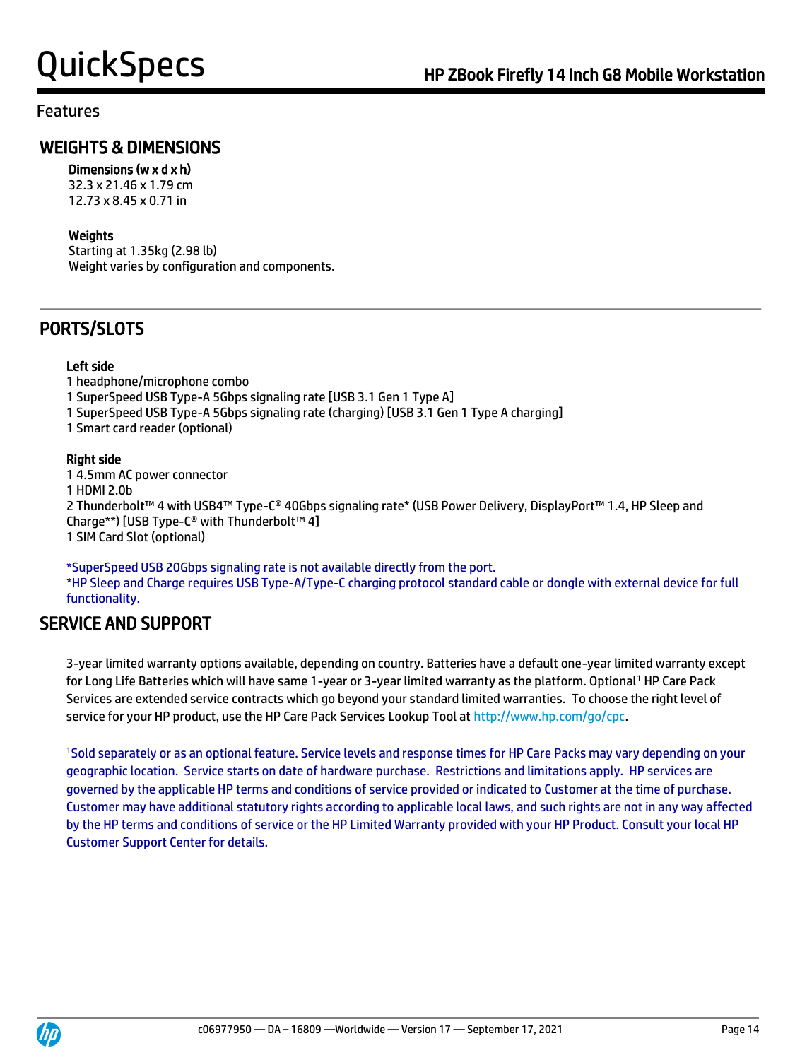Features

## WEIGHTS & DIMENSIONS

**Dimensions (w x d x h)**
32.3 x 21.46 x 1.79 cm
12.73 x 8.45 x 0.71 in

**Weights**
Starting at 1.35kg (2.98 lb)
Weight varies by configuration and components.

## PORTS/SLOTS

**Left side**
1 headphone/microphone combo
1 SuperSpeed USB Type-A 5Gbps signaling rate [USB 3.1 Gen 1 Type A]
1 SuperSpeed USB Type-A 5Gbps signaling rate (charging) [USB 3.1 Gen 1 Type A charging]
1 Smart card reader (optional)

**Right side**
1 4.5mm AC power connector
1 HDMI 2.0b
2 Thunderbolt™ 4 with USB4™ Type-C® 40Gbps signaling rate* (USB Power Delivery, DisplayPort™ 1.4, HP Sleep and Charge**) [USB Type-C® with Thunderbolt™ 4]
1 SIM Card Slot (optional)

*SuperSpeed USB 20Gbps signaling rate is not available directly from the port.
*HP Sleep and Charge requires USB Type-A/Type-C charging protocol standard cable or dongle with external device for full functionality.

## SERVICE AND SUPPORT

3-year limited warranty options available, depending on country. Batteries have a default one-year limited warranty except for Long Life Batteries which will have same 1-year or 3-year limited warranty as the platform. Optional[1] HP Care Pack Services are extended service contracts which go beyond your standard limited warranties. To choose the right level of service for your HP product, use the HP Care Pack Services Lookup Tool at http://www.hp.com/go/cpc.

[1]Sold separately or as an optional feature. Service levels and response times for HP Care Packs may vary depending on your geographic location. Service starts on date of hardware purchase. Restrictions and limitations apply. HP services are governed by the applicable HP terms and conditions of service provided or indicated to Customer at the time of purchase. Customer may have additional statutory rights according to applicable local laws, and such rights are not in any way affected by the HP terms and conditions of service or the HP Limited Warranty provided with your HP Product. Consult your local HP Customer Support Center for details.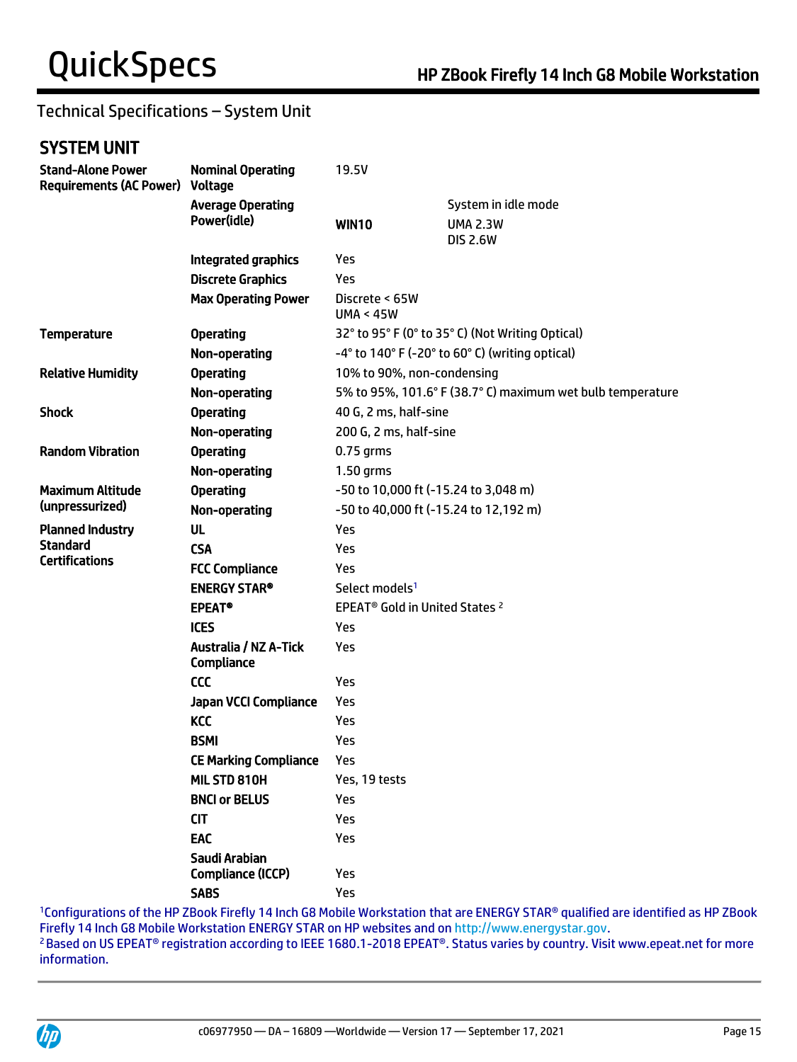Technical Specifications – System Unit

## SYSTEM UNIT

| | | | |
|---|---|---|---|
| **Stand-Alone Power Requirements (AC Power)** | **Nominal Operating Voltage** | 19.5V | |
| | **Average Operating Power(idle)** | | System in idle mode |
| | | **WIN10** | UMA 2.3W<br>DIS 2.6W |
| | **Integrated graphics** | Yes | |
| | **Discrete Graphics** | Yes | |
| | **Max Operating Power** | Discrete < 65W<br>UMA < 45W | |
| **Temperature** | **Operating** | 32° to 95° F (0° to 35° C) (Not Writing Optical) | |
| | **Non-operating** | -4° to 140° F (-20° to 60° C) (writing optical) | |
| **Relative Humidity** | **Operating** | 10% to 90%, non-condensing | |
| | **Non-operating** | 5% to 95%, 101.6° F (38.7° C) maximum wet bulb temperature | |
| **Shock** | **Operating** | 40 G, 2 ms, half-sine | |
| | **Non-operating** | 200 G, 2 ms, half-sine | |
| **Random Vibration** | **Operating** | 0.75 grms | |
| | **Non-operating** | 1.50 grms | |
| **Maximum Altitude (unpressurized)** | **Operating** | -50 to 10,000 ft (-15.24 to 3,048 m) | |
| | **Non-operating** | -50 to 40,000 ft (-15.24 to 12,192 m) | |
| **Planned Industry Standard Certifications** | **UL** | Yes | |
| | **CSA** | Yes | |
| | **FCC Compliance** | Yes | |
| | **ENERGY STAR®** | Select models[1] | |
| | **EPEAT®** | EPEAT® Gold in United States [2] | |
| | **ICES** | Yes | |
| | **Australia / NZ A-Tick Compliance** | Yes | |
| | **CCC** | Yes | |
| | **Japan VCCI Compliance** | Yes | |
| | **KCC** | Yes | |
| | **BSMI** | Yes | |
| | **CE Marking Compliance** | Yes | |
| | **MIL STD 810H** | Yes, 19 tests | |
| | **BNCI or BELUS** | Yes | |
| | **CIT** | Yes | |
| | **EAC** | Yes | |
| | **Saudi Arabian Compliance (ICCP)** | Yes | |
| | **SABS** | Yes | |

[1]Configurations of the HP ZBook Firefly 14 Inch G8 Mobile Workstation that are ENERGY STAR® qualified are identified as HP ZBook Firefly 14 Inch G8 Mobile Workstation ENERGY STAR on HP websites and on http://www.energystar.gov.

[2] Based on US EPEAT® registration according to IEEE 1680.1-2018 EPEAT®. Status varies by country. Visit www.epeat.net for more information.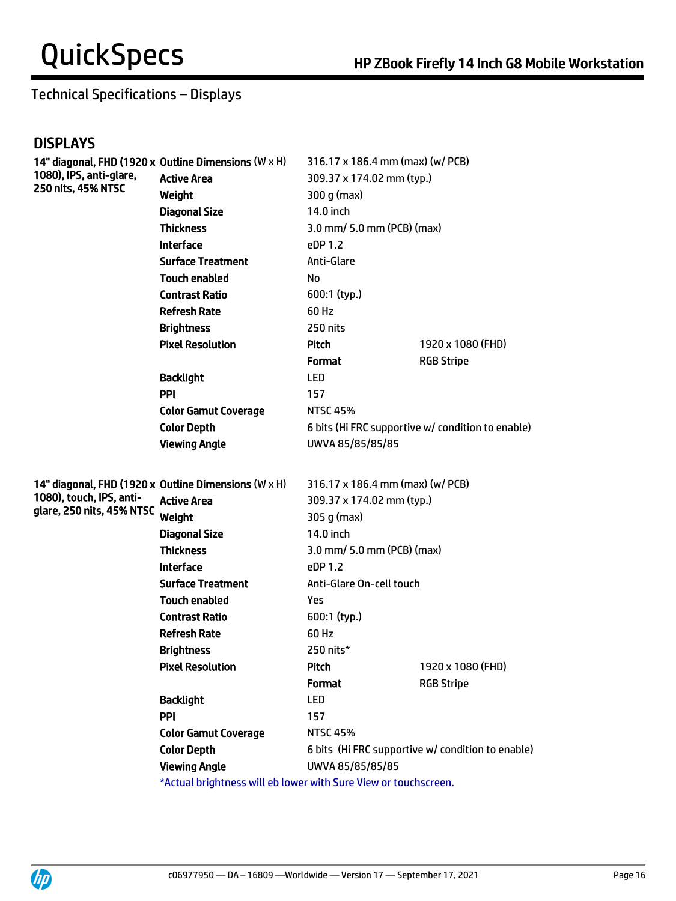## Technical Specifications – Displays

### DISPLAYS

| | | | |
|---|---|---|---|
| **14" diagonal, FHD (1920 x 1080), IPS, anti-glare, 250 nits, 45% NTSC** | **Outline Dimensions** (W x H) | 316.17 x 186.4 mm (max) (w/ PCB) | |
| | **Active Area** | 309.37 x 174.02 mm (typ.) | |
| | **Weight** | 300 g (max) | |
| | **Diagonal Size** | 14.0 inch | |
| | **Thickness** | 3.0 mm/ 5.0 mm (PCB) (max) | |
| | **Interface** | eDP 1.2 | |
| | **Surface Treatment** | Anti-Glare | |
| | **Touch enabled** | No | |
| | **Contrast Ratio** | 600:1 (typ.) | |
| | **Refresh Rate** | 60 Hz | |
| | **Brightness** | 250 nits | |
| | **Pixel Resolution** | **Pitch** | 1920 x 1080 (FHD) |
| | | **Format** | RGB Stripe |
| | **Backlight** | LED | |
| | **PPI** | 157 | |
| | **Color Gamut Coverage** | NTSC 45% | |
| | **Color Depth** | 6 bits (Hi FRC supportive w/ condition to enable) | |
| | **Viewing Angle** | UWVA 85/85/85/85 | |
| **14" diagonal, FHD (1920 x 1080), touch, IPS, anti-glare, 250 nits, 45% NTSC** | **Outline Dimensions** (W x H) | 316.17 x 186.4 mm (max) (w/ PCB) | |
| | **Active Area** | 309.37 x 174.02 mm (typ.) | |
| | **Weight** | 305 g (max) | |
| | **Diagonal Size** | 14.0 inch | |
| | **Thickness** | 3.0 mm/ 5.0 mm (PCB) (max) | |
| | **Interface** | eDP 1.2 | |
| | **Surface Treatment** | Anti-Glare On-cell touch | |
| | **Touch enabled** | Yes | |
| | **Contrast Ratio** | 600:1 (typ.) | |
| | **Refresh Rate** | 60 Hz | |
| | **Brightness** | 250 nits* | |
| | **Pixel Resolution** | **Pitch** | 1920 x 1080 (FHD) |
| | | **Format** | RGB Stripe |
| | **Backlight** | LED | |
| | **PPI** | 157 | |
| | **Color Gamut Coverage** | NTSC 45% | |
| | **Color Depth** | 6 bits (Hi FRC supportive w/ condition to enable) | |
| | **Viewing Angle** | UWVA 85/85/85/85 | |

*Actual brightness will eb lower with Sure View or touchscreen.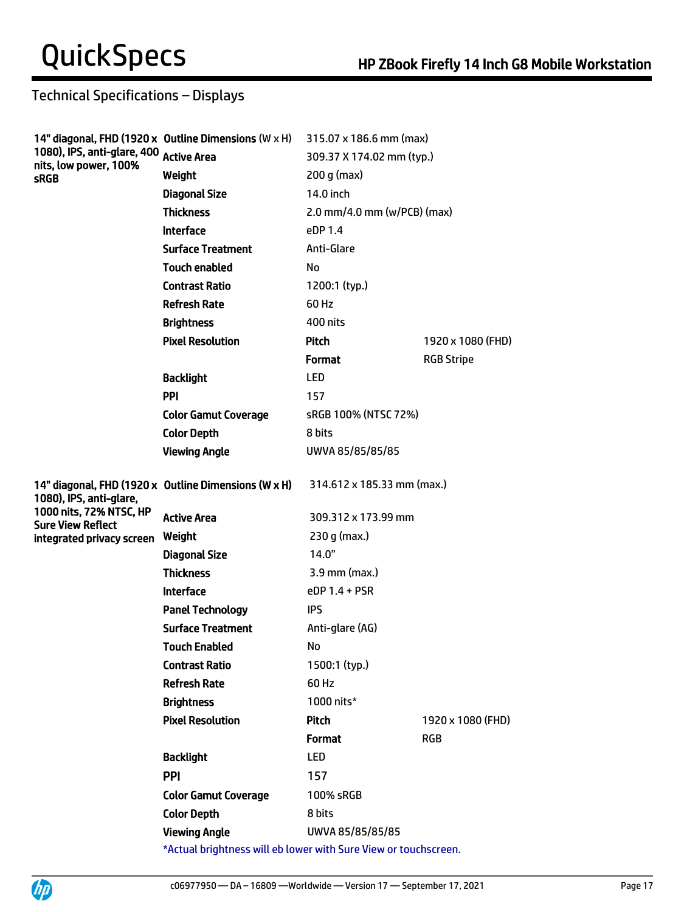## Technical Specifications – Displays

| | | | |
|---|---|---|---|
| **14" diagonal, FHD (1920 x 1080), IPS, anti-glare, 400 nits, low power, 100% sRGB** | **Outline Dimensions** (W x H) | 315.07 x 186.6 mm (max) | |
| | **Active Area** | 309.37 X 174.02 mm (typ.) | |
| | **Weight** | 200 g (max) | |
| | **Diagonal Size** | 14.0 inch | |
| | **Thickness** | 2.0 mm/4.0 mm (w/PCB) (max) | |
| | **Interface** | eDP 1.4 | |
| | **Surface Treatment** | Anti-Glare | |
| | **Touch enabled** | No | |
| | **Contrast Ratio** | 1200:1 (typ.) | |
| | **Refresh Rate** | 60 Hz | |
| | **Brightness** | 400 nits | |
| | **Pixel Resolution** | **Pitch** | 1920 x 1080 (FHD) |
| | | **Format** | RGB Stripe |
| | **Backlight** | LED | |
| | **PPI** | 157 | |
| | **Color Gamut Coverage** | sRGB 100% (NTSC 72%) | |
| | **Color Depth** | 8 bits | |
| | **Viewing Angle** | UWVA 85/85/85/85 | |

| | | | |
|---|---|---|---|
| **14" diagonal, FHD (1920 x 1080), IPS, anti-glare, 1000 nits, 72% NTSC, HP Sure View Reflect integrated privacy screen** | **Outline Dimensions (W x H)** | 314.612 x 185.33 mm (max.) | |
| | **Active Area** | 309.312 x 173.99 mm | |
| | **Weight** | 230 g (max.) | |
| | **Diagonal Size** | 14.0" | |
| | **Thickness** | 3.9 mm (max.) | |
| | **Interface** | eDP 1.4 + PSR | |
| | **Panel Technology** | IPS | |
| | **Surface Treatment** | Anti-glare (AG) | |
| | **Touch Enabled** | No | |
| | **Contrast Ratio** | 1500:1 (typ.) | |
| | **Refresh Rate** | 60 Hz | |
| | **Brightness** | 1000 nits* | |
| | **Pixel Resolution** | **Pitch** | 1920 x 1080 (FHD) |
| | | **Format** | RGB |
| | **Backlight** | LED | |
| | **PPI** | 157 | |
| | **Color Gamut Coverage** | 100% sRGB | |
| | **Color Depth** | 8 bits | |
| | **Viewing Angle** | UWVA 85/85/85/85 | |

*Actual brightness will eb lower with Sure View or touchscreen.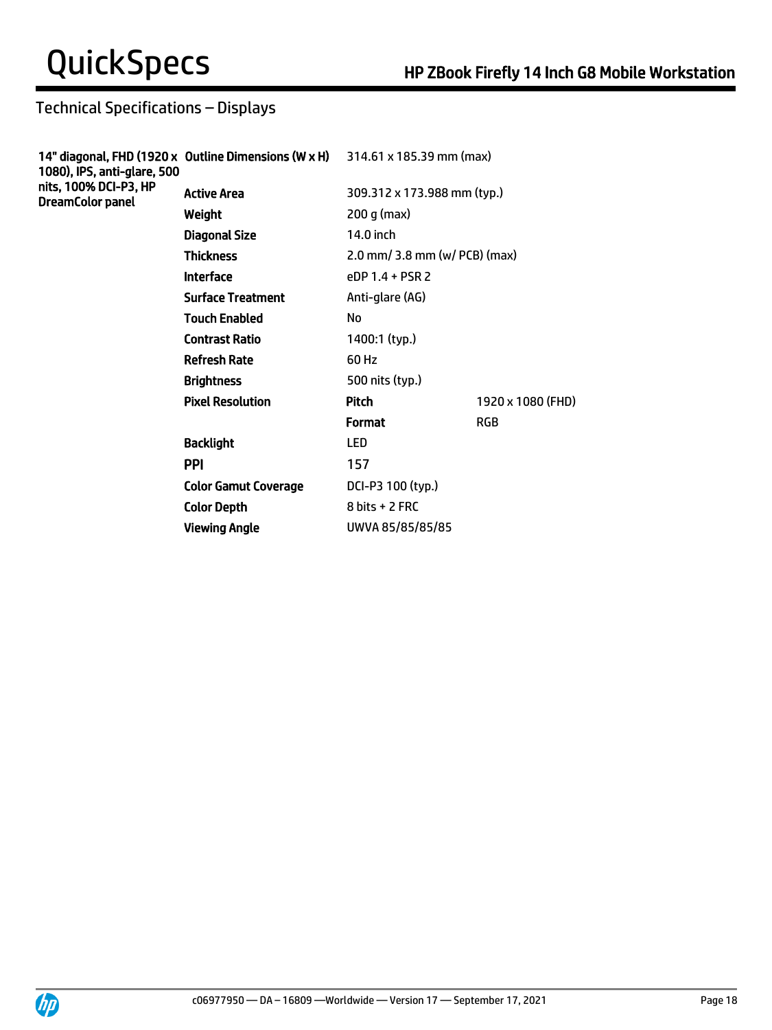## Technical Specifications – Displays

| | | | |
|---|---|---|---|
| **14" diagonal, FHD (1920 x 1080), IPS, anti-glare, 500 nits, 100% DCI-P3, HP DreamColor panel** | **Outline Dimensions (W x H)** | 314.61 x 185.39 mm (max) | |
| | **Active Area** | 309.312 x 173.988 mm (typ.) | |
| | **Weight** | 200 g (max) | |
| | **Diagonal Size** | 14.0 inch | |
| | **Thickness** | 2.0 mm/ 3.8 mm (w/ PCB) (max) | |
| | **Interface** | eDP 1.4 + PSR 2 | |
| | **Surface Treatment** | Anti-glare (AG) | |
| | **Touch Enabled** | No | |
| | **Contrast Ratio** | 1400:1 (typ.) | |
| | **Refresh Rate** | 60 Hz | |
| | **Brightness** | 500 nits (typ.) | |
| | **Pixel Resolution** | **Pitch** | 1920 x 1080 (FHD) |
| | | **Format** | RGB |
| | **Backlight** | LED | |
| | **PPI** | 157 | |
| | **Color Gamut Coverage** | DCI-P3 100 (typ.) | |
| | **Color Depth** | 8 bits + 2 FRC | |
| | **Viewing Angle** | UWVA 85/85/85/85 | |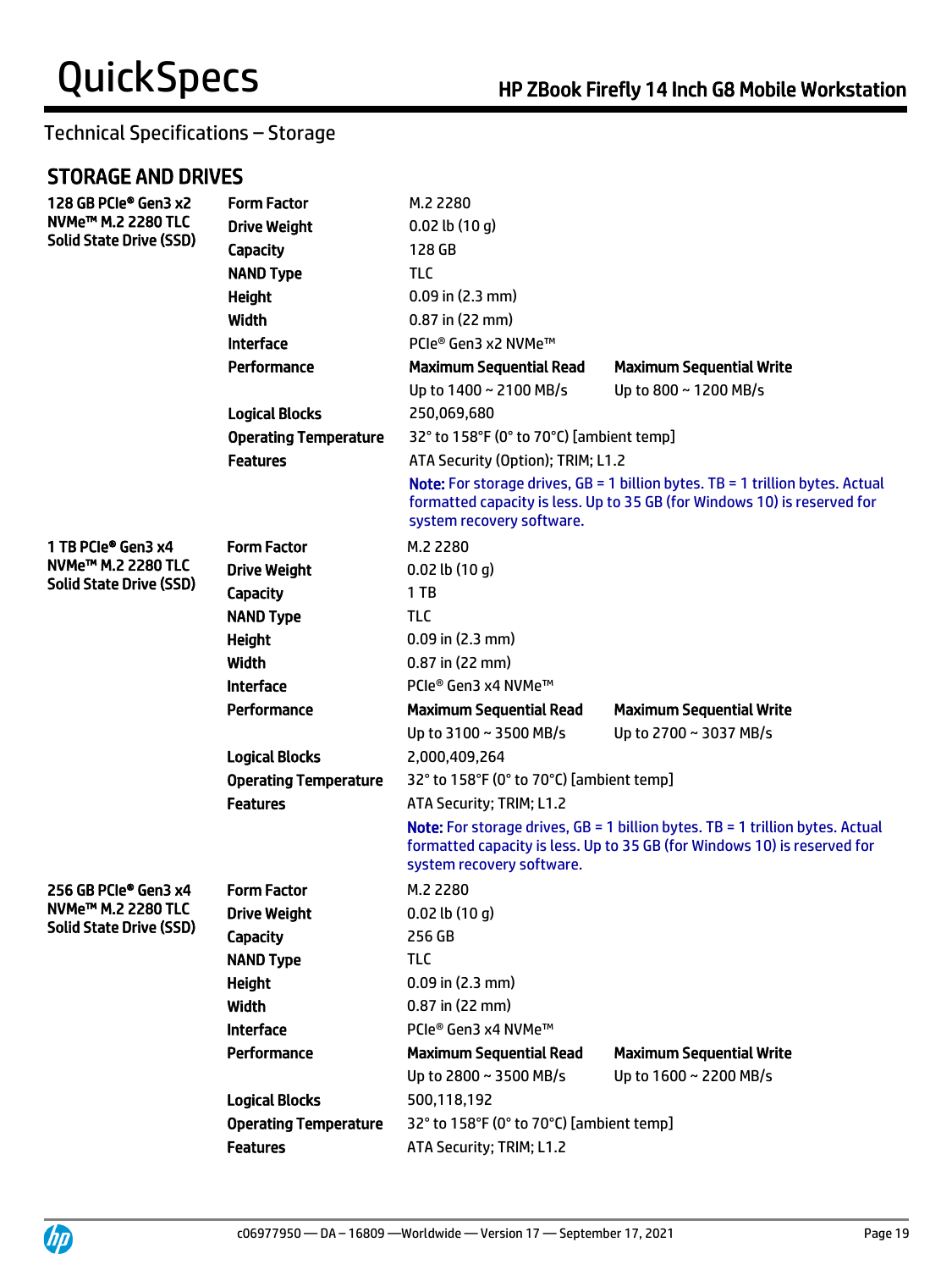Technical Specifications – Storage

## STORAGE AND DRIVES

| | | | |
|---|---|---|---|
| **128 GB PCIe® Gen3 x2 NVMe™ M.2 2280 TLC Solid State Drive (SSD)** | **Form Factor** | M.2 2280 | |
| | **Drive Weight** | 0.02 lb (10 g) | |
| | **Capacity** | 128 GB | |
| | **NAND Type** | TLC | |
| | **Height** | 0.09 in (2.3 mm) | |
| | **Width** | 0.87 in (22 mm) | |
| | **Interface** | PCIe® Gen3 x2 NVMe™ | |
| | **Performance** | **Maximum Sequential Read** | **Maximum Sequential Write** |
| | | Up to 1400 ~ 2100 MB/s | Up to 800 ~ 1200 MB/s |
| | **Logical Blocks** | 250,069,680 | |
| | **Operating Temperature** | 32° to 158°F (0° to 70°C) [ambient temp] | |
| | **Features** | ATA Security (Option); TRIM; L1.2 | |
| | | **Note:** For storage drives, GB = 1 billion bytes. TB = 1 trillion bytes. Actual formatted capacity is less. Up to 35 GB (for Windows 10) is reserved for system recovery software. | |
| **1 TB PCIe® Gen3 x4 NVMe™ M.2 2280 TLC Solid State Drive (SSD)** | **Form Factor** | M.2 2280 | |
| | **Drive Weight** | 0.02 lb (10 g) | |
| | **Capacity** | 1 TB | |
| | **NAND Type** | TLC | |
| | **Height** | 0.09 in (2.3 mm) | |
| | **Width** | 0.87 in (22 mm) | |
| | **Interface** | PCIe® Gen3 x4 NVMe™ | |
| | **Performance** | **Maximum Sequential Read** | **Maximum Sequential Write** |
| | | Up to 3100 ~ 3500 MB/s | Up to 2700 ~ 3037 MB/s |
| | **Logical Blocks** | 2,000,409,264 | |
| | **Operating Temperature** | 32° to 158°F (0° to 70°C) [ambient temp] | |
| | **Features** | ATA Security; TRIM; L1.2 | |
| | | **Note:** For storage drives, GB = 1 billion bytes. TB = 1 trillion bytes. Actual formatted capacity is less. Up to 35 GB (for Windows 10) is reserved for system recovery software. | |
| **256 GB PCIe® Gen3 x4 NVMe™ M.2 2280 TLC Solid State Drive (SSD)** | **Form Factor** | M.2 2280 | |
| | **Drive Weight** | 0.02 lb (10 g) | |
| | **Capacity** | 256 GB | |
| | **NAND Type** | TLC | |
| | **Height** | 0.09 in (2.3 mm) | |
| | **Width** | 0.87 in (22 mm) | |
| | **Interface** | PCIe® Gen3 x4 NVMe™ | |
| | **Performance** | **Maximum Sequential Read** | **Maximum Sequential Write** |
| | | Up to 2800 ~ 3500 MB/s | Up to 1600 ~ 2200 MB/s |
| | **Logical Blocks** | 500,118,192 | |
| | **Operating Temperature** | 32° to 158°F (0° to 70°C) [ambient temp] | |
| | **Features** | ATA Security; TRIM; L1.2 | |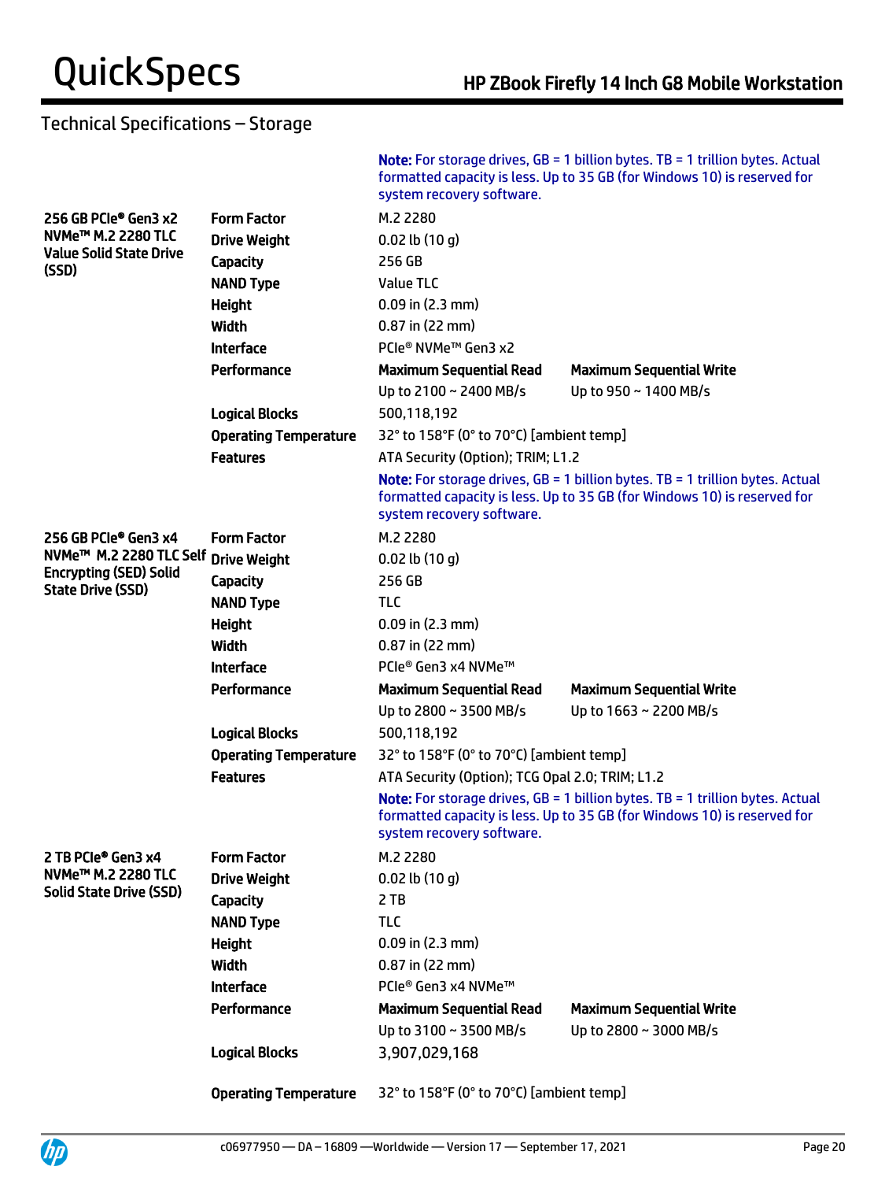## Technical Specifications – Storage

**Note:** For storage drives, GB = 1 billion bytes. TB = 1 trillion bytes. Actual formatted capacity is less. Up to 35 GB (for Windows 10) is reserved for system recovery software.

| | | | |
|---|---|---|---|
| **256 GB PCIe® Gen3 x2 NVMe™ M.2 2280 TLC Value Solid State Drive (SSD)** | **Form Factor** | M.2 2280 | |
| | **Drive Weight** | 0.02 lb (10 g) | |
| | **Capacity** | 256 GB | |
| | **NAND Type** | Value TLC | |
| | **Height** | 0.09 in (2.3 mm) | |
| | **Width** | 0.87 in (22 mm) | |
| | **Interface** | PCIe® NVMe™ Gen3 x2 | |
| | **Performance** | **Maximum Sequential Read** | **Maximum Sequential Write** |
| | | Up to 2100 ~ 2400 MB/s | Up to 950 ~ 1400 MB/s |
| | **Logical Blocks** | 500,118,192 | |
| | **Operating Temperature** | 32° to 158°F (0° to 70°C) [ambient temp] | |
| | **Features** | ATA Security (Option); TRIM; L1.2 | |
| | | **Note:** For storage drives, GB = 1 billion bytes. TB = 1 trillion bytes. Actual formatted capacity is less. Up to 35 GB (for Windows 10) is reserved for system recovery software. | |
| **256 GB PCIe® Gen3 x4 NVMe™ M.2 2280 TLC Self Encrypting (SED) Solid State Drive (SSD)** | **Form Factor** | M.2 2280 | |
| | **Drive Weight** | 0.02 lb (10 g) | |
| | **Capacity** | 256 GB | |
| | **NAND Type** | TLC | |
| | **Height** | 0.09 in (2.3 mm) | |
| | **Width** | 0.87 in (22 mm) | |
| | **Interface** | PCIe® Gen3 x4 NVMe™ | |
| | **Performance** | **Maximum Sequential Read** | **Maximum Sequential Write** |
| | | Up to 2800 ~ 3500 MB/s | Up to 1663 ~ 2200 MB/s |
| | **Logical Blocks** | 500,118,192 | |
| | **Operating Temperature** | 32° to 158°F (0° to 70°C) [ambient temp] | |
| | **Features** | ATA Security (Option); TCG Opal 2.0; TRIM; L1.2 | |
| | | **Note:** For storage drives, GB = 1 billion bytes. TB = 1 trillion bytes. Actual formatted capacity is less. Up to 35 GB (for Windows 10) is reserved for system recovery software. | |
| **2 TB PCIe® Gen3 x4 NVMe™ M.2 2280 TLC Solid State Drive (SSD)** | **Form Factor** | M.2 2280 | |
| | **Drive Weight** | 0.02 lb (10 g) | |
| | **Capacity** | 2 TB | |
| | **NAND Type** | TLC | |
| | **Height** | 0.09 in (2.3 mm) | |
| | **Width** | 0.87 in (22 mm) | |
| | **Interface** | PCIe® Gen3 x4 NVMe™ | |
| | **Performance** | **Maximum Sequential Read** | **Maximum Sequential Write** |
| | | Up to 3100 ~ 3500 MB/s | Up to 2800 ~ 3000 MB/s |
| | **Logical Blocks** | 3,907,029,168 | |
| | **Operating Temperature** | 32° to 158°F (0° to 70°C) [ambient temp] | |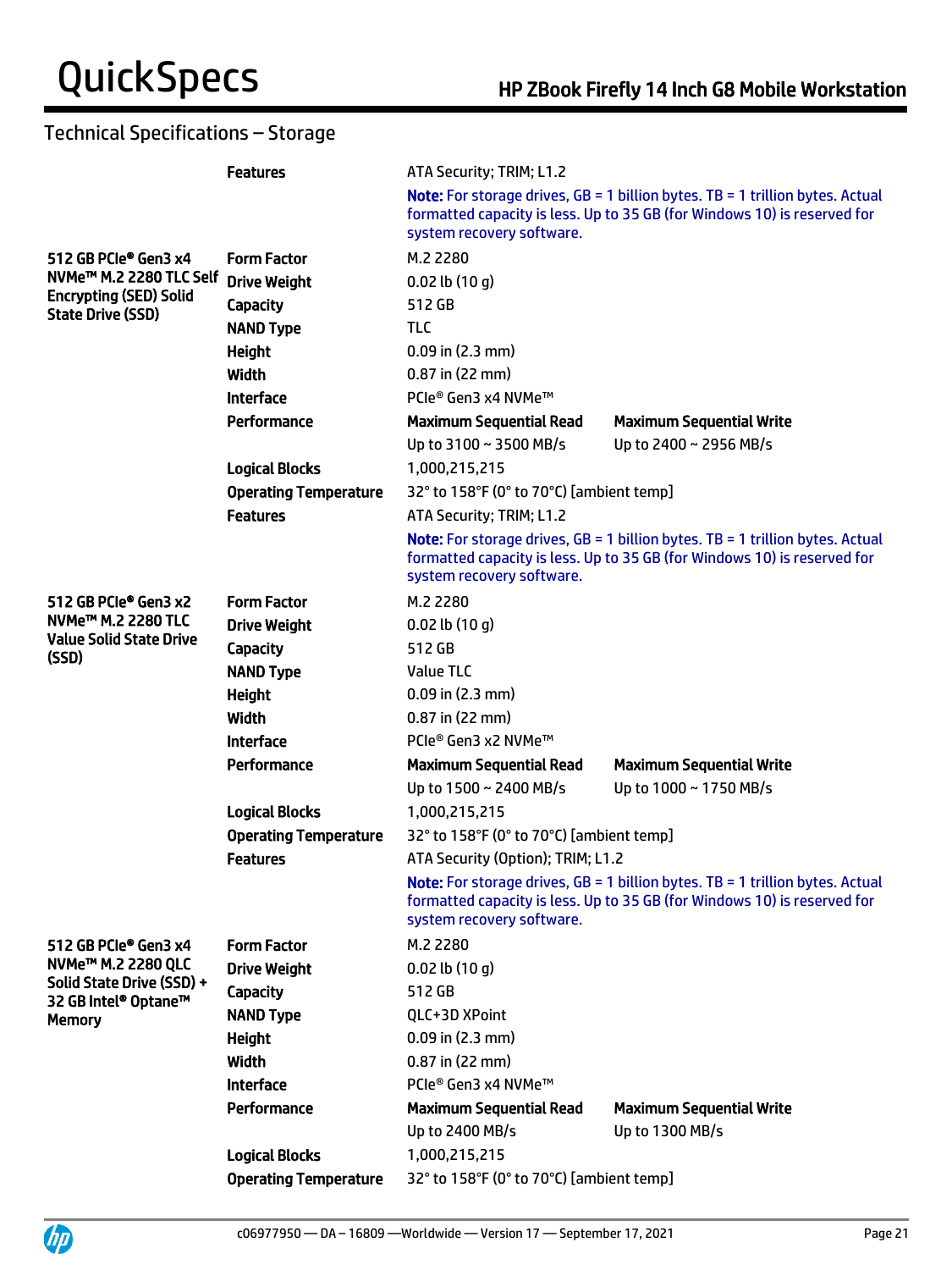## Technical Specifications – Storage

| | | | |
|---|---|---|---|
| | **Features** | ATA Security; TRIM; L1.2 | |
| | | **Note:** For storage drives, GB = 1 billion bytes. TB = 1 trillion bytes. Actual formatted capacity is less. Up to 35 GB (for Windows 10) is reserved for system recovery software. | |
| **512 GB PCIe® Gen3 x4 NVMe™ M.2 2280 TLC Self Encrypting (SED) Solid State Drive (SSD)** | **Form Factor** | M.2 2280 | |
| | **Drive Weight** | 0.02 lb (10 g) | |
| | **Capacity** | 512 GB | |
| | **NAND Type** | TLC | |
| | **Height** | 0.09 in (2.3 mm) | |
| | **Width** | 0.87 in (22 mm) | |
| | **Interface** | PCIe® Gen3 x4 NVMe™ | |
| | **Performance** | **Maximum Sequential Read** | **Maximum Sequential Write** |
| | | Up to 3100 ~ 3500 MB/s | Up to 2400 ~ 2956 MB/s |
| | **Logical Blocks** | 1,000,215,215 | |
| | **Operating Temperature** | 32° to 158°F (0° to 70°C) [ambient temp] | |
| | **Features** | ATA Security; TRIM; L1.2 | |
| | | **Note:** For storage drives, GB = 1 billion bytes. TB = 1 trillion bytes. Actual formatted capacity is less. Up to 35 GB (for Windows 10) is reserved for system recovery software. | |
| **512 GB PCIe® Gen3 x2 NVMe™ M.2 2280 TLC Value Solid State Drive (SSD)** | **Form Factor** | M.2 2280 | |
| | **Drive Weight** | 0.02 lb (10 g) | |
| | **Capacity** | 512 GB | |
| | **NAND Type** | Value TLC | |
| | **Height** | 0.09 in (2.3 mm) | |
| | **Width** | 0.87 in (22 mm) | |
| | **Interface** | PCIe® Gen3 x2 NVMe™ | |
| | **Performance** | **Maximum Sequential Read** | **Maximum Sequential Write** |
| | | Up to 1500 ~ 2400 MB/s | Up to 1000 ~ 1750 MB/s |
| | **Logical Blocks** | 1,000,215,215 | |
| | **Operating Temperature** | 32° to 158°F (0° to 70°C) [ambient temp] | |
| | **Features** | ATA Security (Option); TRIM; L1.2 | |
| | | **Note:** For storage drives, GB = 1 billion bytes. TB = 1 trillion bytes. Actual formatted capacity is less. Up to 35 GB (for Windows 10) is reserved for system recovery software. | |
| **512 GB PCIe® Gen3 x4 NVMe™ M.2 2280 QLC Solid State Drive (SSD) + 32 GB Intel® Optane™ Memory** | **Form Factor** | M.2 2280 | |
| | **Drive Weight** | 0.02 lb (10 g) | |
| | **Capacity** | 512 GB | |
| | **NAND Type** | QLC+3D XPoint | |
| | **Height** | 0.09 in (2.3 mm) | |
| | **Width** | 0.87 in (22 mm) | |
| | **Interface** | PCIe® Gen3 x4 NVMe™ | |
| | **Performance** | **Maximum Sequential Read** | **Maximum Sequential Write** |
| | | Up to 2400 MB/s | Up to 1300 MB/s |
| | **Logical Blocks** | 1,000,215,215 | |
| | **Operating Temperature** | 32° to 158°F (0° to 70°C) [ambient temp] | |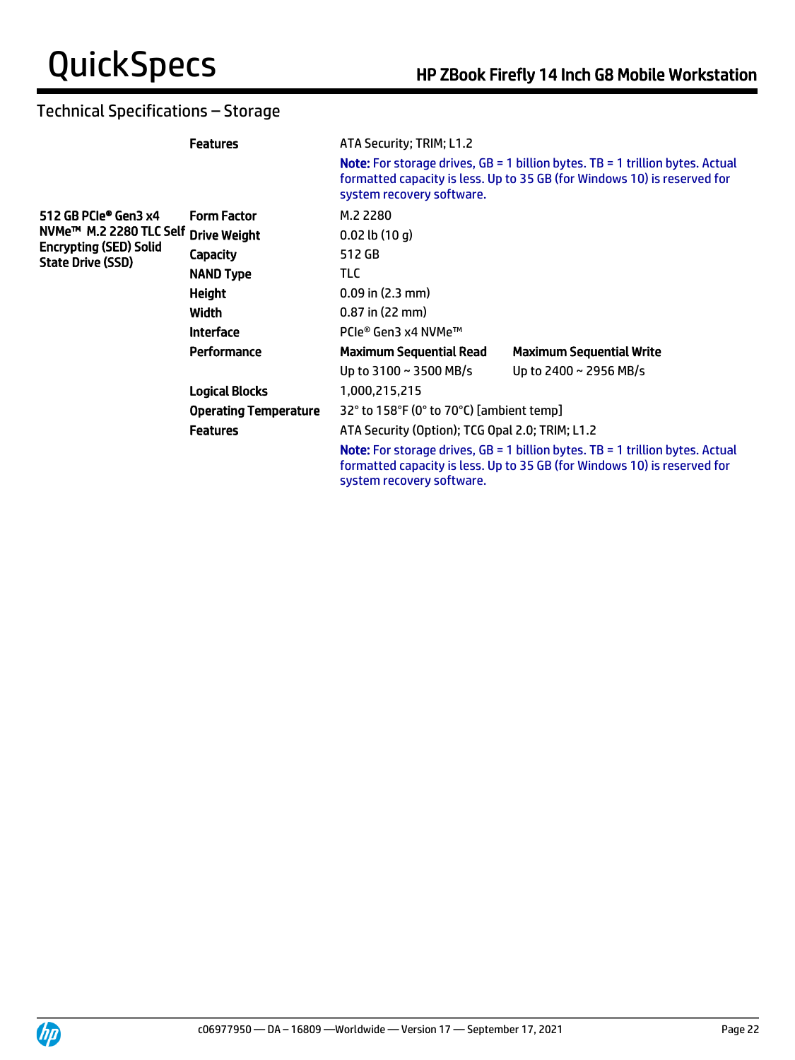## Technical Specifications – Storage

| | | | |
|---|---|---|---|
| | **Features** | ATA Security; TRIM; L1.2 | |
| | | **Note:** For storage drives, GB = 1 billion bytes. TB = 1 trillion bytes. Actual formatted capacity is less. Up to 35 GB (for Windows 10) is reserved for system recovery software. | |
| **512 GB PCIe® Gen3 x4 NVMe™ M.2 2280 TLC Self Encrypting (SED) Solid State Drive (SSD)** | **Form Factor** | M.2 2280 | |
| | **Drive Weight** | 0.02 lb (10 g) | |
| | **Capacity** | 512 GB | |
| | **NAND Type** | TLC | |
| | **Height** | 0.09 in (2.3 mm) | |
| | **Width** | 0.87 in (22 mm) | |
| | **Interface** | PCIe® Gen3 x4 NVMe™ | |
| | **Performance** | **Maximum Sequential Read** | **Maximum Sequential Write** |
| | | Up to 3100 ~ 3500 MB/s | Up to 2400 ~ 2956 MB/s |
| | **Logical Blocks** | 1,000,215,215 | |
| | **Operating Temperature** | 32° to 158°F (0° to 70°C) [ambient temp] | |
| | **Features** | ATA Security (Option); TCG Opal 2.0; TRIM; L1.2 | |
| | | **Note:** For storage drives, GB = 1 billion bytes. TB = 1 trillion bytes. Actual formatted capacity is less. Up to 35 GB (for Windows 10) is reserved for system recovery software. | |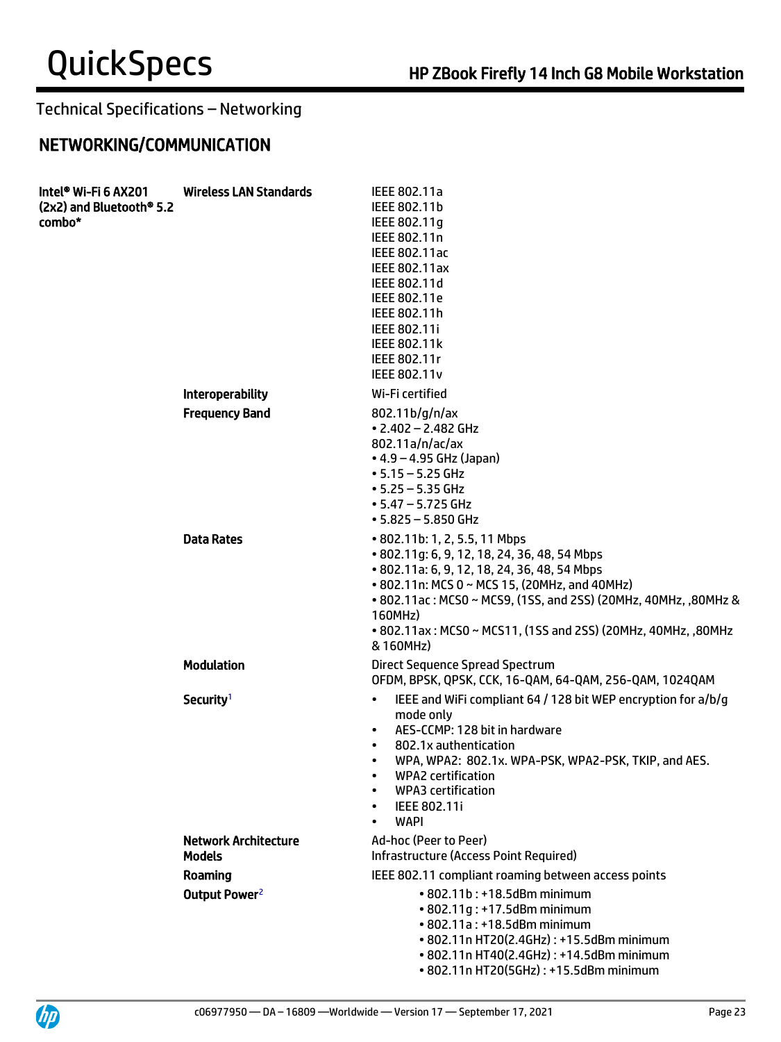Technical Specifications – Networking

## NETWORKING/COMMUNICATION

| | | |
|---|---|---|
| **Intel® Wi-Fi 6 AX201 (2x2) and Bluetooth® 5.2 combo*** | **Wireless LAN Standards** | IEEE 802.11a<br>IEEE 802.11b<br>IEEE 802.11g<br>IEEE 802.11n<br>IEEE 802.11ac<br>IEEE 802.11ax<br>IEEE 802.11d<br>IEEE 802.11e<br>IEEE 802.11h<br>IEEE 802.11i<br>IEEE 802.11k<br>IEEE 802.11r<br>IEEE 802.11v |
| | **Interoperability** | Wi-Fi certified |
| | **Frequency Band** | 802.11b/g/n/ax<br>• 2.402 – 2.482 GHz<br>802.11a/n/ac/ax<br>• 4.9 – 4.95 GHz (Japan)<br>• 5.15 – 5.25 GHz<br>• 5.25 – 5.35 GHz<br>• 5.47 – 5.725 GHz<br>• 5.825 – 5.850 GHz |
| | **Data Rates** | • 802.11b: 1, 2, 5.5, 11 Mbps<br>• 802.11g: 6, 9, 12, 18, 24, 36, 48, 54 Mbps<br>• 802.11a: 6, 9, 12, 18, 24, 36, 48, 54 Mbps<br>• 802.11n: MCS 0 ~ MCS 15, (20MHz, and 40MHz)<br>• 802.11ac : MCS0 ~ MCS9, (1SS, and 2SS) (20MHz, 40MHz, ,80MHz & 160MHz)<br>• 802.11ax : MCS0 ~ MCS11, (1SS and 2SS) (20MHz, 40MHz, ,80MHz & 160MHz) |
| | **Modulation** | Direct Sequence Spread Spectrum<br>OFDM, BPSK, QPSK, CCK, 16-QAM, 64-QAM, 256-QAM, 1024QAM |
| | **Security**[1] | • IEEE and WiFi compliant 64 / 128 bit WEP encryption for a/b/g mode only<br>• AES-CCMP: 128 bit in hardware<br>• 802.1x authentication<br>• WPA, WPA2: 802.1x. WPA-PSK, WPA2-PSK, TKIP, and AES.<br>• WPA2 certification<br>• WPA3 certification<br>• IEEE 802.11i<br>• WAPI |
| | **Network Architecture Models** | Ad-hoc (Peer to Peer)<br>Infrastructure (Access Point Required) |
| | **Roaming** | IEEE 802.11 compliant roaming between access points |
| | **Output Power**[2] | • 802.11b : +18.5dBm minimum<br>• 802.11g : +17.5dBm minimum<br>• 802.11a : +18.5dBm minimum<br>• 802.11n HT20(2.4GHz) : +15.5dBm minimum<br>• 802.11n HT40(2.4GHz) : +14.5dBm minimum<br>• 802.11n HT20(5GHz) : +15.5dBm minimum |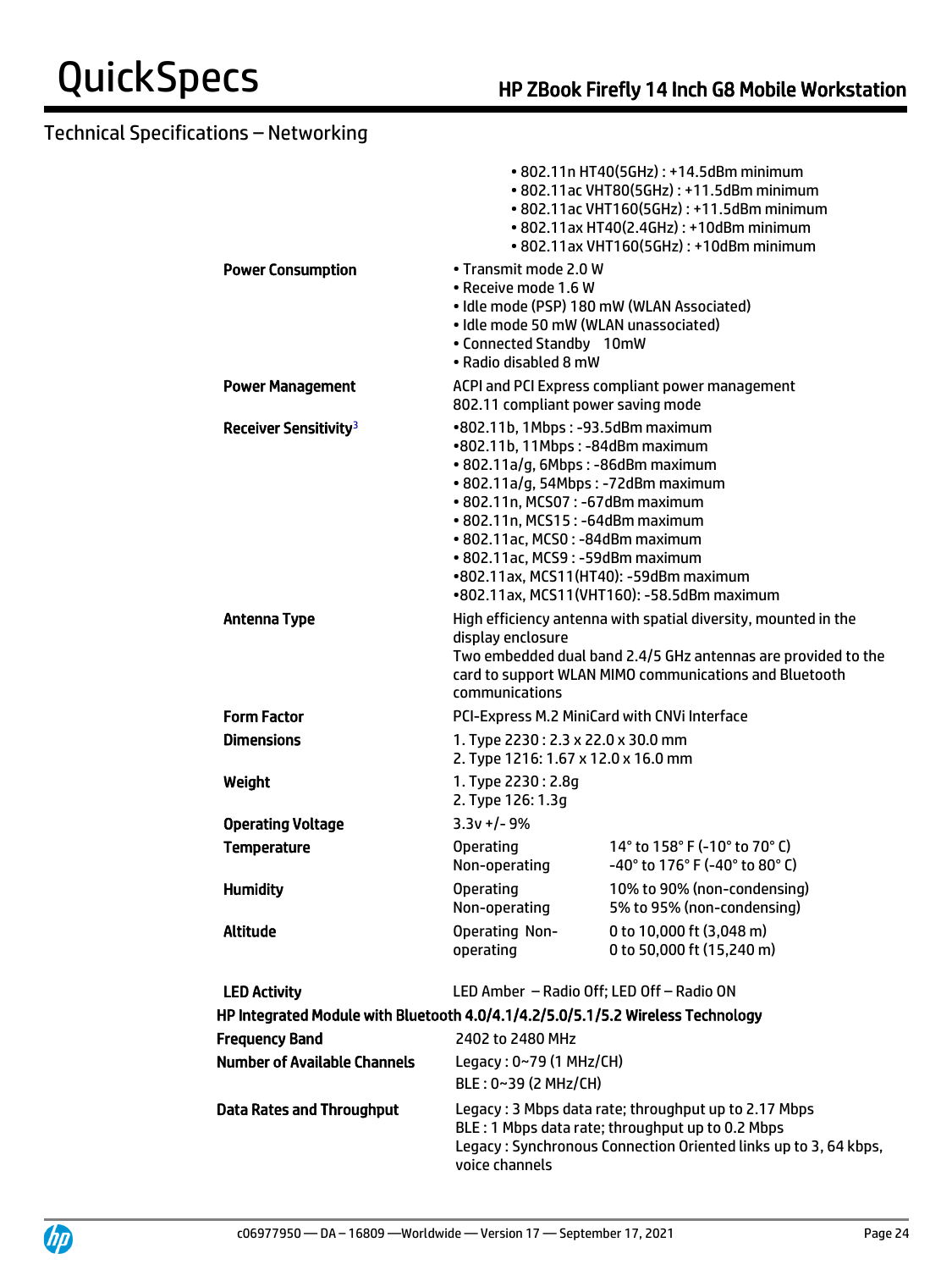## Technical Specifications – Networking

| | |
|---|---|
| | • 802.11n HT40(5GHz) : +14.5dBm minimum<br>• 802.11ac VHT80(5GHz) : +11.5dBm minimum<br>• 802.11ac VHT160(5GHz) : +11.5dBm minimum<br>• 802.11ax HT40(2.4GHz) : +10dBm minimum<br>• 802.11ax VHT160(5GHz) : +10dBm minimum |
| **Power Consumption** | • Transmit mode 2.0 W<br>• Receive mode 1.6 W<br>• Idle mode (PSP) 180 mW (WLAN Associated)<br>• Idle mode 50 mW (WLAN unassociated)<br>• Connected Standby 10mW<br>• Radio disabled 8 mW |
| **Power Management** | ACPI and PCI Express compliant power management<br>802.11 compliant power saving mode |
| **Receiver Sensitivity[3]** | •802.11b, 1Mbps : -93.5dBm maximum<br>•802.11b, 11Mbps : -84dBm maximum<br>• 802.11a/g, 6Mbps : -86dBm maximum<br>• 802.11a/g, 54Mbps : -72dBm maximum<br>• 802.11n, MCS07 : -67dBm maximum<br>• 802.11n, MCS15 : -64dBm maximum<br>• 802.11ac, MCS0 : -84dBm maximum<br>• 802.11ac, MCS9 : -59dBm maximum<br>•802.11ax, MCS11(HT40): -59dBm maximum<br>•802.11ax, MCS11(VHT160): -58.5dBm maximum |
| **Antenna Type** | High efficiency antenna with spatial diversity, mounted in the display enclosure<br>Two embedded dual band 2.4/5 GHz antennas are provided to the card to support WLAN MIMO communications and Bluetooth communications |
| **Form Factor** | PCI-Express M.2 MiniCard with CNVi Interface |
| **Dimensions** | 1. Type 2230 : 2.3 x 22.0 x 30.0 mm<br>2. Type 1216: 1.67 x 12.0 x 16.0 mm |
| **Weight** | 1. Type 2230 : 2.8g<br>2. Type 126: 1.3g |
| **Operating Voltage** | 3.3v +/- 9% |
| **Temperature** | Operating: 14° to 158° F (-10° to 70° C)<br>Non-operating: -40° to 176° F (-40° to 80° C) |
| **Humidity** | Operating: 10% to 90% (non-condensing)<br>Non-operating: 5% to 95% (non-condensing) |
| **Altitude** | Operating: 0 to 10,000 ft (3,048 m)<br>Non-operating: 0 to 50,000 ft (15,240 m) |
| **LED Activity** | LED Amber – Radio Off; LED Off – Radio ON |

### HP Integrated Module with Bluetooth 4.0/4.1/4.2/5.0/5.1/5.2 Wireless Technology

| | |
|---|---|
| **Frequency Band** | 2402 to 2480 MHz |
| **Number of Available Channels** | Legacy : 0~79 (1 MHz/CH)<br>BLE : 0~39 (2 MHz/CH) |
| **Data Rates and Throughput** | Legacy : 3 Mbps data rate; throughput up to 2.17 Mbps<br>BLE : 1 Mbps data rate; throughput up to 0.2 Mbps<br>Legacy : Synchronous Connection Oriented links up to 3, 64 kbps, voice channels |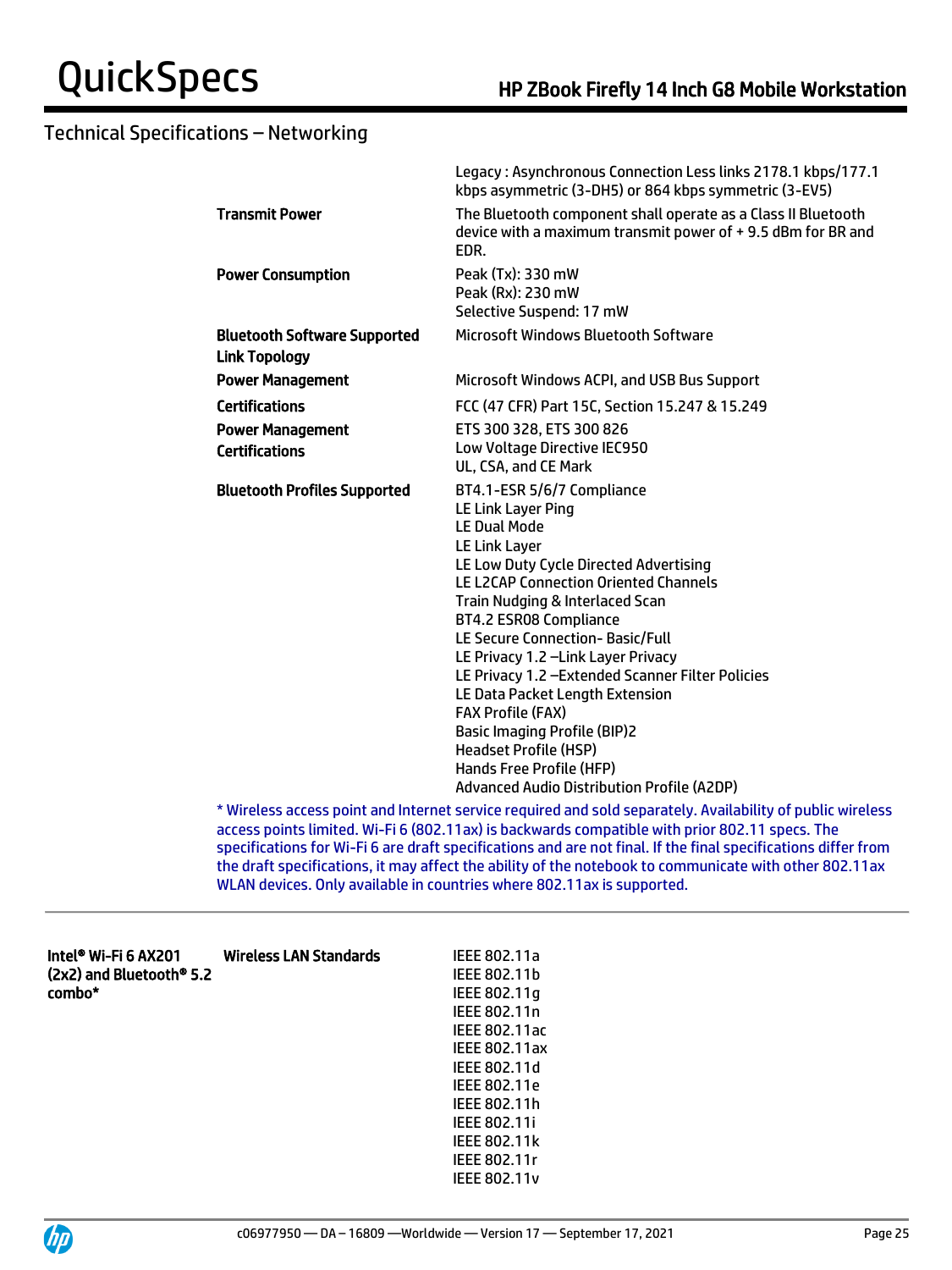## Technical Specifications – Networking

| | | |
|---|---|---|
| | | Legacy : Asynchronous Connection Less links 2178.1 kbps/177.1 kbps asymmetric (3-DH5) or 864 kbps symmetric (3-EV5) |
| | **Transmit Power** | The Bluetooth component shall operate as a Class II Bluetooth device with a maximum transmit power of + 9.5 dBm for BR and EDR. |
| | **Power Consumption** | Peak (Tx): 330 mW<br>Peak (Rx): 230 mW<br>Selective Suspend: 17 mW |
| | **Bluetooth Software Supported**<br>**Link Topology** | Microsoft Windows Bluetooth Software |
| | **Power Management** | Microsoft Windows ACPI, and USB Bus Support |
| | **Certifications** | FCC (47 CFR) Part 15C, Section 15.247 & 15.249 |
| | **Power Management**<br>**Certifications** | ETS 300 328, ETS 300 826<br>Low Voltage Directive IEC950<br>UL, CSA, and CE Mark |
| | **Bluetooth Profiles Supported** | BT4.1-ESR 5/6/7 Compliance<br>LE Link Layer Ping<br>LE Dual Mode<br>LE Link Layer<br>LE Low Duty Cycle Directed Advertising<br>LE L2CAP Connection Oriented Channels<br>Train Nudging & Interlaced Scan<br>BT4.2 ESR08 Compliance<br>LE Secure Connection- Basic/Full<br>LE Privacy 1.2 –Link Layer Privacy<br>LE Privacy 1.2 –Extended Scanner Filter Policies<br>LE Data Packet Length Extension<br>FAX Profile (FAX)<br>Basic Imaging Profile (BIP)2<br>Headset Profile (HSP)<br>Hands Free Profile (HFP)<br>Advanced Audio Distribution Profile (A2DP) |

* Wireless access point and Internet service required and sold separately. Availability of public wireless access points limited. Wi-Fi 6 (802.11ax) is backwards compatible with prior 802.11 specs. The specifications for Wi-Fi 6 are draft specifications and are not final. If the final specifications differ from the draft specifications, it may affect the ability of the notebook to communicate with other 802.11ax WLAN devices. Only available in countries where 802.11ax is supported.

---

| | | |
|---|---|---|
| **Intel® Wi-Fi 6 AX201 (2x2) and Bluetooth® 5.2 combo*** | **Wireless LAN Standards** | IEEE 802.11a<br>IEEE 802.11b<br>IEEE 802.11g<br>IEEE 802.11n<br>IEEE 802.11ac<br>IEEE 802.11ax<br>IEEE 802.11d<br>IEEE 802.11e<br>IEEE 802.11h<br>IEEE 802.11i<br>IEEE 802.11k<br>IEEE 802.11r<br>IEEE 802.11v |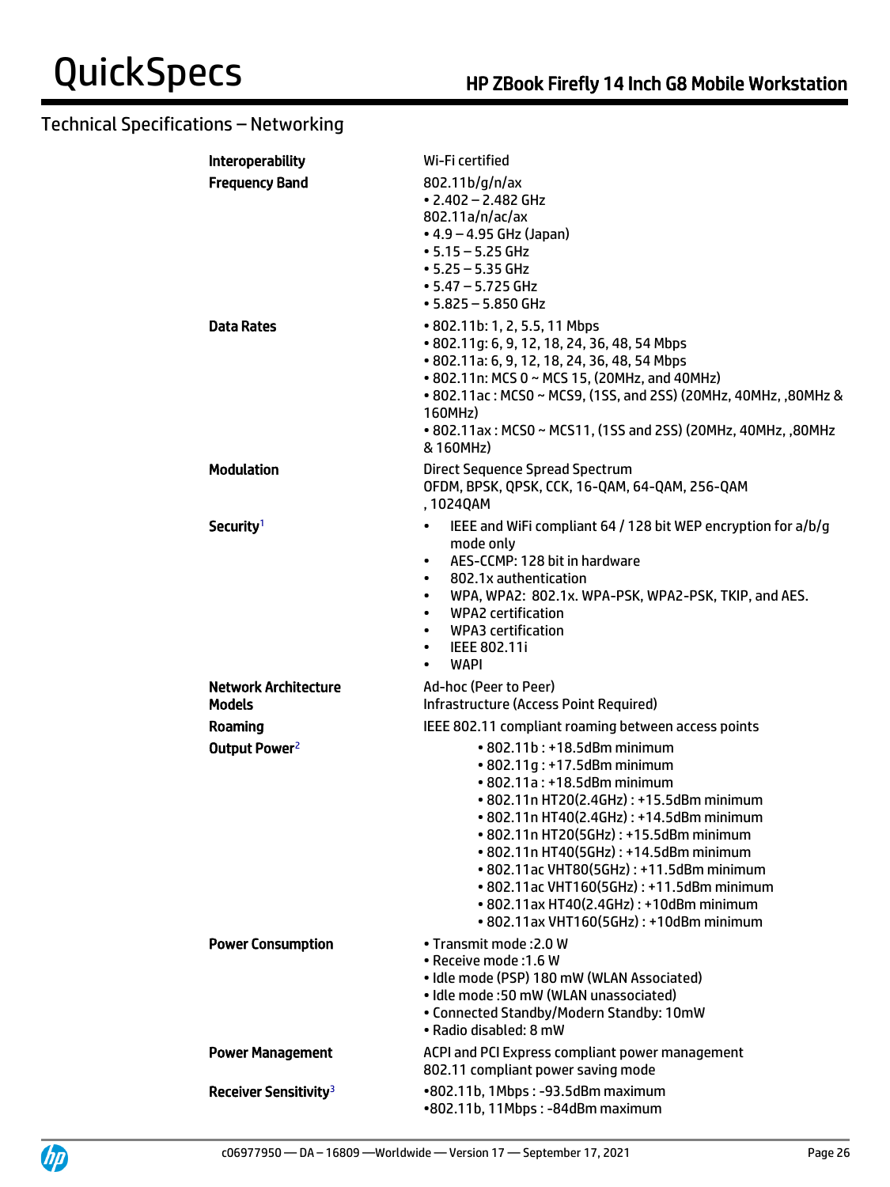## Technical Specifications – Networking

| | |
|---|---|
| **Interoperability** | Wi-Fi certified |
| **Frequency Band** | 802.11b/g/n/ax<br>• 2.402 – 2.482 GHz<br>802.11a/n/ac/ax<br>• 4.9 – 4.95 GHz (Japan)<br>• 5.15 – 5.25 GHz<br>• 5.25 – 5.35 GHz<br>• 5.47 – 5.725 GHz<br>• 5.825 – 5.850 GHz |
| **Data Rates** | • 802.11b: 1, 2, 5.5, 11 Mbps<br>• 802.11g: 6, 9, 12, 18, 24, 36, 48, 54 Mbps<br>• 802.11a: 6, 9, 12, 18, 24, 36, 48, 54 Mbps<br>• 802.11n: MCS 0 ~ MCS 15, (20MHz, and 40MHz)<br>• 802.11ac : MCS0 ~ MCS9, (1SS, and 2SS) (20MHz, 40MHz, ,80MHz & 160MHz)<br>• 802.11ax : MCS0 ~ MCS11, (1SS and 2SS) (20MHz, 40MHz, ,80MHz & 160MHz) |
| **Modulation** | Direct Sequence Spread Spectrum<br>OFDM, BPSK, QPSK, CCK, 16-QAM, 64-QAM, 256-QAM , 1024QAM |
| **Security**[1] | • IEEE and WiFi compliant 64 / 128 bit WEP encryption for a/b/g mode only<br>• AES-CCMP: 128 bit in hardware<br>• 802.1x authentication<br>• WPA, WPA2: 802.1x. WPA-PSK, WPA2-PSK, TKIP, and AES.<br>• WPA2 certification<br>• WPA3 certification<br>• IEEE 802.11i<br>• WAPI |
| **Network Architecture Models** | Ad-hoc (Peer to Peer)<br>Infrastructure (Access Point Required) |
| **Roaming** | IEEE 802.11 compliant roaming between access points |
| **Output Power**[2] | • 802.11b : +18.5dBm minimum<br>• 802.11g : +17.5dBm minimum<br>• 802.11a : +18.5dBm minimum<br>• 802.11n HT20(2.4GHz) : +15.5dBm minimum<br>• 802.11n HT40(2.4GHz) : +14.5dBm minimum<br>• 802.11n HT20(5GHz) : +15.5dBm minimum<br>• 802.11n HT40(5GHz) : +14.5dBm minimum<br>• 802.11ac VHT80(5GHz) : +11.5dBm minimum<br>• 802.11ac VHT160(5GHz) : +11.5dBm minimum<br>• 802.11ax HT40(2.4GHz) : +10dBm minimum<br>• 802.11ax VHT160(5GHz) : +10dBm minimum |
| **Power Consumption** | • Transmit mode :2.0 W<br>• Receive mode :1.6 W<br>• Idle mode (PSP) 180 mW (WLAN Associated)<br>• Idle mode :50 mW (WLAN unassociated)<br>• Connected Standby/Modern Standby: 10mW<br>• Radio disabled: 8 mW |
| **Power Management** | ACPI and PCI Express compliant power management<br>802.11 compliant power saving mode |
| **Receiver Sensitivity**[3] | •802.11b, 1Mbps : -93.5dBm maximum<br>•802.11b, 11Mbps : -84dBm maximum |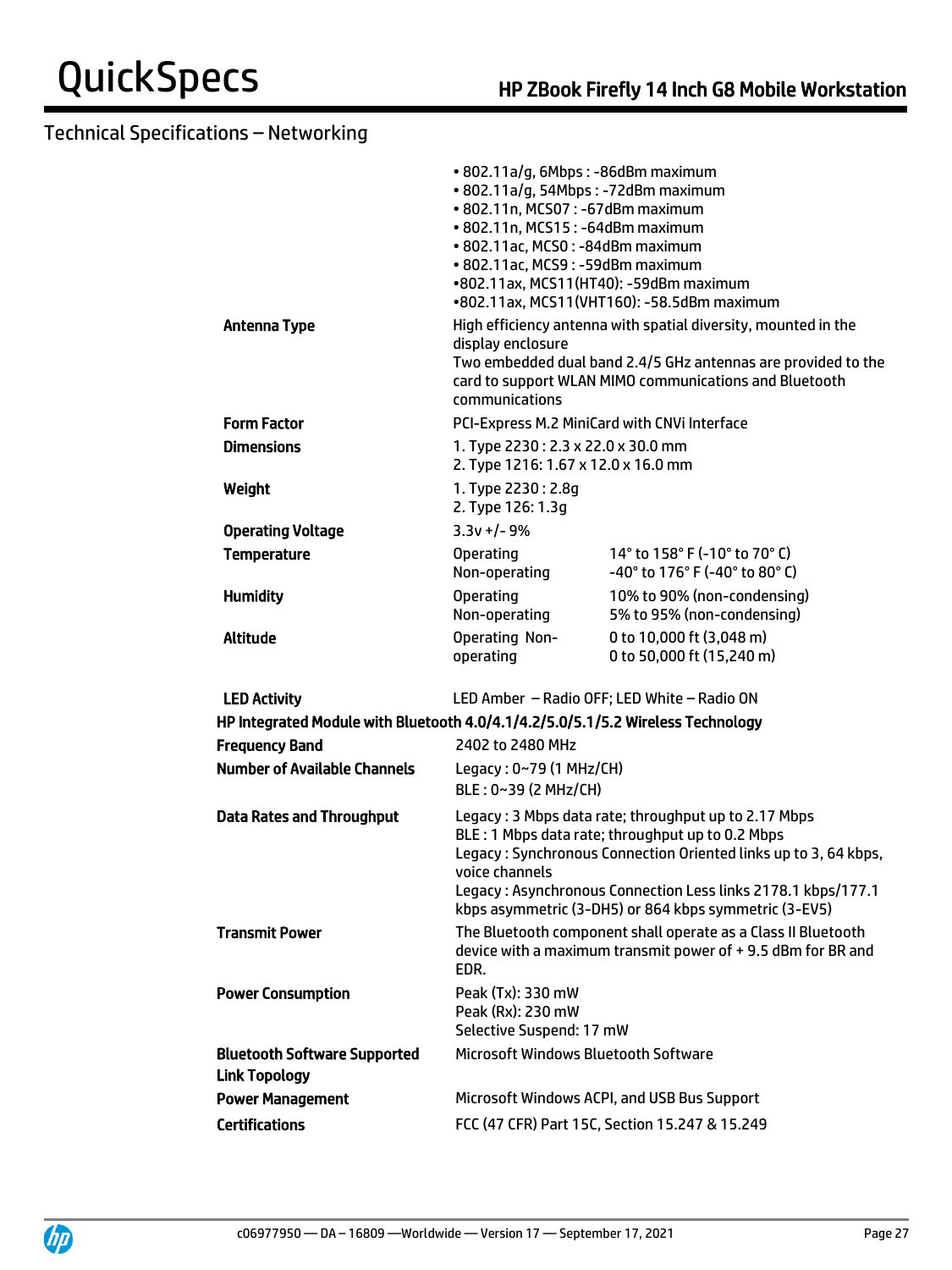## Technical Specifications – Networking

| | | |
|---|---|---|
| | • 802.11a/g, 6Mbps : -86dBm maximum<br>• 802.11a/g, 54Mbps : -72dBm maximum<br>• 802.11n, MCS07 : -67dBm maximum<br>• 802.11n, MCS15 : -64dBm maximum<br>• 802.11ac, MCS0 : -84dBm maximum<br>• 802.11ac, MCS9 : -59dBm maximum<br>•802.11ax, MCS11(HT40): -59dBm maximum<br>•802.11ax, MCS11(VHT160): -58.5dBm maximum | |
| **Antenna Type** | High efficiency antenna with spatial diversity, mounted in the display enclosure<br>Two embedded dual band 2.4/5 GHz antennas are provided to the card to support WLAN MIMO communications and Bluetooth communications | |
| **Form Factor** | PCI-Express M.2 MiniCard with CNVi Interface | |
| **Dimensions** | 1. Type 2230 : 2.3 x 22.0 x 30.0 mm<br>2. Type 1216: 1.67 x 12.0 x 16.0 mm | |
| **Weight** | 1. Type 2230 : 2.8g<br>2. Type 126: 1.3g | |
| **Operating Voltage** | 3.3v +/- 9% | |
| **Temperature** | Operating<br>Non-operating | 14° to 158° F (-10° to 70° C)<br>-40° to 176° F (-40° to 80° C) |
| **Humidity** | Operating<br>Non-operating | 10% to 90% (non-condensing)<br>5% to 95% (non-condensing) |
| **Altitude** | Operating Non-operating | 0 to 10,000 ft (3,048 m)<br>0 to 50,000 ft (15,240 m) |
| **LED Activity** | LED Amber – Radio OFF; LED White – Radio ON | |

**HP Integrated Module with Bluetooth 4.0/4.1/4.2/5.0/5.1/5.2 Wireless Technology**

| | |
|---|---|
| **Frequency Band** | 2402 to 2480 MHz |
| **Number of Available Channels** | Legacy : 0~79 (1 MHz/CH)<br>BLE : 0~39 (2 MHz/CH) |
| **Data Rates and Throughput** | Legacy : 3 Mbps data rate; throughput up to 2.17 Mbps<br>BLE : 1 Mbps data rate; throughput up to 0.2 Mbps<br>Legacy : Synchronous Connection Oriented links up to 3, 64 kbps, voice channels<br>Legacy : Asynchronous Connection Less links 2178.1 kbps/177.1 kbps asymmetric (3-DH5) or 864 kbps symmetric (3-EV5) |
| **Transmit Power** | The Bluetooth component shall operate as a Class II Bluetooth device with a maximum transmit power of + 9.5 dBm for BR and EDR. |
| **Power Consumption** | Peak (Tx): 330 mW<br>Peak (Rx): 230 mW<br>Selective Suspend: 17 mW |
| **Bluetooth Software Supported** | Microsoft Windows Bluetooth Software |
| **Link Topology** | |
| **Power Management** | Microsoft Windows ACPI, and USB Bus Support |
| **Certifications** | FCC (47 CFR) Part 15C, Section 15.247 & 15.249 |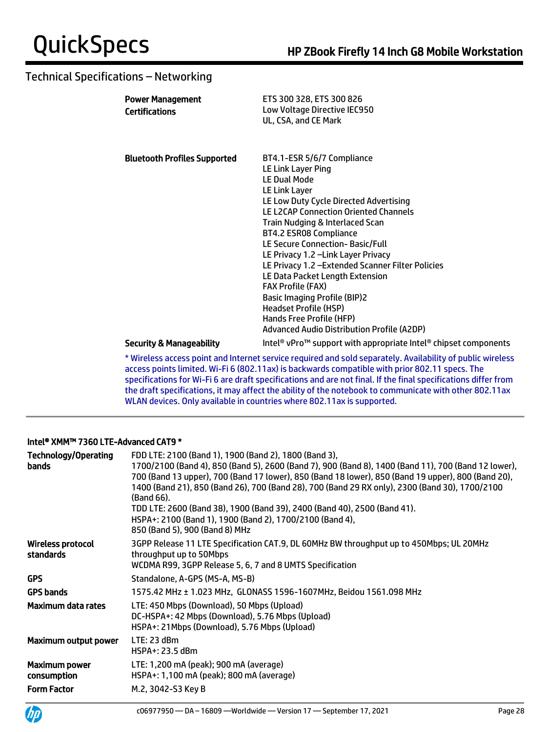## Technical Specifications – Networking

| | |
|---|---|
| **Power Management Certifications** | ETS 300 328, ETS 300 826<br>Low Voltage Directive IEC950<br>UL, CSA, and CE Mark |
| **Bluetooth Profiles Supported** | BT4.1-ESR 5/6/7 Compliance<br>LE Link Layer Ping<br>LE Dual Mode<br>LE Link Layer<br>LE Low Duty Cycle Directed Advertising<br>LE L2CAP Connection Oriented Channels<br>Train Nudging & Interlaced Scan<br>BT4.2 ESR08 Compliance<br>LE Secure Connection- Basic/Full<br>LE Privacy 1.2 –Link Layer Privacy<br>LE Privacy 1.2 –Extended Scanner Filter Policies<br>LE Data Packet Length Extension<br>FAX Profile (FAX)<br>Basic Imaging Profile (BIP)2<br>Headset Profile (HSP)<br>Hands Free Profile (HFP)<br>Advanced Audio Distribution Profile (A2DP) |
| **Security & Manageability** | Intel® vPro™ support with appropriate Intel® chipset components |

* Wireless access point and Internet service required and sold separately. Availability of public wireless access points limited. Wi-Fi 6 (802.11ax) is backwards compatible with prior 802.11 specs. The specifications for Wi-Fi 6 are draft specifications and are not final. If the final specifications differ from the draft specifications, it may affect the ability of the notebook to communicate with other 802.11ax WLAN devices. Only available in countries where 802.11ax is supported.

---

**Intel® XMM™ 7360 LTE-Advanced CAT9 ***

| | |
|---|---|
| **Technology/Operating bands** | FDD LTE: 2100 (Band 1), 1900 (Band 2), 1800 (Band 3), 1700/2100 (Band 4), 850 (Band 5), 2600 (Band 7), 900 (Band 8), 1400 (Band 11), 700 (Band 12 lower), 700 (Band 13 upper), 700 (Band 17 lower), 850 (Band 18 lower), 850 (Band 19 upper), 800 (Band 20), 1400 (Band 21), 850 (Band 26), 700 (Band 28), 700 (Band 29 RX only), 2300 (Band 30), 1700/2100 (Band 66).<br>TDD LTE: 2600 (Band 38), 1900 (Band 39), 2400 (Band 40), 2500 (Band 41).<br>HSPA+: 2100 (Band 1), 1900 (Band 2), 1700/2100 (Band 4), 850 (Band 5), 900 (Band 8) MHz |
| **Wireless protocol standards** | 3GPP Release 11 LTE Specification CAT.9, DL 60MHz BW throughput up to 450Mbps; UL 20MHz throughput up to 50Mbps<br>WCDMA R99, 3GPP Release 5, 6, 7 and 8 UMTS Specification |
| **GPS** | Standalone, A-GPS (MS-A, MS-B) |
| **GPS bands** | 1575.42 MHz ± 1.023 MHz, GLONASS 1596-1607MHz, Beidou 1561.098 MHz |
| **Maximum data rates** | LTE: 450 Mbps (Download), 50 Mbps (Upload)<br>DC-HSPA+: 42 Mbps (Download), 5.76 Mbps (Upload)<br>HSPA+: 21Mbps (Download), 5.76 Mbps (Upload) |
| **Maximum output power** | LTE: 23 dBm<br>HSPA+: 23.5 dBm |
| **Maximum power consumption** | LTE: 1,200 mA (peak); 900 mA (average)<br>HSPA+: 1,100 mA (peak); 800 mA (average) |
| **Form Factor** | M.2, 3042-S3 Key B |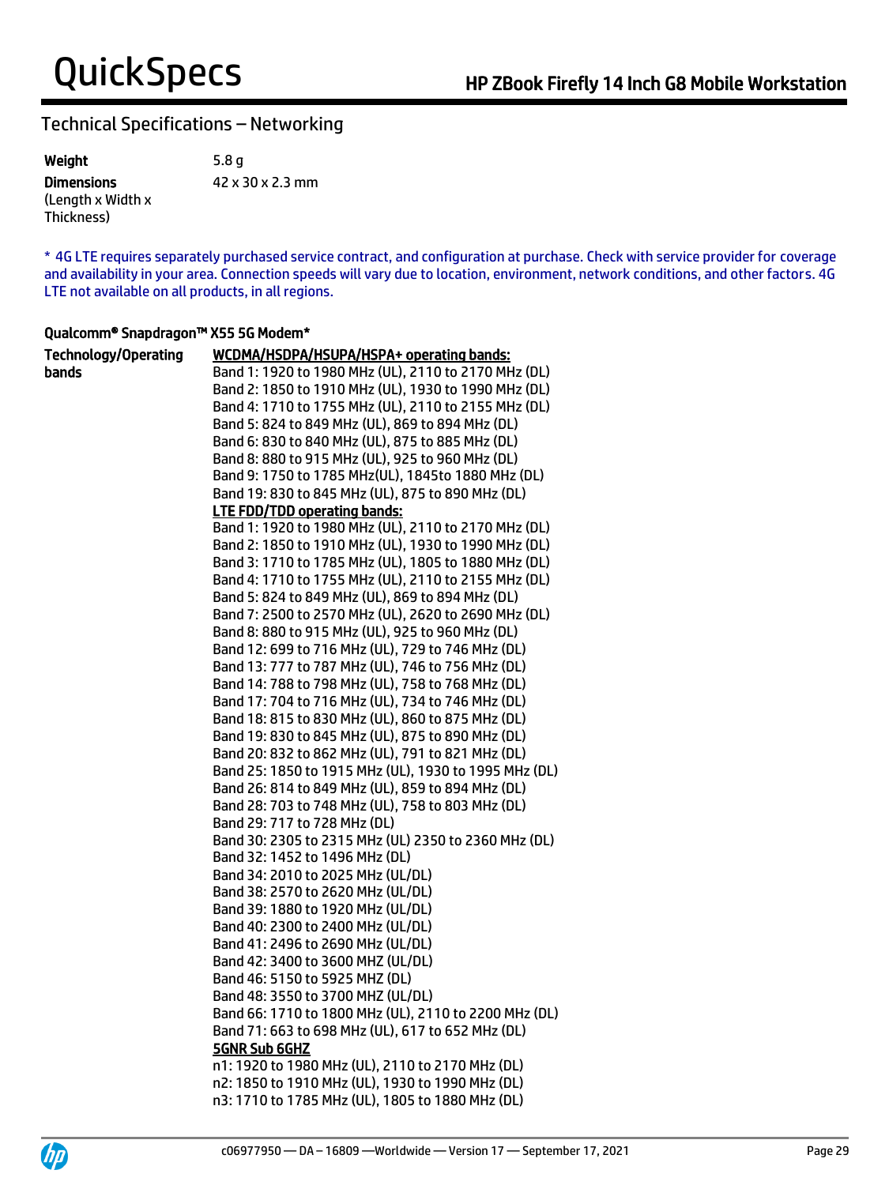## Technical Specifications – Networking

| | |
|---|---|
| **Weight** | 5.8 g |
| **Dimensions** (Length x Width x Thickness) | 42 x 30 x 2.3 mm |

* 4G LTE requires separately purchased service contract, and configuration at purchase. Check with service provider for coverage and availability in your area. Connection speeds will vary due to location, environment, network conditions, and other factors. 4G LTE not available on all products, in all regions.

**Qualcomm® Snapdragon™ X55 5G Modem***

**Technology/Operating bands**

**WCDMA/HSDPA/HSUPA/HSPA+ operating bands:**

Band 1: 1920 to 1980 MHz (UL), 2110 to 2170 MHz (DL)
Band 2: 1850 to 1910 MHz (UL), 1930 to 1990 MHz (DL)
Band 4: 1710 to 1755 MHz (UL), 2110 to 2155 MHz (DL)
Band 5: 824 to 849 MHz (UL), 869 to 894 MHz (DL)
Band 6: 830 to 840 MHz (UL), 875 to 885 MHz (DL)
Band 8: 880 to 915 MHz (UL), 925 to 960 MHz (DL)
Band 9: 1750 to 1785 MHz(UL), 1845to 1880 MHz (DL)
Band 19: 830 to 845 MHz (UL), 875 to 890 MHz (DL)

**LTE FDD/TDD operating bands:**

Band 1: 1920 to 1980 MHz (UL), 2110 to 2170 MHz (DL)
Band 2: 1850 to 1910 MHz (UL), 1930 to 1990 MHz (DL)
Band 3: 1710 to 1785 MHz (UL), 1805 to 1880 MHz (DL)
Band 4: 1710 to 1755 MHz (UL), 2110 to 2155 MHz (DL)
Band 5: 824 to 849 MHz (UL), 869 to 894 MHz (DL)
Band 7: 2500 to 2570 MHz (UL), 2620 to 2690 MHz (DL)
Band 8: 880 to 915 MHz (UL), 925 to 960 MHz (DL)
Band 12: 699 to 716 MHz (UL), 729 to 746 MHz (DL)
Band 13: 777 to 787 MHz (UL), 746 to 756 MHz (DL)
Band 14: 788 to 798 MHz (UL), 758 to 768 MHz (DL)
Band 17: 704 to 716 MHz (UL), 734 to 746 MHz (DL)
Band 18: 815 to 830 MHz (UL), 860 to 875 MHz (DL)
Band 19: 830 to 845 MHz (UL), 875 to 890 MHz (DL)
Band 20: 832 to 862 MHz (UL), 791 to 821 MHz (DL)
Band 25: 1850 to 1915 MHz (UL), 1930 to 1995 MHz (DL)
Band 26: 814 to 849 MHz (UL), 859 to 894 MHz (DL)
Band 28: 703 to 748 MHz (UL), 758 to 803 MHz (DL)
Band 29: 717 to 728 MHz (DL)
Band 30: 2305 to 2315 MHz (UL) 2350 to 2360 MHz (DL)
Band 32: 1452 to 1496 MHz (DL)
Band 34: 2010 to 2025 MHz (UL/DL)
Band 38: 2570 to 2620 MHz (UL/DL)
Band 39: 1880 to 1920 MHz (UL/DL)
Band 40: 2300 to 2400 MHz (UL/DL)
Band 41: 2496 to 2690 MHz (UL/DL)
Band 42: 3400 to 3600 MHZ (UL/DL)
Band 46: 5150 to 5925 MHZ (DL)
Band 48: 3550 to 3700 MHZ (UL/DL)
Band 66: 1710 to 1800 MHz (UL), 2110 to 2200 MHz (DL)
Band 71: 663 to 698 MHz (UL), 617 to 652 MHz (DL)

**5GNR Sub 6GHZ**

n1: 1920 to 1980 MHz (UL), 2110 to 2170 MHz (DL)
n2: 1850 to 1910 MHz (UL), 1930 to 1990 MHz (DL)
n3: 1710 to 1785 MHz (UL), 1805 to 1880 MHz (DL)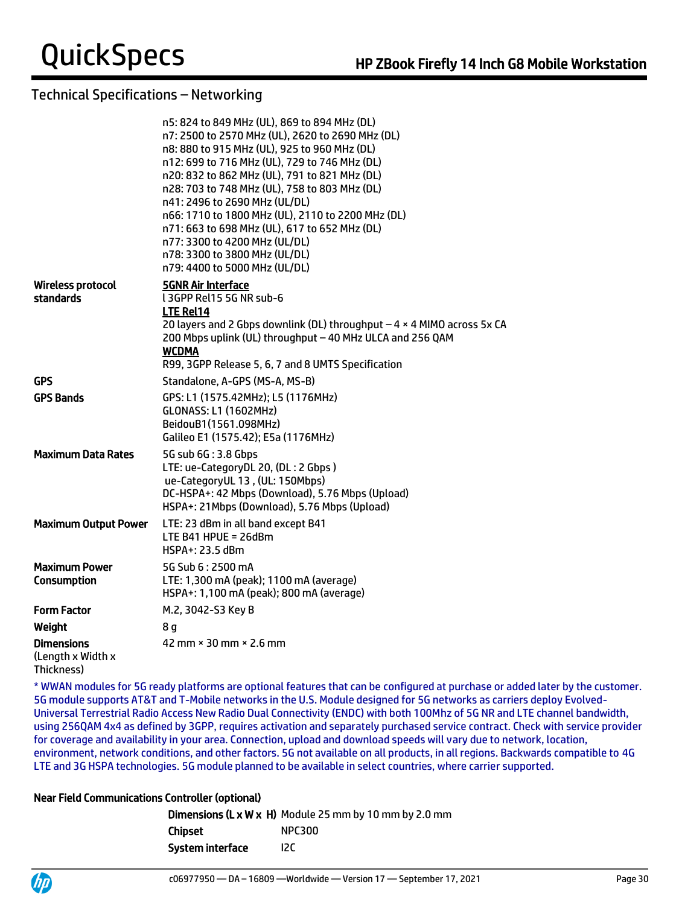## Technical Specifications – Networking

| | |
|---|---|
| | n5: 824 to 849 MHz (UL), 869 to 894 MHz (DL)<br>n7: 2500 to 2570 MHz (UL), 2620 to 2690 MHz (DL)<br>n8: 880 to 915 MHz (UL), 925 to 960 MHz (DL)<br>n12: 699 to 716 MHz (UL), 729 to 746 MHz (DL)<br>n20: 832 to 862 MHz (UL), 791 to 821 MHz (DL)<br>n28: 703 to 748 MHz (UL), 758 to 803 MHz (DL)<br>n41: 2496 to 2690 MHz (UL/DL)<br>n66: 1710 to 1800 MHz (UL), 2110 to 2200 MHz (DL)<br>n71: 663 to 698 MHz (UL), 617 to 652 MHz (DL)<br>n77: 3300 to 4200 MHz (UL/DL)<br>n78: 3300 to 3800 MHz (UL/DL)<br>n79: 4400 to 5000 MHz (UL/DL) |
| **Wireless protocol standards** | **5GNR Air Interface**<br>l 3GPP Rel15 5G NR sub-6<br>**LTE Rel14**<br>20 layers and 2 Gbps downlink (DL) throughput – 4 × 4 MIMO across 5x CA<br>200 Mbps uplink (UL) throughput – 40 MHz ULCA and 256 QAM<br>**WCDMA**<br>R99, 3GPP Release 5, 6, 7 and 8 UMTS Specification |
| **GPS** | Standalone, A-GPS (MS-A, MS-B) |
| **GPS Bands** | GPS: L1 (1575.42MHz); L5 (1176MHz)<br>GLONASS: L1 (1602MHz)<br>BeidouB1(1561.098MHz)<br>Galileo E1 (1575.42); E5a (1176MHz) |
| **Maximum Data Rates** | 5G sub 6G : 3.8 Gbps<br>LTE: ue-CategoryDL 20, (DL : 2 Gbps )<br>ue-CategoryUL 13 , (UL: 150Mbps)<br>DC-HSPA+: 42 Mbps (Download), 5.76 Mbps (Upload)<br>HSPA+: 21Mbps (Download), 5.76 Mbps (Upload) |
| **Maximum Output Power** | LTE: 23 dBm in all band except B41<br>LTE B41 HPUE = 26dBm<br>HSPA+: 23.5 dBm |
| **Maximum Power Consumption** | 5G Sub 6 : 2500 mA<br>LTE: 1,300 mA (peak); 1100 mA (average)<br>HSPA+: 1,100 mA (peak); 800 mA (average) |
| **Form Factor** | M.2, 3042-S3 Key B |
| **Weight** | 8 g |
| **Dimensions** (Length x Width x Thickness) | 42 mm × 30 mm × 2.6 mm |

* WWAN modules for 5G ready platforms are optional features that can be configured at purchase or added later by the customer. 5G module supports AT&T and T-Mobile networks in the U.S. Module designed for 5G networks as carriers deploy Evolved-Universal Terrestrial Radio Access New Radio Dual Connectivity (ENDC) with both 100Mhz of 5G NR and LTE channel bandwidth, using 256QAM 4x4 as defined by 3GPP, requires activation and separately purchased service contract. Check with service provider for coverage and availability in your area. Connection, upload and download speeds will vary due to network, location, environment, network conditions, and other factors. 5G not available on all products, in all regions. Backwards compatible to 4G LTE and 3G HSPA technologies. 5G module planned to be available in select countries, where carrier supported.

### Near Field Communications Controller (optional)

| | |
|---|---|
| **Dimensions (L x W x H)** | Module 25 mm by 10 mm by 2.0 mm |
| **Chipset** | NPC300 |
| **System interface** | I2C |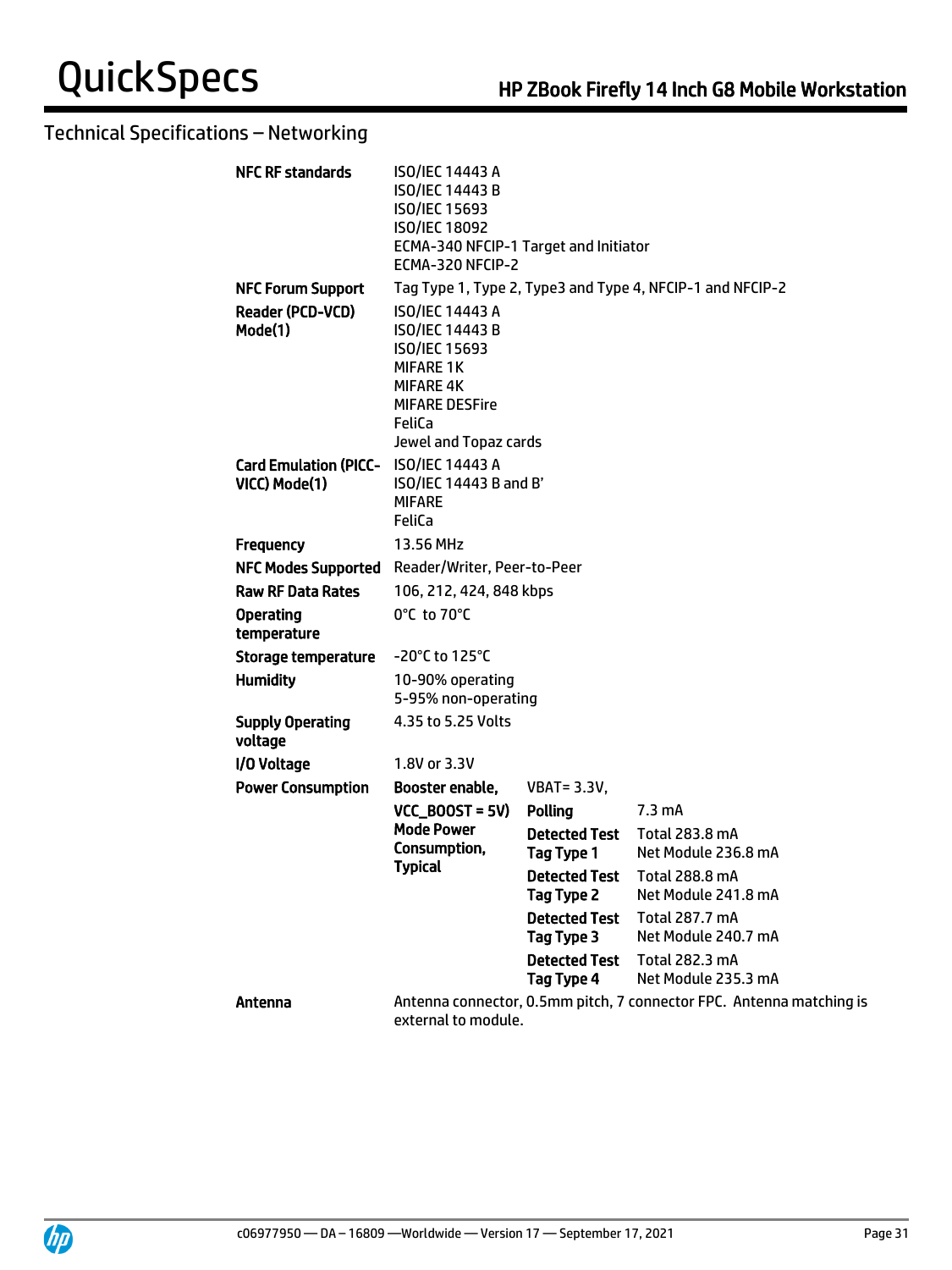## Technical Specifications – Networking

| | | | |
|---|---|---|---|
| **NFC RF standards** | ISO/IEC 14443 A<br>ISO/IEC 14443 B<br>ISO/IEC 15693<br>ISO/IEC 18092<br>ECMA-340 NFCIP-1 Target and Initiator<br>ECMA-320 NFCIP-2 | | |
| **NFC Forum Support** | Tag Type 1, Type 2, Type3 and Type 4, NFCIP-1 and NFCIP-2 | | |
| **Reader (PCD-VCD) Mode(1)** | ISO/IEC 14443 A<br>ISO/IEC 14443 B<br>ISO/IEC 15693<br>MIFARE 1K<br>MIFARE 4K<br>MIFARE DESFire<br>FeliCa<br>Jewel and Topaz cards | | |
| **Card Emulation (PICC-VICC) Mode(1)** | ISO/IEC 14443 A<br>ISO/IEC 14443 B and B'<br>MIFARE<br>FeliCa | | |
| **Frequency** | 13.56 MHz | | |
| **NFC Modes Supported** | Reader/Writer, Peer-to-Peer | | |
| **Raw RF Data Rates** | 106, 212, 424, 848 kbps | | |
| **Operating temperature** | 0°C to 70°C | | |
| **Storage temperature** | -20°C to 125°C | | |
| **Humidity** | 10-90% operating<br>5-95% non-operating | | |
| **Supply Operating voltage** | 4.35 to 5.25 Volts | | |
| **I/O Voltage** | 1.8V or 3.3V | | |
| **Power Consumption** | **Booster enable, VCC_BOOST = 5V) Mode Power Consumption, Typical** | VBAT= 3.3V, | |
| | | **Polling** | 7.3 mA |
| | | **Detected Test Tag Type 1** | Total 283.8 mA<br>Net Module 236.8 mA |
| | | **Detected Test Tag Type 2** | Total 288.8 mA<br>Net Module 241.8 mA |
| | | **Detected Test Tag Type 3** | Total 287.7 mA<br>Net Module 240.7 mA |
| | | **Detected Test Tag Type 4** | Total 282.3 mA<br>Net Module 235.3 mA |
| **Antenna** | Antenna connector, 0.5mm pitch, 7 connector FPC. Antenna matching is external to module. | | |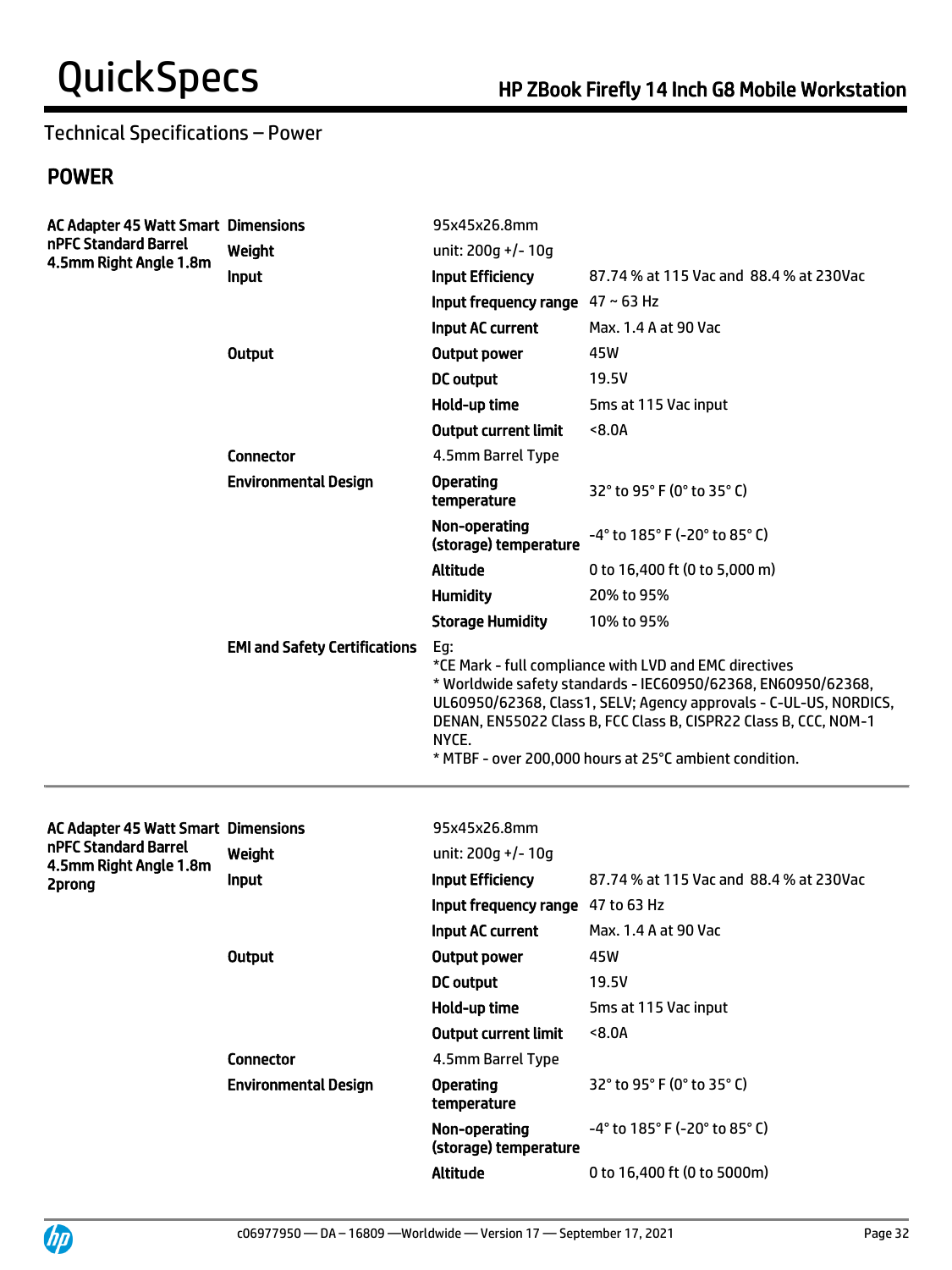Technical Specifications – Power

## POWER

| | | | |
|---|---|---|---|
| **AC Adapter 45 Watt Smart nPFC Standard Barrel 4.5mm Right Angle 1.8m** | **Dimensions** | 95x45x26.8mm | |
| | **Weight** | unit: 200g +/- 10g | |
| | **Input** | **Input Efficiency** | 87.74 % at 115 Vac and 88.4 % at 230Vac |
| | | **Input frequency range** | 47 ~ 63 Hz |
| | | **Input AC current** | Max. 1.4 A at 90 Vac |
| | **Output** | **Output power** | 45W |
| | | **DC output** | 19.5V |
| | | **Hold-up time** | 5ms at 115 Vac input |
| | | **Output current limit** | <8.0A |
| | **Connector** | 4.5mm Barrel Type | |
| | **Environmental Design** | **Operating temperature** | 32° to 95° F (0° to 35° C) |
| | | **Non-operating (storage) temperature** | -4° to 185° F (-20° to 85° C) |
| | | **Altitude** | 0 to 16,400 ft (0 to 5,000 m) |
| | | **Humidity** | 20% to 95% |
| | | **Storage Humidity** | 10% to 95% |
| | **EMI and Safety Certifications** | Eg:<br>*CE Mark - full compliance with LVD and EMC directives<br>* Worldwide safety standards - IEC60950/62368, EN60950/62368, UL60950/62368, Class1, SELV; Agency approvals - C-UL-US, NORDICS, DENAN, EN55022 Class B, FCC Class B, CISPR22 Class B, CCC, NOM-1 NYCE.<br>* MTBF - over 200,000 hours at 25°C ambient condition. | |

| | | | |
|---|---|---|---|
| **AC Adapter 45 Watt Smart nPFC Standard Barrel 4.5mm Right Angle 1.8m 2prong** | **Dimensions** | 95x45x26.8mm | |
| | **Weight** | unit: 200g +/- 10g | |
| | **Input** | **Input Efficiency** | 87.74 % at 115 Vac and 88.4 % at 230Vac |
| | | **Input frequency range** | 47 to 63 Hz |
| | | **Input AC current** | Max. 1.4 A at 90 Vac |
| | **Output** | **Output power** | 45W |
| | | **DC output** | 19.5V |
| | | **Hold-up time** | 5ms at 115 Vac input |
| | | **Output current limit** | <8.0A |
| | **Connector** | 4.5mm Barrel Type | |
| | **Environmental Design** | **Operating temperature** | 32° to 95° F (0° to 35° C) |
| | | **Non-operating (storage) temperature** | -4° to 185° F (-20° to 85° C) |
| | | **Altitude** | 0 to 16,400 ft (0 to 5000m) |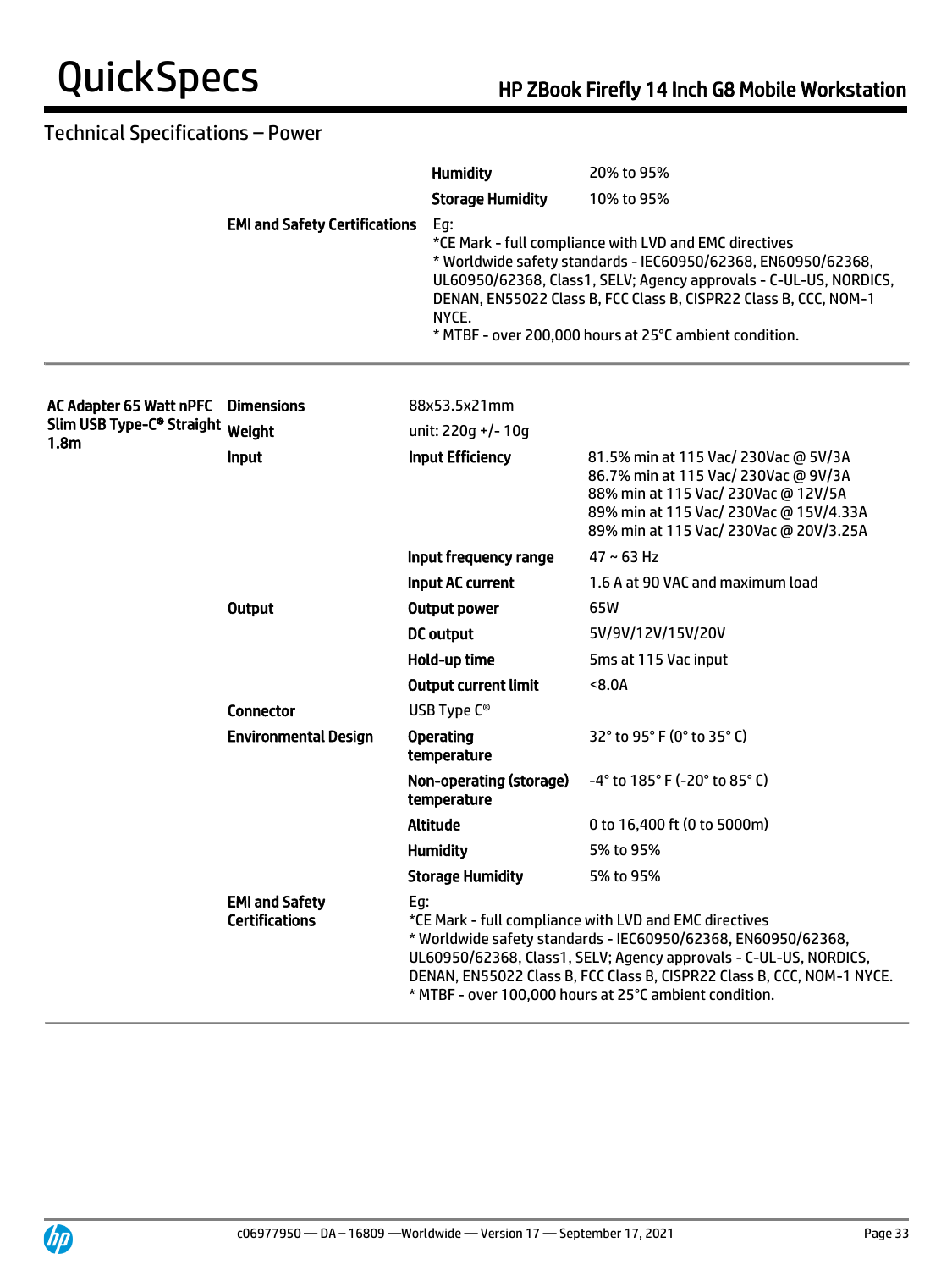## Technical Specifications – Power

| | | | |
|---|---|---|---|
| | | **Humidity** | 20% to 95% |
| | | **Storage Humidity** | 10% to 95% |
| | **EMI and Safety Certifications** | Eg:<br>*CE Mark - full compliance with LVD and EMC directives<br>* Worldwide safety standards - IEC60950/62368, EN60950/62368, UL60950/62368, Class1, SELV; Agency approvals - C-UL-US, NORDICS, DENAN, EN55022 Class B, FCC Class B, CISPR22 Class B, CCC, NOM-1 NYCE.<br>* MTBF - over 200,000 hours at 25°C ambient condition. | |

| | | | |
|---|---|---|---|
| **AC Adapter 65 Watt nPFC Slim USB Type-C® Straight 1.8m** | **Dimensions** | 88x53.5x21mm | |
| | **Weight** | unit: 220g +/- 10g | |
| | **Input** | **Input Efficiency** | 81.5% min at 115 Vac/ 230Vac @ 5V/3A<br>86.7% min at 115 Vac/ 230Vac @ 9V/3A<br>88% min at 115 Vac/ 230Vac @ 12V/5A<br>89% min at 115 Vac/ 230Vac @ 15V/4.33A<br>89% min at 115 Vac/ 230Vac @ 20V/3.25A |
| | | **Input frequency range** | 47 ~ 63 Hz |
| | | **Input AC current** | 1.6 A at 90 VAC and maximum load |
| | **Output** | **Output power** | 65W |
| | | **DC output** | 5V/9V/12V/15V/20V |
| | | **Hold-up time** | 5ms at 115 Vac input |
| | | **Output current limit** | <8.0A |
| | **Connector** | USB Type C® | |
| | **Environmental Design** | **Operating temperature** | 32° to 95° F (0° to 35° C) |
| | | **Non-operating (storage) temperature** | -4° to 185° F (-20° to 85° C) |
| | | **Altitude** | 0 to 16,400 ft (0 to 5000m) |
| | | **Humidity** | 5% to 95% |
| | | **Storage Humidity** | 5% to 95% |
| | **EMI and Safety Certifications** | Eg:<br>*CE Mark - full compliance with LVD and EMC directives<br>* Worldwide safety standards - IEC60950/62368, EN60950/62368, UL60950/62368, Class1, SELV; Agency approvals - C-UL-US, NORDICS, DENAN, EN55022 Class B, FCC Class B, CISPR22 Class B, CCC, NOM-1 NYCE.<br>* MTBF - over 100,000 hours at 25°C ambient condition. | |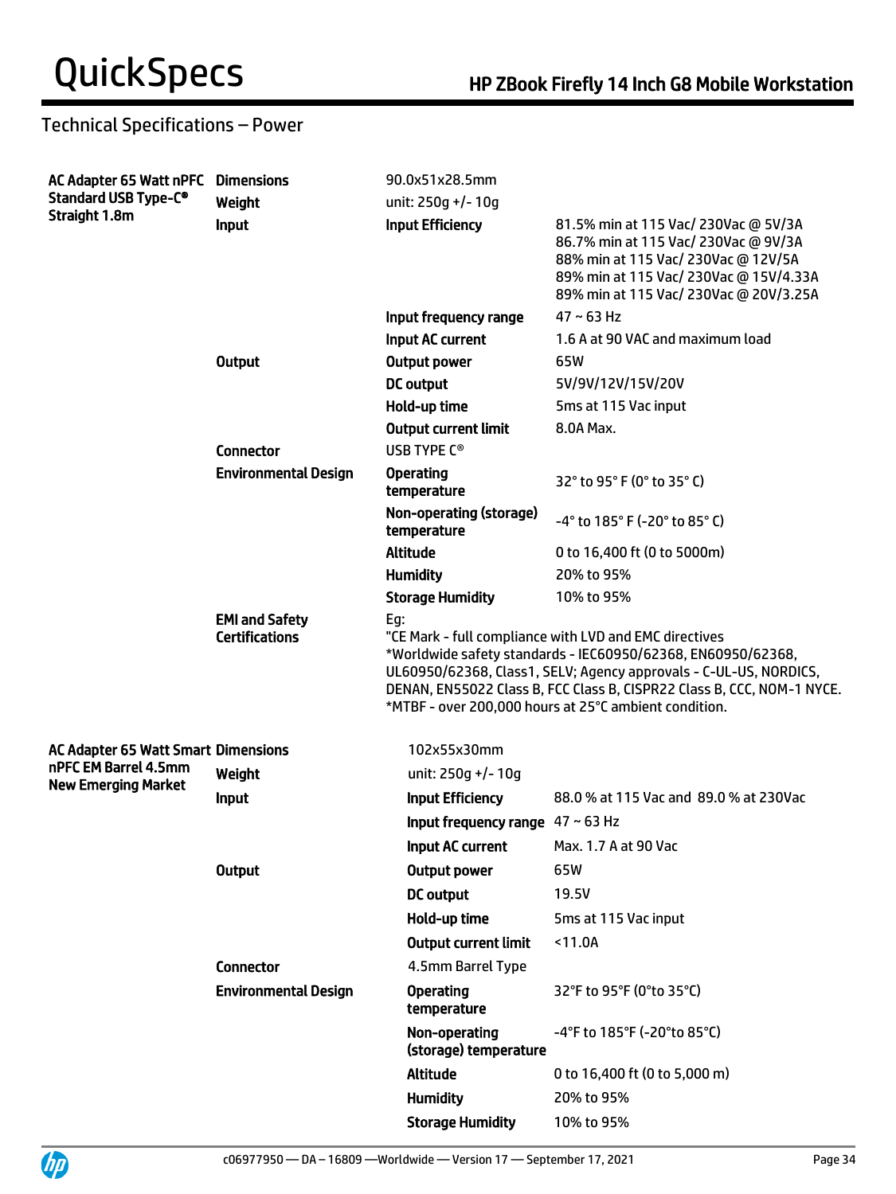## Technical Specifications – Power

| | | | |
|---|---|---|---|
| **AC Adapter 65 Watt nPFC Standard USB Type-C® Straight 1.8m** | **Dimensions** | 90.0x51x28.5mm | |
| | **Weight** | unit: 250g +/- 10g | |
| | **Input** | **Input Efficiency** | 81.5% min at 115 Vac/ 230Vac @ 5V/3A<br>86.7% min at 115 Vac/ 230Vac @ 9V/3A<br>88% min at 115 Vac/ 230Vac @ 12V/5A<br>89% min at 115 Vac/ 230Vac @ 15V/4.33A<br>89% min at 115 Vac/ 230Vac @ 20V/3.25A |
| | | **Input frequency range** | 47 ~ 63 Hz |
| | | **Input AC current** | 1.6 A at 90 VAC and maximum load |
| | **Output** | **Output power** | 65W |
| | | **DC output** | 5V/9V/12V/15V/20V |
| | | **Hold-up time** | 5ms at 115 Vac input |
| | | **Output current limit** | 8.0A Max. |
| | **Connector** | USB TYPE C® | |
| | **Environmental Design** | **Operating temperature** | 32° to 95° F (0° to 35° C) |
| | | **Non-operating (storage) temperature** | -4° to 185° F (-20° to 85° C) |
| | | **Altitude** | 0 to 16,400 ft (0 to 5000m) |
| | | **Humidity** | 20% to 95% |
| | | **Storage Humidity** | 10% to 95% |
| | **EMI and Safety Certifications** | Eg:<br>"CE Mark - full compliance with LVD and EMC directives<br>*Worldwide safety standards - IEC60950/62368, EN60950/62368, UL60950/62368, Class1, SELV; Agency approvals - C-UL-US, NORDICS, DENAN, EN55022 Class B, FCC Class B, CISPR22 Class B, CCC, NOM-1 NYCE.<br>*MTBF - over 200,000 hours at 25°C ambient condition. | |
| **AC Adapter 65 Watt Smart nPFC EM Barrel 4.5mm New Emerging Market** | **Dimensions** | 102x55x30mm | |
| | **Weight** | unit: 250g +/- 10g | |
| | **Input** | **Input Efficiency** | 88.0 % at 115 Vac and 89.0 % at 230Vac |
| | | **Input frequency range** | 47 ~ 63 Hz |
| | | **Input AC current** | Max. 1.7 A at 90 Vac |
| | **Output** | **Output power** | 65W |
| | | **DC output** | 19.5V |
| | | **Hold-up time** | 5ms at 115 Vac input |
| | | **Output current limit** | <11.0A |
| | **Connector** | 4.5mm Barrel Type | |
| | **Environmental Design** | **Operating temperature** | 32°F to 95°F (0°to 35°C) |
| | | **Non-operating (storage) temperature** | -4°F to 185°F (-20°to 85°C) |
| | | **Altitude** | 0 to 16,400 ft (0 to 5,000 m) |
| | | **Humidity** | 20% to 95% |
| | | **Storage Humidity** | 10% to 95% |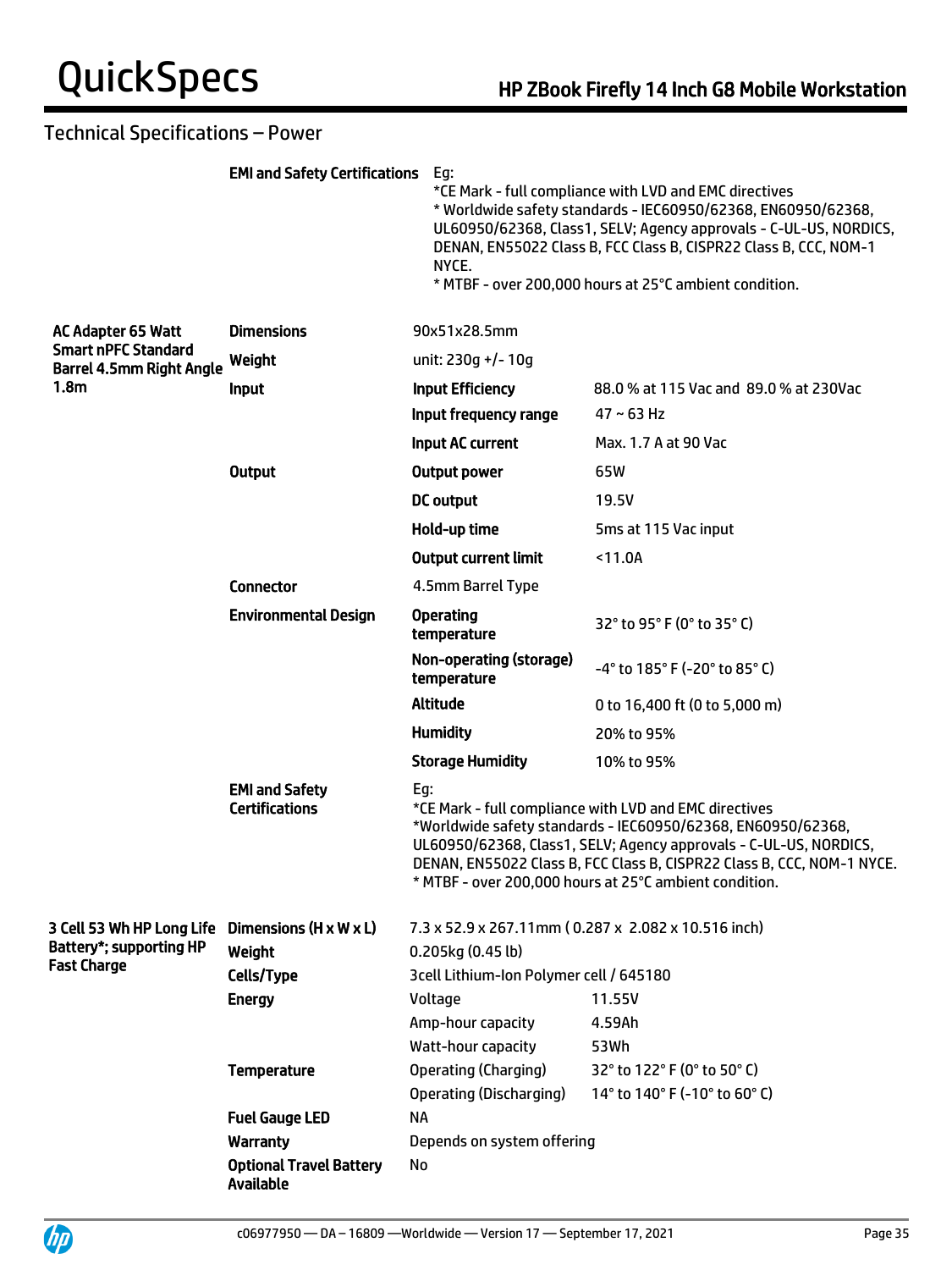## Technical Specifications – Power

| | | | |
|---|---|---|---|
| | **EMI and Safety Certifications** | Eg:<br>*CE Mark - full compliance with LVD and EMC directives<br>* Worldwide safety standards - IEC60950/62368, EN60950/62368, UL60950/62368, Class1, SELV; Agency approvals - C-UL-US, NORDICS, DENAN, EN55022 Class B, FCC Class B, CISPR22 Class B, CCC, NOM-1 NYCE.<br>* MTBF - over 200,000 hours at 25°C ambient condition. | |
| **AC Adapter 65 Watt Smart nPFC Standard Barrel 4.5mm Right Angle 1.8m** | **Dimensions** | 90x51x28.5mm | |
| | **Weight** | unit: 230g +/- 10g | |
| | **Input** | **Input Efficiency** | 88.0 % at 115 Vac and 89.0 % at 230Vac |
| | | **Input frequency range** | 47 ~ 63 Hz |
| | | **Input AC current** | Max. 1.7 A at 90 Vac |
| | **Output** | **Output power** | 65W |
| | | **DC output** | 19.5V |
| | | **Hold-up time** | 5ms at 115 Vac input |
| | | **Output current limit** | <11.0A |
| | **Connector** | 4.5mm Barrel Type | |
| | **Environmental Design** | **Operating temperature** | 32° to 95° F (0° to 35° C) |
| | | **Non-operating (storage) temperature** | -4° to 185° F (-20° to 85° C) |
| | | **Altitude** | 0 to 16,400 ft (0 to 5,000 m) |
| | | **Humidity** | 20% to 95% |
| | | **Storage Humidity** | 10% to 95% |
| | **EMI and Safety Certifications** | Eg:<br>*CE Mark - full compliance with LVD and EMC directives<br>*Worldwide safety standards - IEC60950/62368, EN60950/62368, UL60950/62368, Class1, SELV; Agency approvals - C-UL-US, NORDICS, DENAN, EN55022 Class B, FCC Class B, CISPR22 Class B, CCC, NOM-1 NYCE.<br>* MTBF - over 200,000 hours at 25°C ambient condition. | |
| **3 Cell 53 Wh HP Long Life Battery*; supporting HP Fast Charge** | **Dimensions (H x W x L)** | 7.3 x 52.9 x 267.11mm ( 0.287 x 2.082 x 10.516 inch) | |
| | **Weight** | 0.205kg (0.45 lb) | |
| | **Cells/Type** | 3cell Lithium-Ion Polymer cell / 645180 | |
| | **Energy** | Voltage | 11.55V |
| | | Amp-hour capacity | 4.59Ah |
| | | Watt-hour capacity | 53Wh |
| | **Temperature** | Operating (Charging) | 32° to 122° F (0° to 50° C) |
| | | Operating (Discharging) | 14° to 140° F (-10° to 60° C) |
| | **Fuel Gauge LED** | NA | |
| | **Warranty** | Depends on system offering | |
| | **Optional Travel Battery Available** | No | |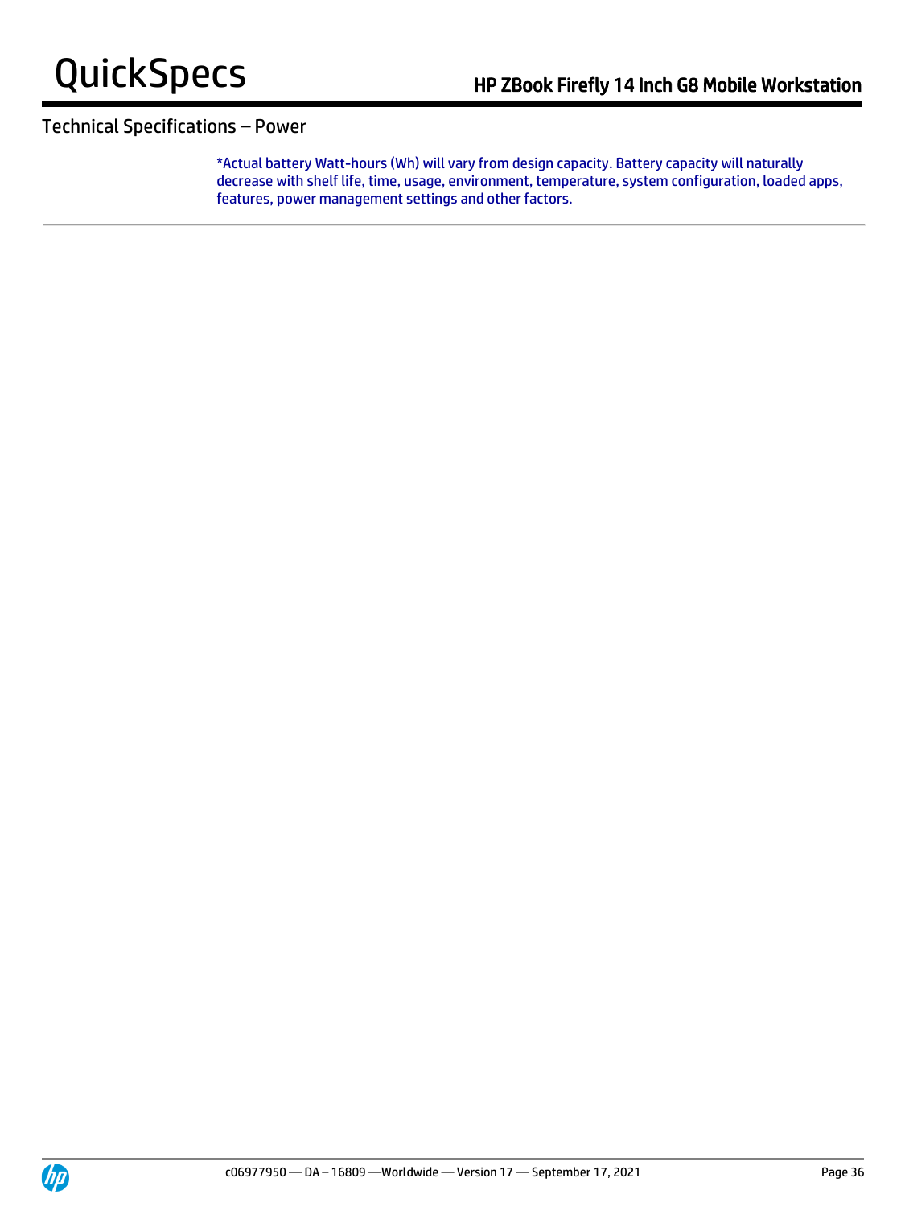## Technical Specifications – Power

*Actual battery Watt-hours (Wh) will vary from design capacity. Battery capacity will naturally decrease with shelf life, time, usage, environment, temperature, system configuration, loaded apps, features, power management settings and other factors.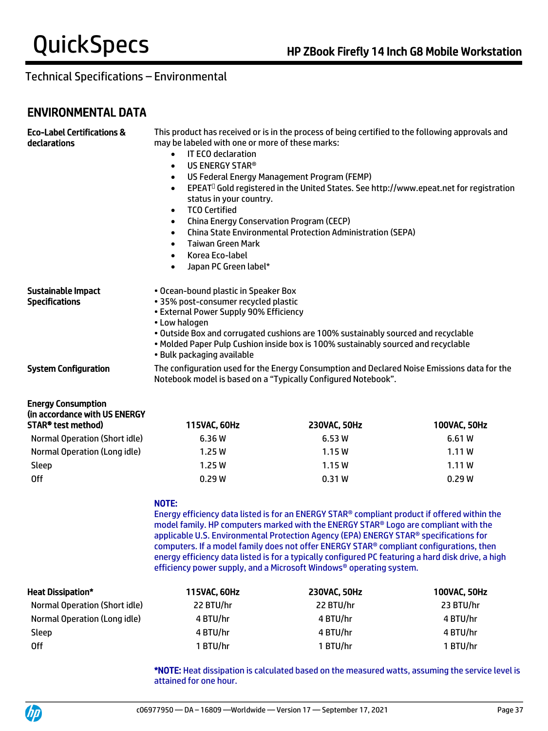## Technical Specifications – Environmental

### ENVIRONMENTAL DATA

**Eco-Label Certifications & declarations**

This product has received or is in the process of being certified to the following approvals and may be labeled with one or more of these marks:

- IT ECO declaration
- US ENERGY STAR®
- US Federal Energy Management Program (FEMP)
- EPEAT Gold registered in the United States. See http://www.epeat.net for registration status in your country.
- TCO Certified
- China Energy Conservation Program (CECP)
- China State Environmental Protection Administration (SEPA)
- Taiwan Green Mark
- Korea Eco-label
- Japan PC Green label*

**Sustainable Impact Specifications**

- Ocean-bound plastic in Speaker Box
- 35% post-consumer recycled plastic
- External Power Supply 90% Efficiency
- Low halogen
- Outside Box and corrugated cushions are 100% sustainably sourced and recyclable
- Molded Paper Pulp Cushion inside box is 100% sustainably sourced and recyclable
- Bulk packaging available

**System Configuration**

The configuration used for the Energy Consumption and Declared Noise Emissions data for the Notebook model is based on a "Typically Configured Notebook".

| Energy Consumption (in accordance with US ENERGY STAR® test method) | 115VAC, 60Hz | 230VAC, 50Hz | 100VAC, 50Hz |
|---|---|---|---|
| Normal Operation (Short idle) | 6.36 W | 6.53 W | 6.61 W |
| Normal Operation (Long idle) | 1.25 W | 1.15 W | 1.11 W |
| Sleep | 1.25 W | 1.15 W | 1.11 W |
| Off | 0.29 W | 0.31 W | 0.29 W |

**NOTE:**
Energy efficiency data listed is for an ENERGY STAR® compliant product if offered within the model family. HP computers marked with the ENERGY STAR® Logo are compliant with the applicable U.S. Environmental Protection Agency (EPA) ENERGY STAR® specifications for computers. If a model family does not offer ENERGY STAR® compliant configurations, then energy efficiency data listed is for a typically configured PC featuring a hard disk drive, a high efficiency power supply, and a Microsoft Windows® operating system.

| Heat Dissipation* | 115VAC, 60Hz | 230VAC, 50Hz | 100VAC, 50Hz |
|---|---|---|---|
| Normal Operation (Short idle) | 22 BTU/hr | 22 BTU/hr | 23 BTU/hr |
| Normal Operation (Long idle) | 4 BTU/hr | 4 BTU/hr | 4 BTU/hr |
| Sleep | 4 BTU/hr | 4 BTU/hr | 4 BTU/hr |
| Off | 1 BTU/hr | 1 BTU/hr | 1 BTU/hr |

***NOTE:** Heat dissipation is calculated based on the measured watts, assuming the service level is attained for one hour.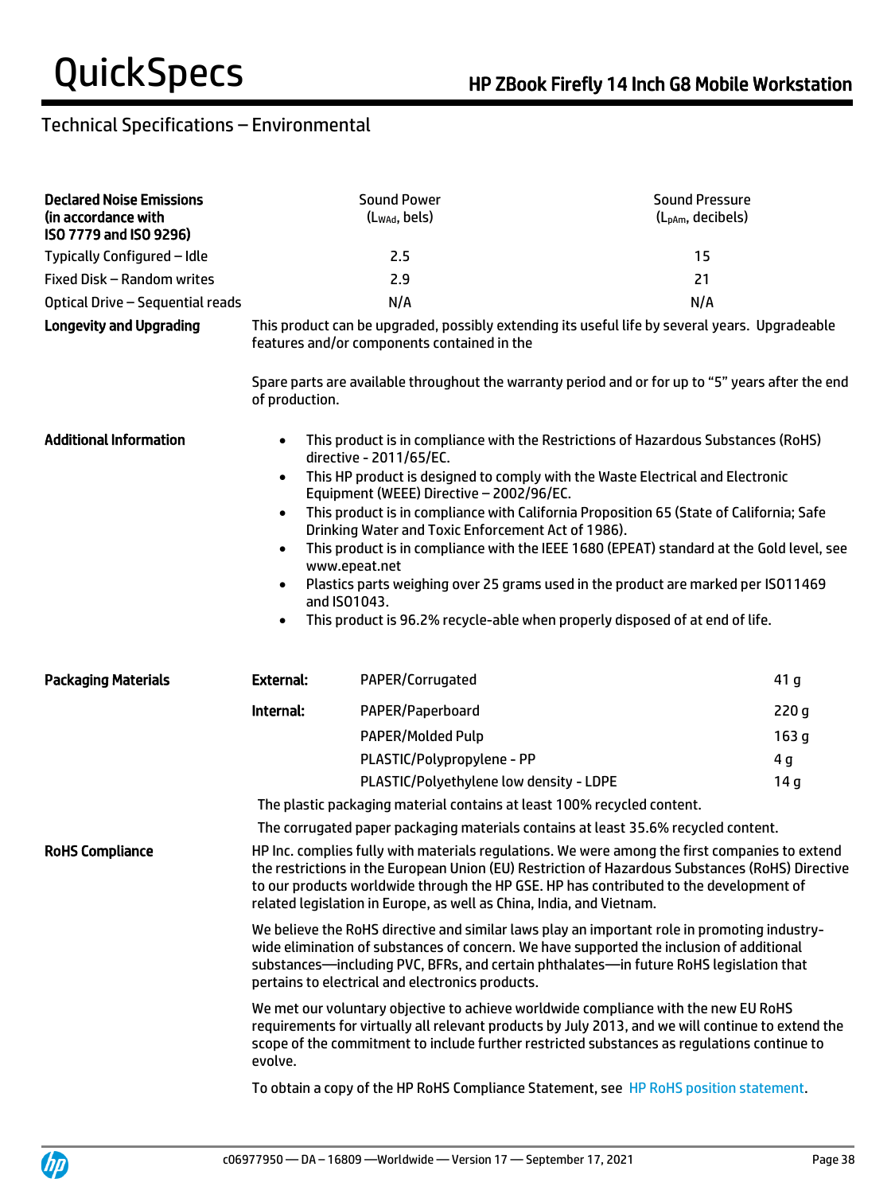## Technical Specifications – Environmental

| Declared Noise Emissions (in accordance with ISO 7779 and ISO 9296) | Sound Power ($L_{WAd}$, bels) | Sound Pressure ($L_{pAm}$, decibels) |
|---|---|---|
| Typically Configured – Idle | 2.5 | 15 |
| Fixed Disk – Random writes | 2.9 | 21 |
| Optical Drive – Sequential reads | N/A | N/A |

**Longevity and Upgrading**

This product can be upgraded, possibly extending its useful life by several years. Upgradeable features and/or components contained in the

Spare parts are available throughout the warranty period and or for up to "5" years after the end of production.

**Additional Information**

- This product is in compliance with the Restrictions of Hazardous Substances (RoHS) directive - 2011/65/EC.
- This HP product is designed to comply with the Waste Electrical and Electronic Equipment (WEEE) Directive – 2002/96/EC.
- This product is in compliance with California Proposition 65 (State of California; Safe Drinking Water and Toxic Enforcement Act of 1986).
- This product is in compliance with the IEEE 1680 (EPEAT) standard at the Gold level, see www.epeat.net
- Plastics parts weighing over 25 grams used in the product are marked per ISO11469 and ISO1043.
- This product is 96.2% recycle-able when properly disposed of at end of life.

**Packaging Materials**

| | | |
|---|---|---|
| **External:** | PAPER/Corrugated | 41 g |
| **Internal:** | PAPER/Paperboard | 220 g |
| | PAPER/Molded Pulp | 163 g |
| | PLASTIC/Polypropylene - PP | 4 g |
| | PLASTIC/Polyethylene low density - LDPE | 14 g |

The plastic packaging material contains at least 100% recycled content.

The corrugated paper packaging materials contains at least 35.6% recycled content.

**RoHS Compliance**

HP Inc. complies fully with materials regulations. We were among the first companies to extend the restrictions in the European Union (EU) Restriction of Hazardous Substances (RoHS) Directive to our products worldwide through the HP GSE. HP has contributed to the development of related legislation in Europe, as well as China, India, and Vietnam.

We believe the RoHS directive and similar laws play an important role in promoting industry-wide elimination of substances of concern. We have supported the inclusion of additional substances—including PVC, BFRs, and certain phthalates—in future RoHS legislation that pertains to electrical and electronics products.

We met our voluntary objective to achieve worldwide compliance with the new EU RoHS requirements for virtually all relevant products by July 2013, and we will continue to extend the scope of the commitment to include further restricted substances as regulations continue to evolve.

To obtain a copy of the HP RoHS Compliance Statement, see HP RoHS position statement.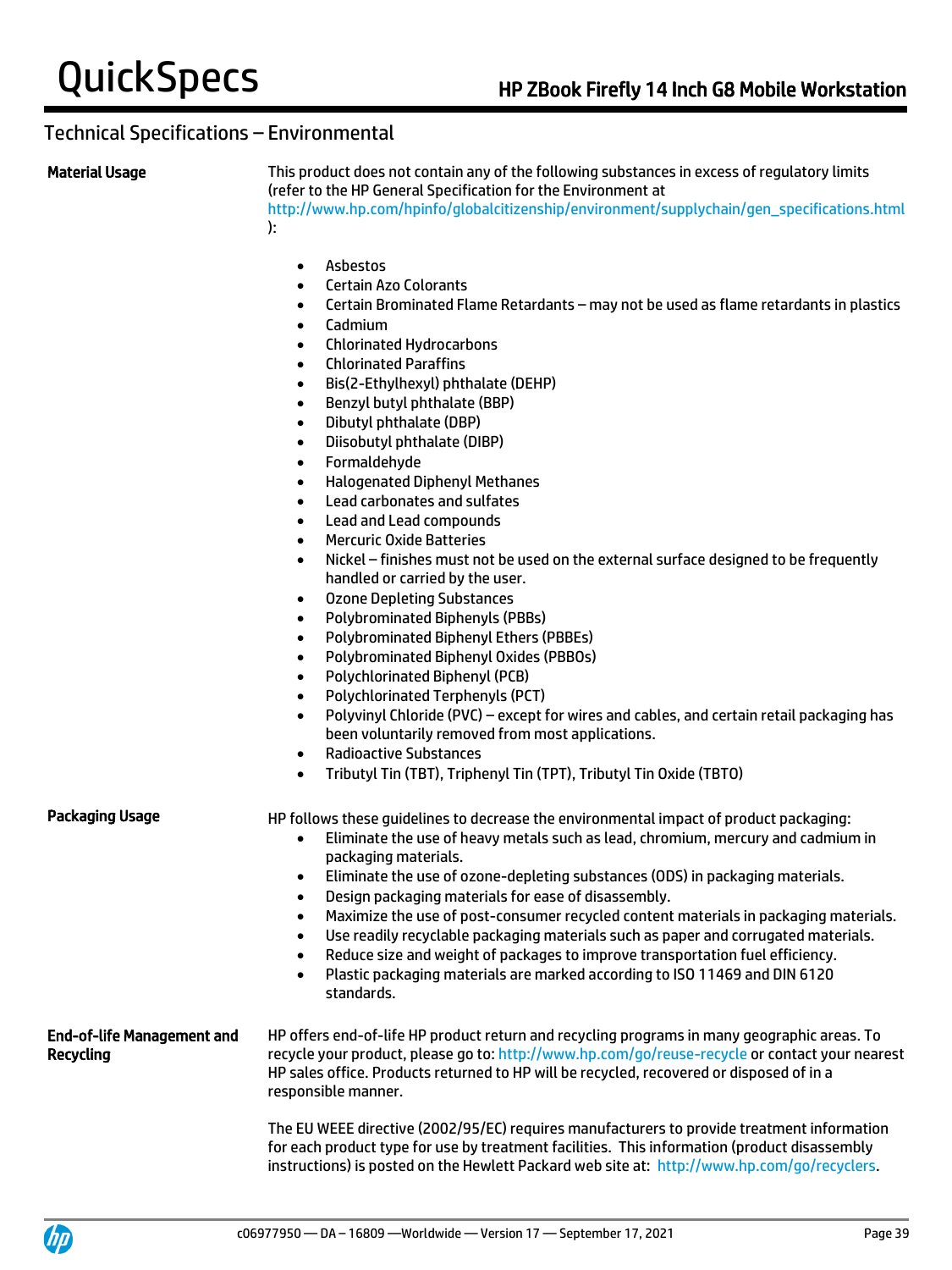## Technical Specifications – Environmental

**Material Usage**

This product does not contain any of the following substances in excess of regulatory limits (refer to the HP General Specification for the Environment at http://www.hp.com/hpinfo/globalcitizenship/environment/supplychain/gen_specifications.html):

- Asbestos
- Certain Azo Colorants
- Certain Brominated Flame Retardants – may not be used as flame retardants in plastics
- Cadmium
- Chlorinated Hydrocarbons
- Chlorinated Paraffins
- Bis(2-Ethylhexyl) phthalate (DEHP)
- Benzyl butyl phthalate (BBP)
- Dibutyl phthalate (DBP)
- Diisobutyl phthalate (DIBP)
- Formaldehyde
- Halogenated Diphenyl Methanes
- Lead carbonates and sulfates
- Lead and Lead compounds
- Mercuric Oxide Batteries
- Nickel – finishes must not be used on the external surface designed to be frequently handled or carried by the user.
- Ozone Depleting Substances
- Polybrominated Biphenyls (PBBs)
- Polybrominated Biphenyl Ethers (PBBEs)
- Polybrominated Biphenyl Oxides (PBBOs)
- Polychlorinated Biphenyl (PCB)
- Polychlorinated Terphenyls (PCT)
- Polyvinyl Chloride (PVC) – except for wires and cables, and certain retail packaging has been voluntarily removed from most applications.
- Radioactive Substances
- Tributyl Tin (TBT), Triphenyl Tin (TPT), Tributyl Tin Oxide (TBTO)

**Packaging Usage**

HP follows these guidelines to decrease the environmental impact of product packaging:

- Eliminate the use of heavy metals such as lead, chromium, mercury and cadmium in packaging materials.
- Eliminate the use of ozone-depleting substances (ODS) in packaging materials.
- Design packaging materials for ease of disassembly.
- Maximize the use of post-consumer recycled content materials in packaging materials.
- Use readily recyclable packaging materials such as paper and corrugated materials.
- Reduce size and weight of packages to improve transportation fuel efficiency.
- Plastic packaging materials are marked according to ISO 11469 and DIN 6120 standards.

**End-of-life Management and Recycling**

HP offers end-of-life HP product return and recycling programs in many geographic areas. To recycle your product, please go to: http://www.hp.com/go/reuse-recycle or contact your nearest HP sales office. Products returned to HP will be recycled, recovered or disposed of in a responsible manner.

The EU WEEE directive (2002/95/EC) requires manufacturers to provide treatment information for each product type for use by treatment facilities. This information (product disassembly instructions) is posted on the Hewlett Packard web site at: http://www.hp.com/go/recyclers.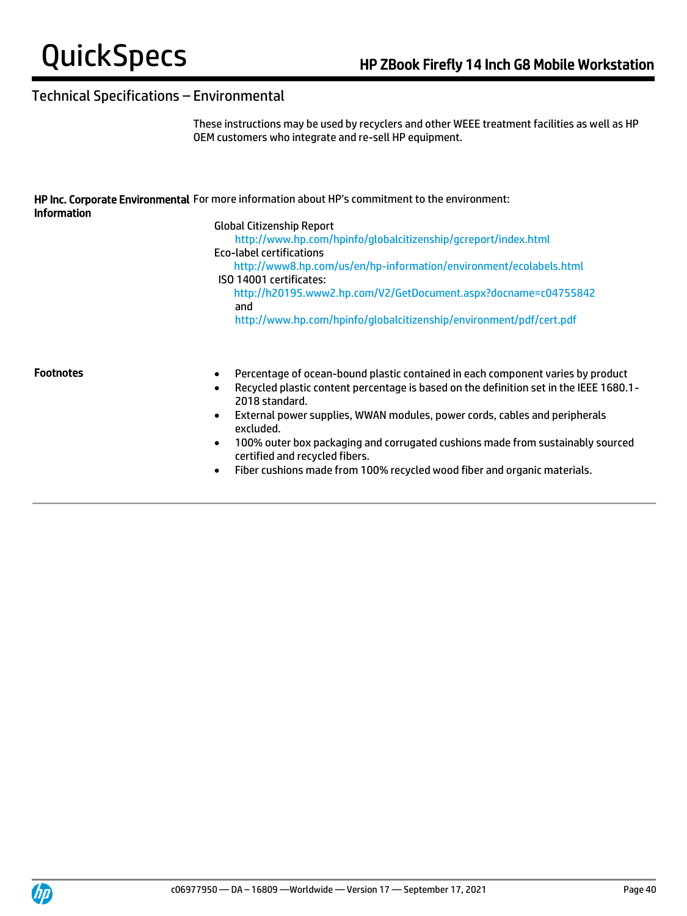## Technical Specifications – Environmental

These instructions may be used by recyclers and other WEEE treatment facilities as well as HP OEM customers who integrate and re-sell HP equipment.

**HP Inc. Corporate Environmental Information**

For more information about HP's commitment to the environment:

Global Citizenship Report
http://www.hp.com/hpinfo/globalcitizenship/gcreport/index.html

Eco-label certifications
http://www8.hp.com/us/en/hp-information/environment/ecolabels.html

ISO 14001 certificates:
http://h20195.www2.hp.com/V2/GetDocument.aspx?docname=c04755842
and
http://www.hp.com/hpinfo/globalcitizenship/environment/pdf/cert.pdf

**Footnotes**

- Percentage of ocean-bound plastic contained in each component varies by product
- Recycled plastic content percentage is based on the definition set in the IEEE 1680.1-2018 standard.
- External power supplies, WWAN modules, power cords, cables and peripherals excluded.
- 100% outer box packaging and corrugated cushions made from sustainably sourced certified and recycled fibers.
- Fiber cushions made from 100% recycled wood fiber and organic materials.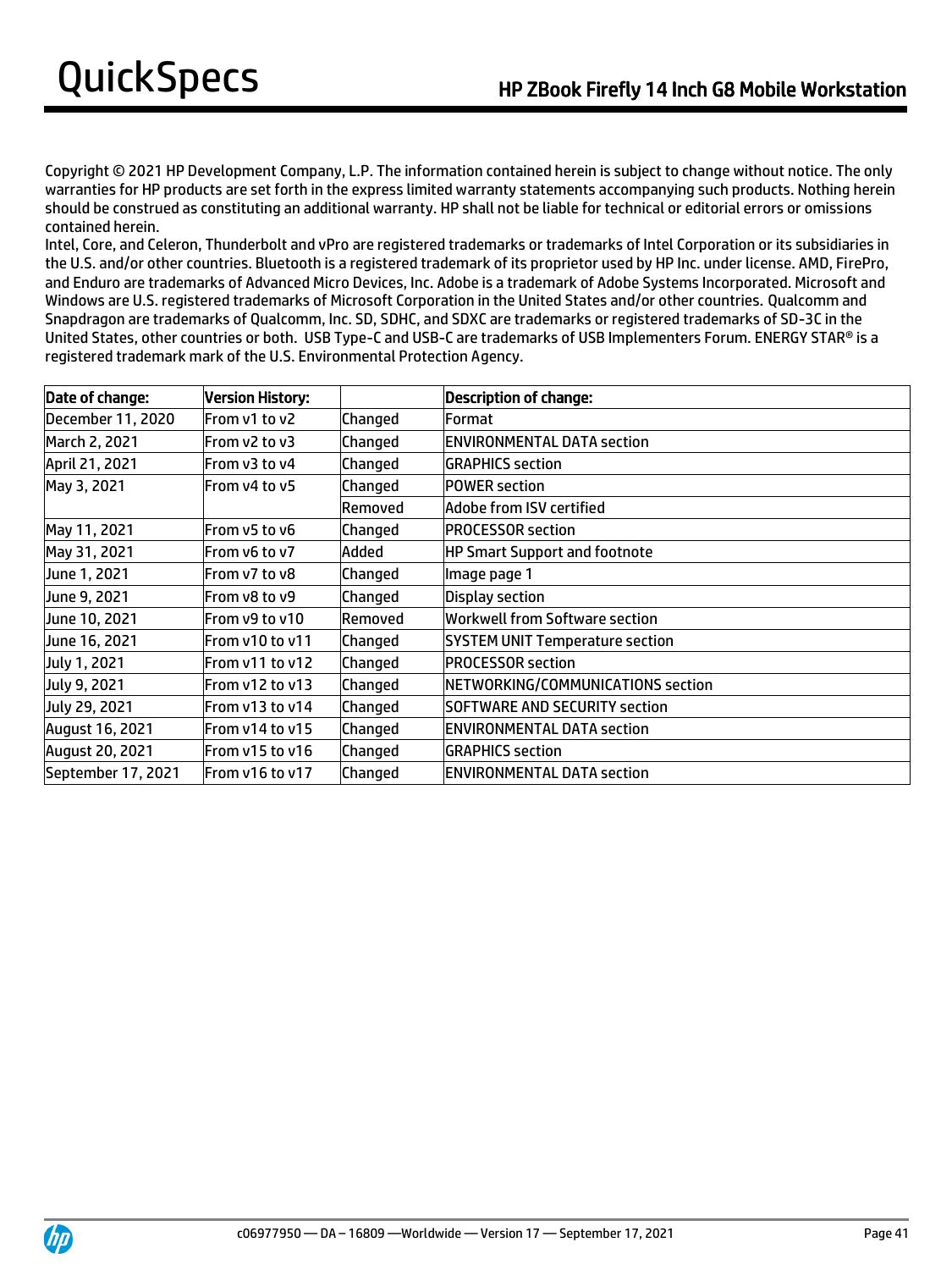Copyright © 2021 HP Development Company, L.P. The information contained herein is subject to change without notice. The only warranties for HP products are set forth in the express limited warranty statements accompanying such products. Nothing herein should be construed as constituting an additional warranty. HP shall not be liable for technical or editorial errors or omissions contained herein.
Intel, Core, and Celeron, Thunderbolt and vPro are registered trademarks or trademarks of Intel Corporation or its subsidiaries in the U.S. and/or other countries. Bluetooth is a registered trademark of its proprietor used by HP Inc. under license. AMD, FirePro, and Enduro are trademarks of Advanced Micro Devices, Inc. Adobe is a trademark of Adobe Systems Incorporated. Microsoft and Windows are U.S. registered trademarks of Microsoft Corporation in the United States and/or other countries. Qualcomm and Snapdragon are trademarks of Qualcomm, Inc. SD, SDHC, and SDXC are trademarks or registered trademarks of SD-3C in the United States, other countries or both. USB Type-C and USB-C are trademarks of USB Implementers Forum. ENERGY STAR® is a registered trademark mark of the U.S. Environmental Protection Agency.

| Date of change: | Version History: | | Description of change: |
|---|---|---|---|
| December 11, 2020 | From v1 to v2 | Changed | Format |
| March 2, 2021 | From v2 to v3 | Changed | ENVIRONMENTAL DATA section |
| April 21, 2021 | From v3 to v4 | Changed | GRAPHICS section |
| May 3, 2021 | From v4 to v5 | Changed | POWER section |
| | | Removed | Adobe from ISV certified |
| May 11, 2021 | From v5 to v6 | Changed | PROCESSOR section |
| May 31, 2021 | From v6 to v7 | Added | HP Smart Support and footnote |
| June 1, 2021 | From v7 to v8 | Changed | Image page 1 |
| June 9, 2021 | From v8 to v9 | Changed | Display section |
| June 10, 2021 | From v9 to v10 | Removed | Workwell from Software section |
| June 16, 2021 | From v10 to v11 | Changed | SYSTEM UNIT Temperature section |
| July 1, 2021 | From v11 to v12 | Changed | PROCESSOR section |
| July 9, 2021 | From v12 to v13 | Changed | NETWORKING/COMMUNICATIONS section |
| July 29, 2021 | From v13 to v14 | Changed | SOFTWARE AND SECURITY section |
| August 16, 2021 | From v14 to v15 | Changed | ENVIRONMENTAL DATA section |
| August 20, 2021 | From v15 to v16 | Changed | GRAPHICS section |
| September 17, 2021 | From v16 to v17 | Changed | ENVIRONMENTAL DATA section |